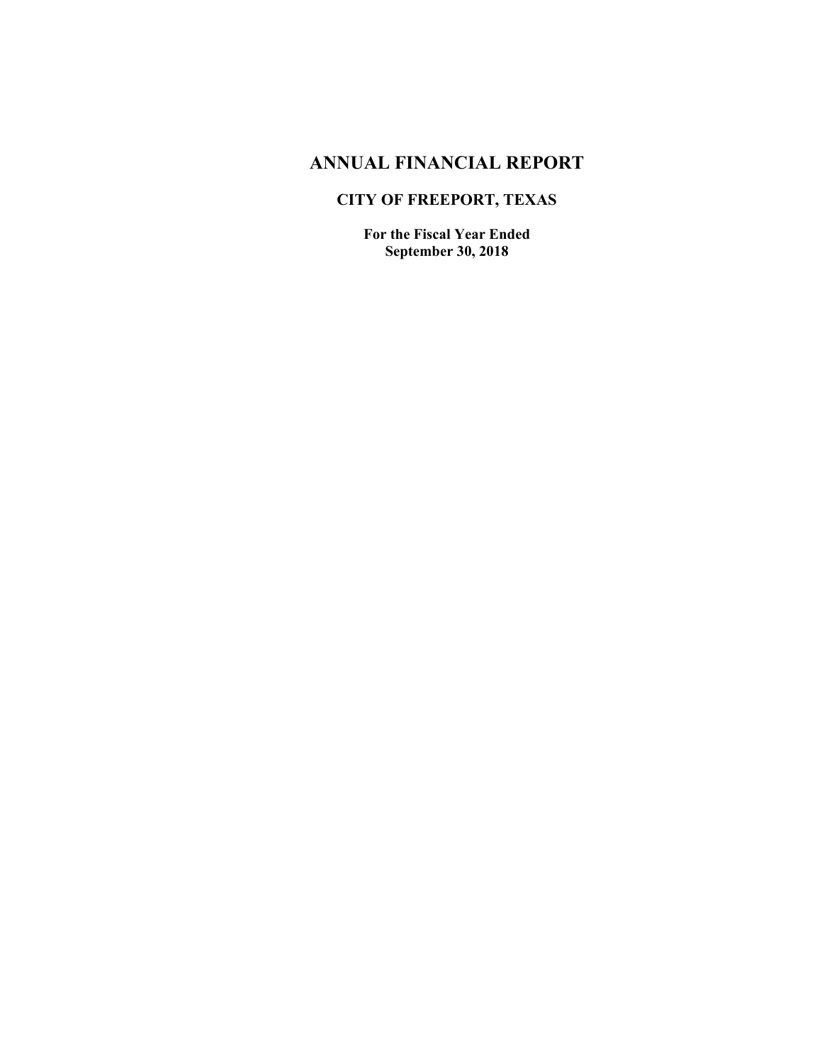# ANNUAL FINANCIAL REPORT

## CITY OF FREEPORT, TEXAS

**For the Fiscal Year Ended**
**September 30, 2018**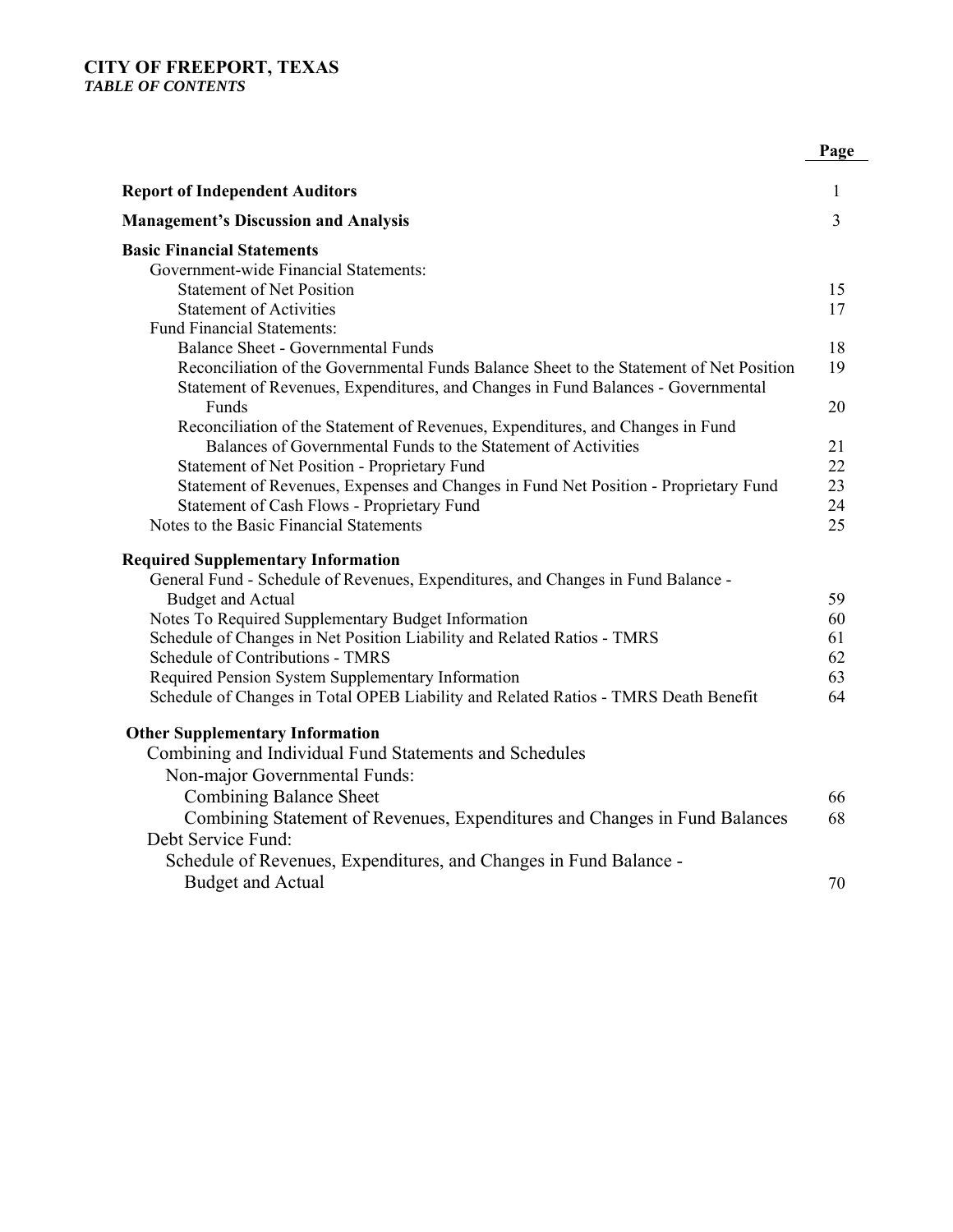**CITY OF FREEPORT, TEXAS**
***TABLE OF CONTENTS***

| | Page |
|---|---|
| **Report of Independent Auditors** | 1 |
| **Management's Discussion and Analysis** | 3 |
| **Basic Financial Statements** | |
| Government-wide Financial Statements: | |
| Statement of Net Position | 15 |
| Statement of Activities | 17 |
| Fund Financial Statements: | |
| Balance Sheet - Governmental Funds | 18 |
| Reconciliation of the Governmental Funds Balance Sheet to the Statement of Net Position | 19 |
| Statement of Revenues, Expenditures, and Changes in Fund Balances - Governmental Funds | 20 |
| Reconciliation of the Statement of Revenues, Expenditures, and Changes in Fund Balances of Governmental Funds to the Statement of Activities | 21 |
| Statement of Net Position - Proprietary Fund | 22 |
| Statement of Revenues, Expenses and Changes in Fund Net Position - Proprietary Fund | 23 |
| Statement of Cash Flows - Proprietary Fund | 24 |
| Notes to the Basic Financial Statements | 25 |
| **Required Supplementary Information** | |
| General Fund - Schedule of Revenues, Expenditures, and Changes in Fund Balance - Budget and Actual | 59 |
| Notes To Required Supplementary Budget Information | 60 |
| Schedule of Changes in Net Position Liability and Related Ratios - TMRS | 61 |
| Schedule of Contributions - TMRS | 62 |
| Required Pension System Supplementary Information | 63 |
| Schedule of Changes in Total OPEB Liability and Related Ratios - TMRS Death Benefit | 64 |
| **Other Supplementary Information** | |
| Combining and Individual Fund Statements and Schedules | |
| Non-major Governmental Funds: | |
| Combining Balance Sheet | 66 |
| Combining Statement of Revenues, Expenditures and Changes in Fund Balances | 68 |
| Debt Service Fund: | |
| Schedule of Revenues, Expenditures, and Changes in Fund Balance - Budget and Actual | 70 |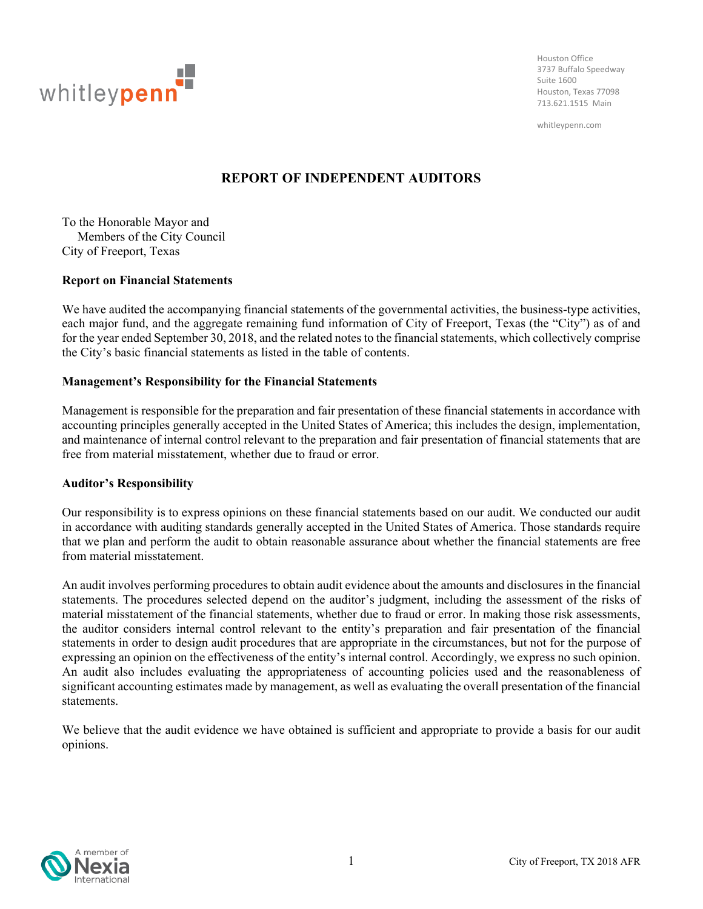whitleypenn

Houston Office
3737 Buffalo Speedway
Suite 1600
Houston, Texas 77098
713.621.1515 Main

whitleypenn.com

# REPORT OF INDEPENDENT AUDITORS

To the Honorable Mayor and
Members of the City Council
City of Freeport, Texas

**Report on Financial Statements**

We have audited the accompanying financial statements of the governmental activities, the business-type activities, each major fund, and the aggregate remaining fund information of City of Freeport, Texas (the "City") as of and for the year ended September 30, 2018, and the related notes to the financial statements, which collectively comprise the City's basic financial statements as listed in the table of contents.

**Management's Responsibility for the Financial Statements**

Management is responsible for the preparation and fair presentation of these financial statements in accordance with accounting principles generally accepted in the United States of America; this includes the design, implementation, and maintenance of internal control relevant to the preparation and fair presentation of financial statements that are free from material misstatement, whether due to fraud or error.

**Auditor's Responsibility**

Our responsibility is to express opinions on these financial statements based on our audit. We conducted our audit in accordance with auditing standards generally accepted in the United States of America. Those standards require that we plan and perform the audit to obtain reasonable assurance about whether the financial statements are free from material misstatement.

An audit involves performing procedures to obtain audit evidence about the amounts and disclosures in the financial statements. The procedures selected depend on the auditor's judgment, including the assessment of the risks of material misstatement of the financial statements, whether due to fraud or error. In making those risk assessments, the auditor considers internal control relevant to the entity's preparation and fair presentation of the financial statements in order to design audit procedures that are appropriate in the circumstances, but not for the purpose of expressing an opinion on the effectiveness of the entity's internal control. Accordingly, we express no such opinion. An audit also includes evaluating the appropriateness of accounting policies used and the reasonableness of significant accounting estimates made by management, as well as evaluating the overall presentation of the financial statements.

We believe that the audit evidence we have obtained is sufficient and appropriate to provide a basis for our audit opinions.

A member of Nexia International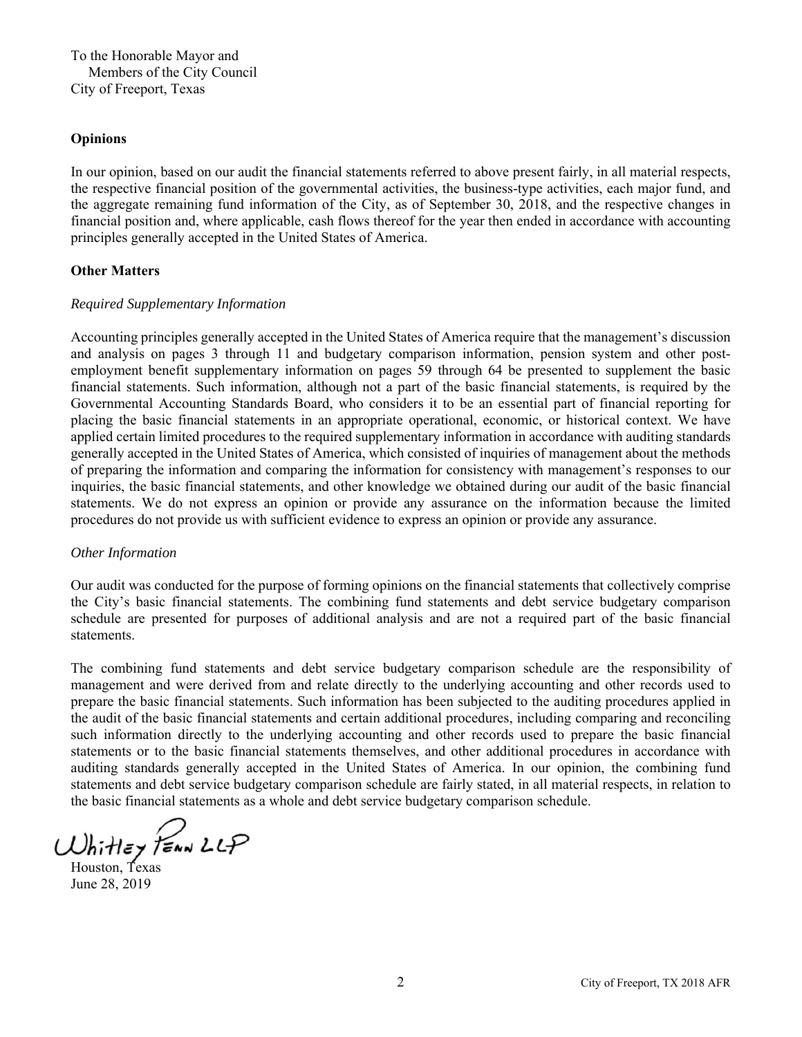To the Honorable Mayor and
Members of the City Council
City of Freeport, Texas

**Opinions**

In our opinion, based on our audit the financial statements referred to above present fairly, in all material respects, the respective financial position of the governmental activities, the business-type activities, each major fund, and the aggregate remaining fund information of the City, as of September 30, 2018, and the respective changes in financial position and, where applicable, cash flows thereof for the year then ended in accordance with accounting principles generally accepted in the United States of America.

**Other Matters**

*Required Supplementary Information*

Accounting principles generally accepted in the United States of America require that the management's discussion and analysis on pages 3 through 11 and budgetary comparison information, pension system and other post-employment benefit supplementary information on pages 59 through 64 be presented to supplement the basic financial statements. Such information, although not a part of the basic financial statements, is required by the Governmental Accounting Standards Board, who considers it to be an essential part of financial reporting for placing the basic financial statements in an appropriate operational, economic, or historical context. We have applied certain limited procedures to the required supplementary information in accordance with auditing standards generally accepted in the United States of America, which consisted of inquiries of management about the methods of preparing the information and comparing the information for consistency with management's responses to our inquiries, the basic financial statements, and other knowledge we obtained during our audit of the basic financial statements. We do not express an opinion or provide any assurance on the information because the limited procedures do not provide us with sufficient evidence to express an opinion or provide any assurance.

*Other Information*

Our audit was conducted for the purpose of forming opinions on the financial statements that collectively comprise the City's basic financial statements. The combining fund statements and debt service budgetary comparison schedule are presented for purposes of additional analysis and are not a required part of the basic financial statements.

The combining fund statements and debt service budgetary comparison schedule are the responsibility of management and were derived from and relate directly to the underlying accounting and other records used to prepare the basic financial statements. Such information has been subjected to the auditing procedures applied in the audit of the basic financial statements and certain additional procedures, including comparing and reconciling such information directly to the underlying accounting and other records used to prepare the basic financial statements or to the basic financial statements themselves, and other additional procedures in accordance with auditing standards generally accepted in the United States of America. In our opinion, the combining fund statements and debt service budgetary comparison schedule are fairly stated, in all material respects, in relation to the basic financial statements as a whole and debt service budgetary comparison schedule.

Whitley Penn LLP

Houston, Texas
June 28, 2019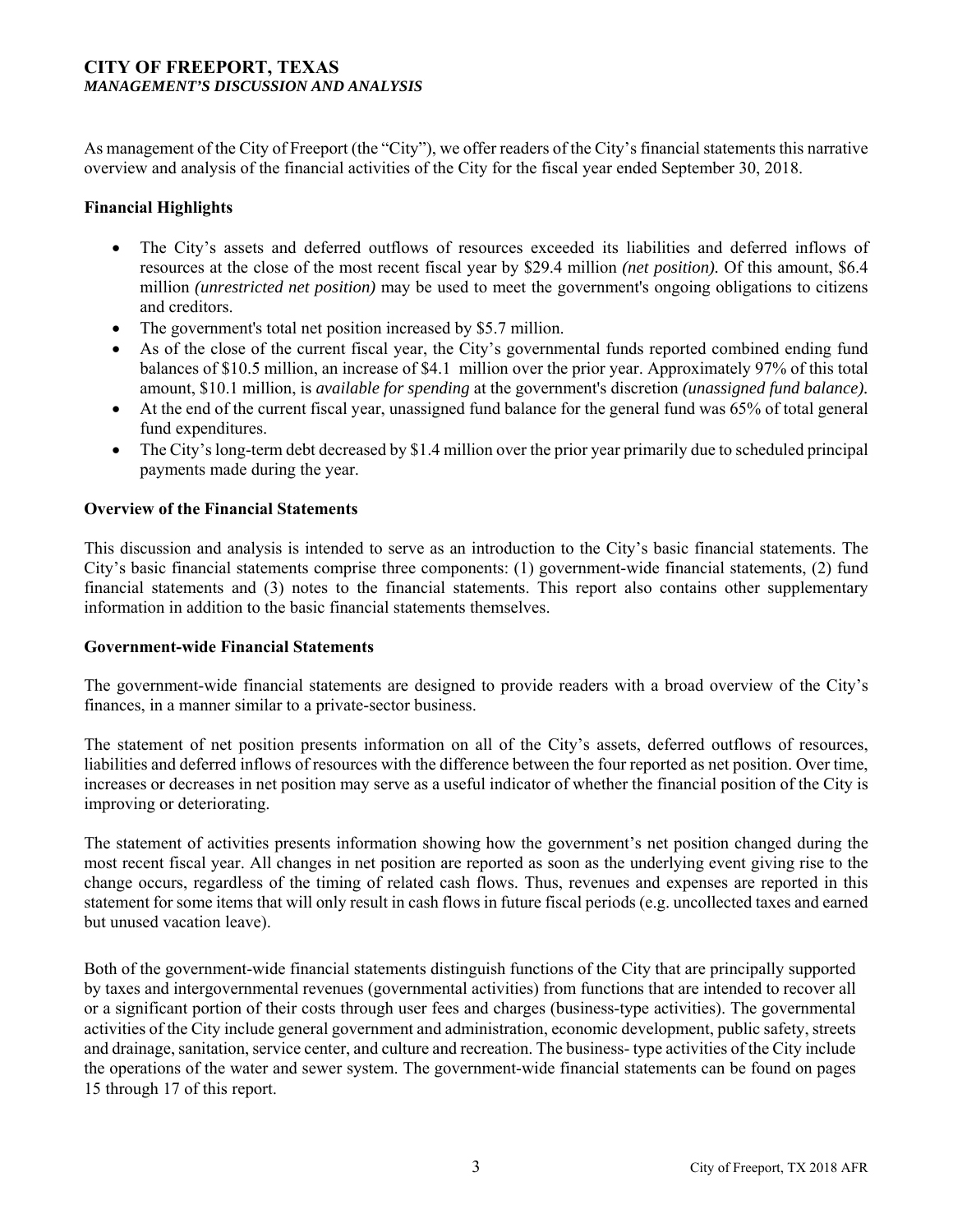# CITY OF FREEPORT, TEXAS
***MANAGEMENT'S DISCUSSION AND ANALYSIS***

As management of the City of Freeport (the "City"), we offer readers of the City's financial statements this narrative overview and analysis of the financial activities of the City for the fiscal year ended September 30, 2018.

## Financial Highlights

- The City's assets and deferred outflows of resources exceeded its liabilities and deferred inflows of resources at the close of the most recent fiscal year by $29.4 million *(net position).* Of this amount, $6.4 million *(unrestricted net position)* may be used to meet the government's ongoing obligations to citizens and creditors.
- The government's total net position increased by $5.7 million.
- As of the close of the current fiscal year, the City's governmental funds reported combined ending fund balances of $10.5 million, an increase of $4.1 million over the prior year. Approximately 97% of this total amount, $10.1 million, is *available for spending* at the government's discretion *(unassigned fund balance).*
- At the end of the current fiscal year, unassigned fund balance for the general fund was 65% of total general fund expenditures.
- The City's long-term debt decreased by $1.4 million over the prior year primarily due to scheduled principal payments made during the year.

## Overview of the Financial Statements

This discussion and analysis is intended to serve as an introduction to the City's basic financial statements. The City's basic financial statements comprise three components: (1) government-wide financial statements, (2) fund financial statements and (3) notes to the financial statements. This report also contains other supplementary information in addition to the basic financial statements themselves.

## Government-wide Financial Statements

The government-wide financial statements are designed to provide readers with a broad overview of the City's finances, in a manner similar to a private-sector business.

The statement of net position presents information on all of the City's assets, deferred outflows of resources, liabilities and deferred inflows of resources with the difference between the four reported as net position. Over time, increases or decreases in net position may serve as a useful indicator of whether the financial position of the City is improving or deteriorating.

The statement of activities presents information showing how the government's net position changed during the most recent fiscal year. All changes in net position are reported as soon as the underlying event giving rise to the change occurs, regardless of the timing of related cash flows. Thus, revenues and expenses are reported in this statement for some items that will only result in cash flows in future fiscal periods (e.g. uncollected taxes and earned but unused vacation leave).

Both of the government-wide financial statements distinguish functions of the City that are principally supported by taxes and intergovernmental revenues (governmental activities) from functions that are intended to recover all or a significant portion of their costs through user fees and charges (business-type activities). The governmental activities of the City include general government and administration, economic development, public safety, streets and drainage, sanitation, service center, and culture and recreation. The business- type activities of the City include the operations of the water and sewer system. The government-wide financial statements can be found on pages 15 through 17 of this report.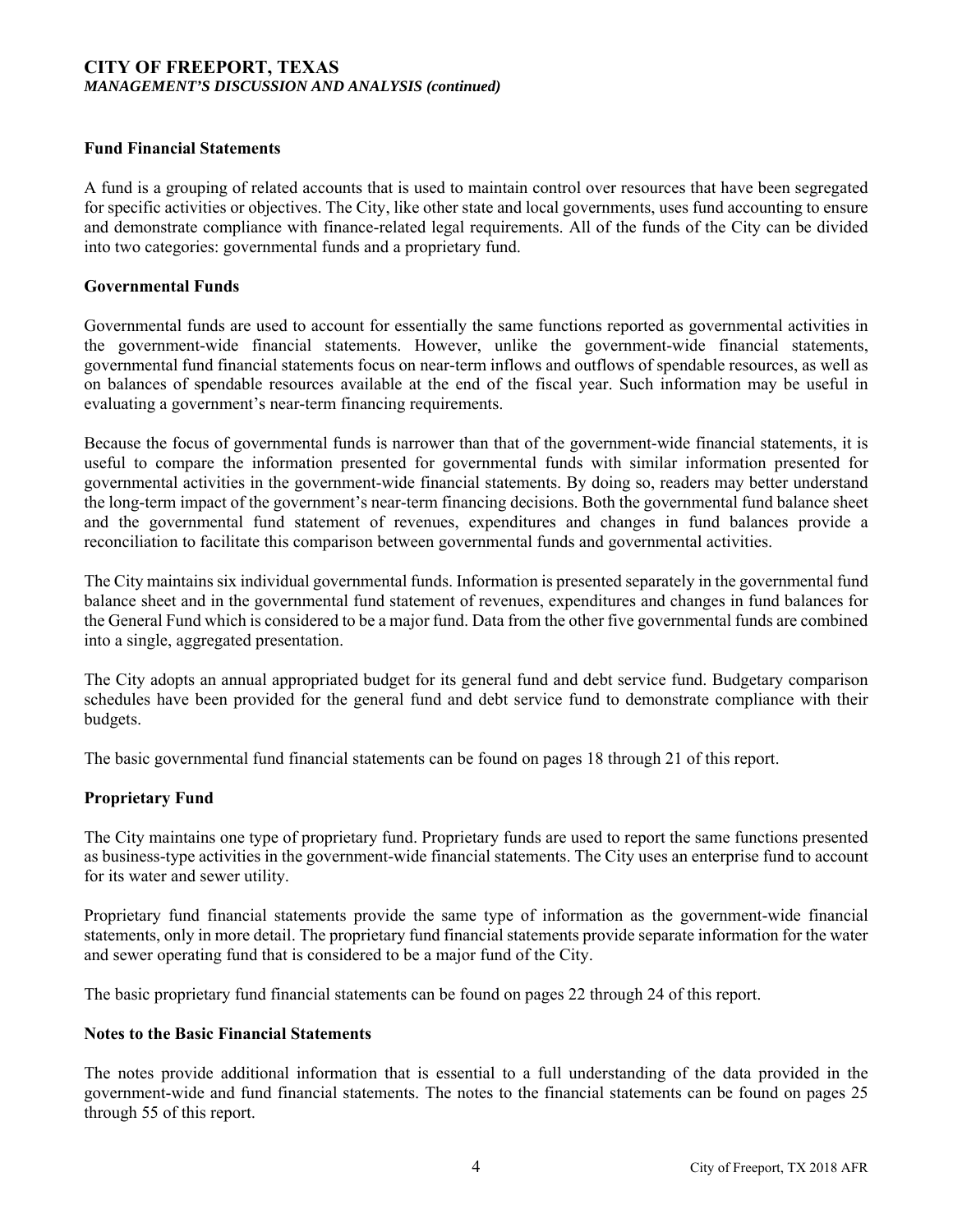## Fund Financial Statements

A fund is a grouping of related accounts that is used to maintain control over resources that have been segregated for specific activities or objectives. The City, like other state and local governments, uses fund accounting to ensure and demonstrate compliance with finance-related legal requirements. All of the funds of the City can be divided into two categories: governmental funds and a proprietary fund.

## Governmental Funds

Governmental funds are used to account for essentially the same functions reported as governmental activities in the government-wide financial statements. However, unlike the government-wide financial statements, governmental fund financial statements focus on near-term inflows and outflows of spendable resources, as well as on balances of spendable resources available at the end of the fiscal year. Such information may be useful in evaluating a government's near-term financing requirements.

Because the focus of governmental funds is narrower than that of the government-wide financial statements, it is useful to compare the information presented for governmental funds with similar information presented for governmental activities in the government-wide financial statements. By doing so, readers may better understand the long-term impact of the government's near-term financing decisions. Both the governmental fund balance sheet and the governmental fund statement of revenues, expenditures and changes in fund balances provide a reconciliation to facilitate this comparison between governmental funds and governmental activities.

The City maintains six individual governmental funds. Information is presented separately in the governmental fund balance sheet and in the governmental fund statement of revenues, expenditures and changes in fund balances for the General Fund which is considered to be a major fund. Data from the other five governmental funds are combined into a single, aggregated presentation.

The City adopts an annual appropriated budget for its general fund and debt service fund. Budgetary comparison schedules have been provided for the general fund and debt service fund to demonstrate compliance with their budgets.

The basic governmental fund financial statements can be found on pages 18 through 21 of this report.

## Proprietary Fund

The City maintains one type of proprietary fund. Proprietary funds are used to report the same functions presented as business-type activities in the government-wide financial statements. The City uses an enterprise fund to account for its water and sewer utility.

Proprietary fund financial statements provide the same type of information as the government-wide financial statements, only in more detail. The proprietary fund financial statements provide separate information for the water and sewer operating fund that is considered to be a major fund of the City.

The basic proprietary fund financial statements can be found on pages 22 through 24 of this report.

## Notes to the Basic Financial Statements

The notes provide additional information that is essential to a full understanding of the data provided in the government-wide and fund financial statements. The notes to the financial statements can be found on pages 25 through 55 of this report.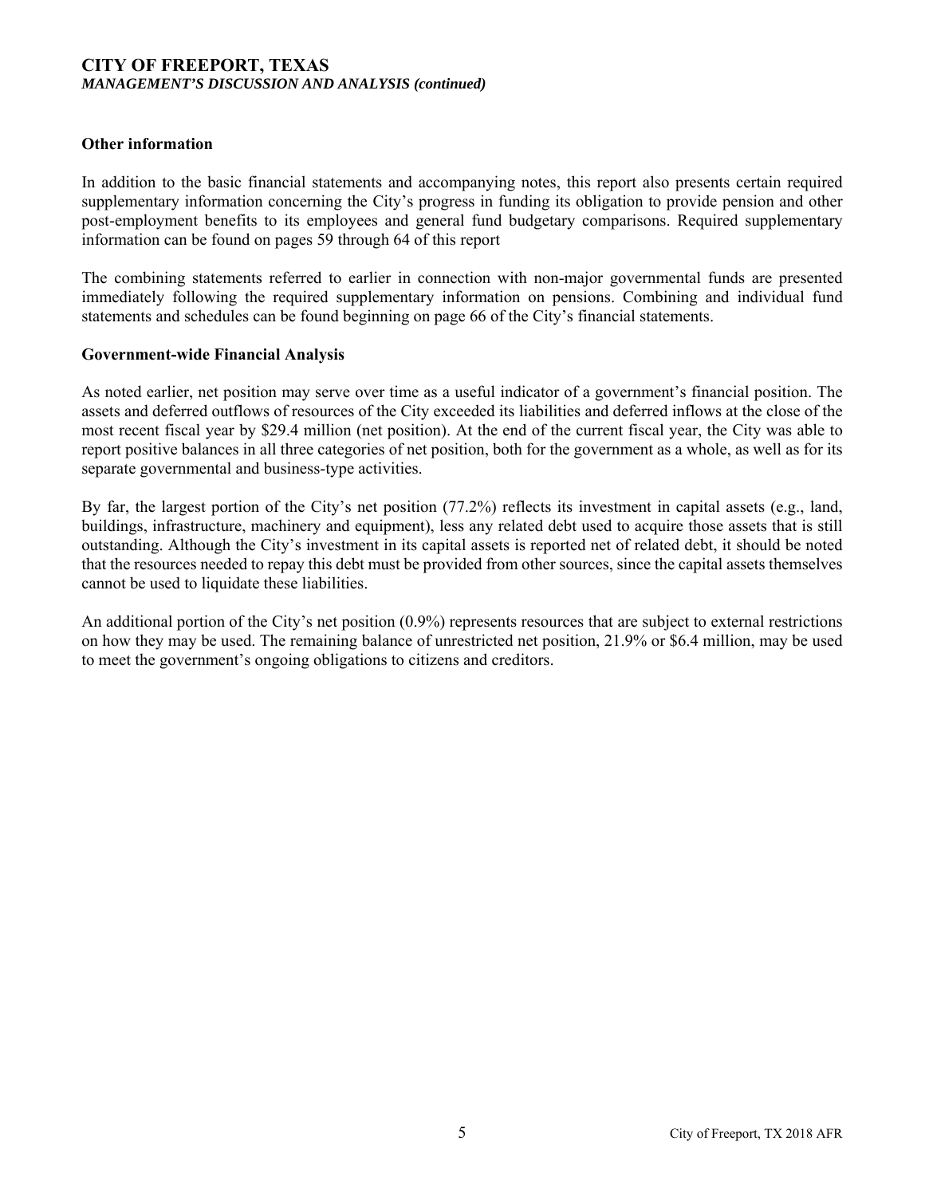### Other information

In addition to the basic financial statements and accompanying notes, this report also presents certain required supplementary information concerning the City's progress in funding its obligation to provide pension and other post-employment benefits to its employees and general fund budgetary comparisons. Required supplementary information can be found on pages 59 through 64 of this report

The combining statements referred to earlier in connection with non-major governmental funds are presented immediately following the required supplementary information on pensions. Combining and individual fund statements and schedules can be found beginning on page 66 of the City's financial statements.

### Government-wide Financial Analysis

As noted earlier, net position may serve over time as a useful indicator of a government's financial position. The assets and deferred outflows of resources of the City exceeded its liabilities and deferred inflows at the close of the most recent fiscal year by $29.4 million (net position). At the end of the current fiscal year, the City was able to report positive balances in all three categories of net position, both for the government as a whole, as well as for its separate governmental and business-type activities.

By far, the largest portion of the City's net position (77.2%) reflects its investment in capital assets (e.g., land, buildings, infrastructure, machinery and equipment), less any related debt used to acquire those assets that is still outstanding. Although the City's investment in its capital assets is reported net of related debt, it should be noted that the resources needed to repay this debt must be provided from other sources, since the capital assets themselves cannot be used to liquidate these liabilities.

An additional portion of the City's net position (0.9%) represents resources that are subject to external restrictions on how they may be used. The remaining balance of unrestricted net position, 21.9% or $6.4 million, may be used to meet the government's ongoing obligations to citizens and creditors.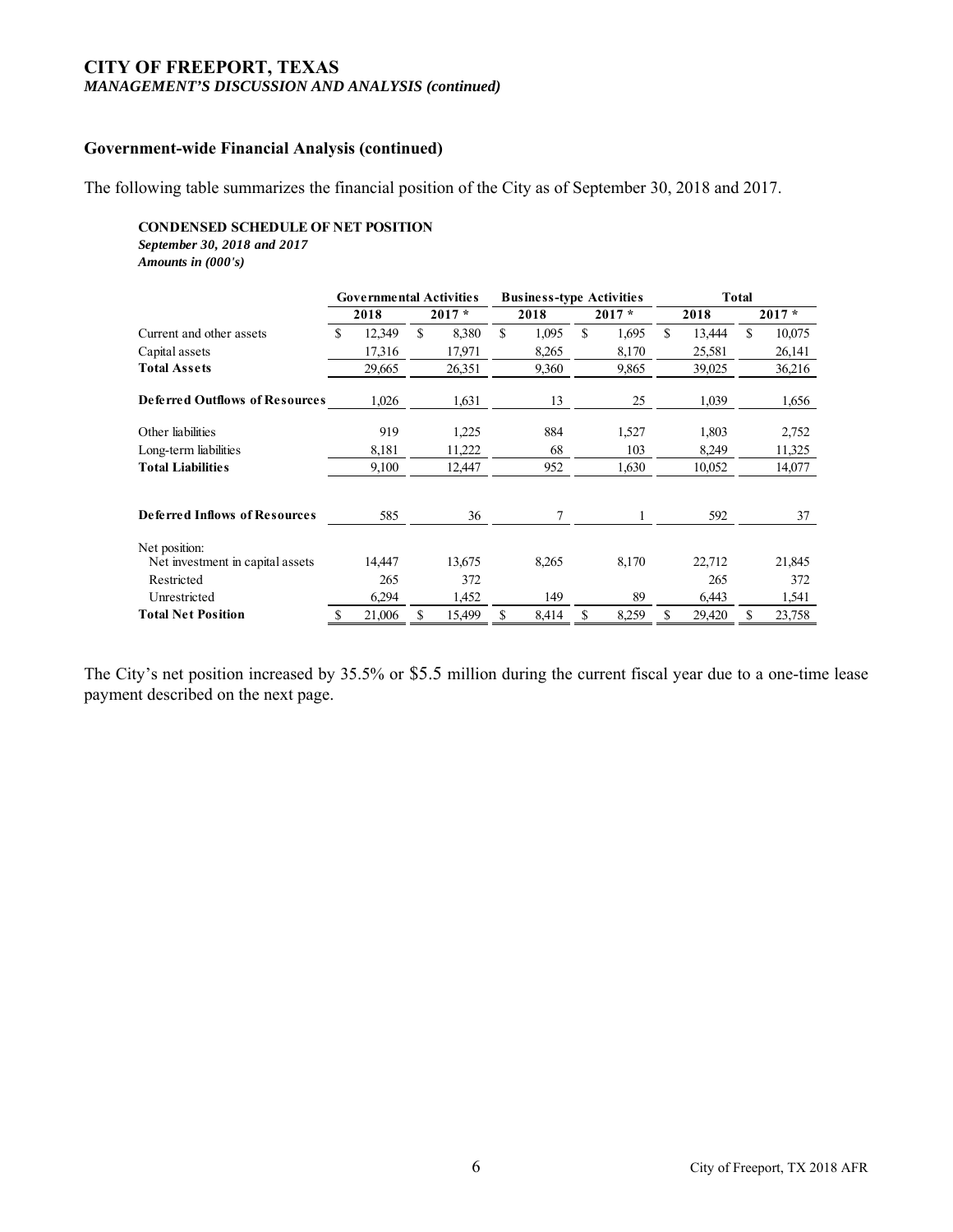## Government-wide Financial Analysis (continued)

The following table summarizes the financial position of the City as of September 30, 2018 and 2017.

**CONDENSED SCHEDULE OF NET POSITION**
*September 30, 2018 and 2017*
*Amounts in (000's)*

| | Governmental Activities | | Business-type Activities | | Total | |
|---|---|---|---|---|---|---|
| | 2018 | 2017 * | 2018 | 2017 * | 2018 | 2017 * |
| Current and other assets | $ 12,349 | $ 8,380 | $ 1,095 | $ 1,695 | $ 13,444 | $ 10,075 |
| Capital assets | 17,316 | 17,971 | 8,265 | 8,170 | 25,581 | 26,141 |
| **Total Assets** | 29,665 | 26,351 | 9,360 | 9,865 | 39,025 | 36,216 |
| **Deferred Outflows of Resources** | 1,026 | 1,631 | 13 | 25 | 1,039 | 1,656 |
| Other liabilities | 919 | 1,225 | 884 | 1,527 | 1,803 | 2,752 |
| Long-term liabilities | 8,181 | 11,222 | 68 | 103 | 8,249 | 11,325 |
| **Total Liabilities** | 9,100 | 12,447 | 952 | 1,630 | 10,052 | 14,077 |
| **Deferred Inflows of Resources** | 585 | 36 | 7 | 1 | 592 | 37 |
| Net position: | | | | | | |
| Net investment in capital assets | 14,447 | 13,675 | 8,265 | 8,170 | 22,712 | 21,845 |
| Restricted | 265 | 372 | | | 265 | 372 |
| Unrestricted | 6,294 | 1,452 | 149 | 89 | 6,443 | 1,541 |
| **Total Net Position** | $ 21,006 | $ 15,499 | $ 8,414 | $ 8,259 | $ 29,420 | $ 23,758 |

The City's net position increased by 35.5% or $5.5 million during the current fiscal year due to a one-time lease payment described on the next page.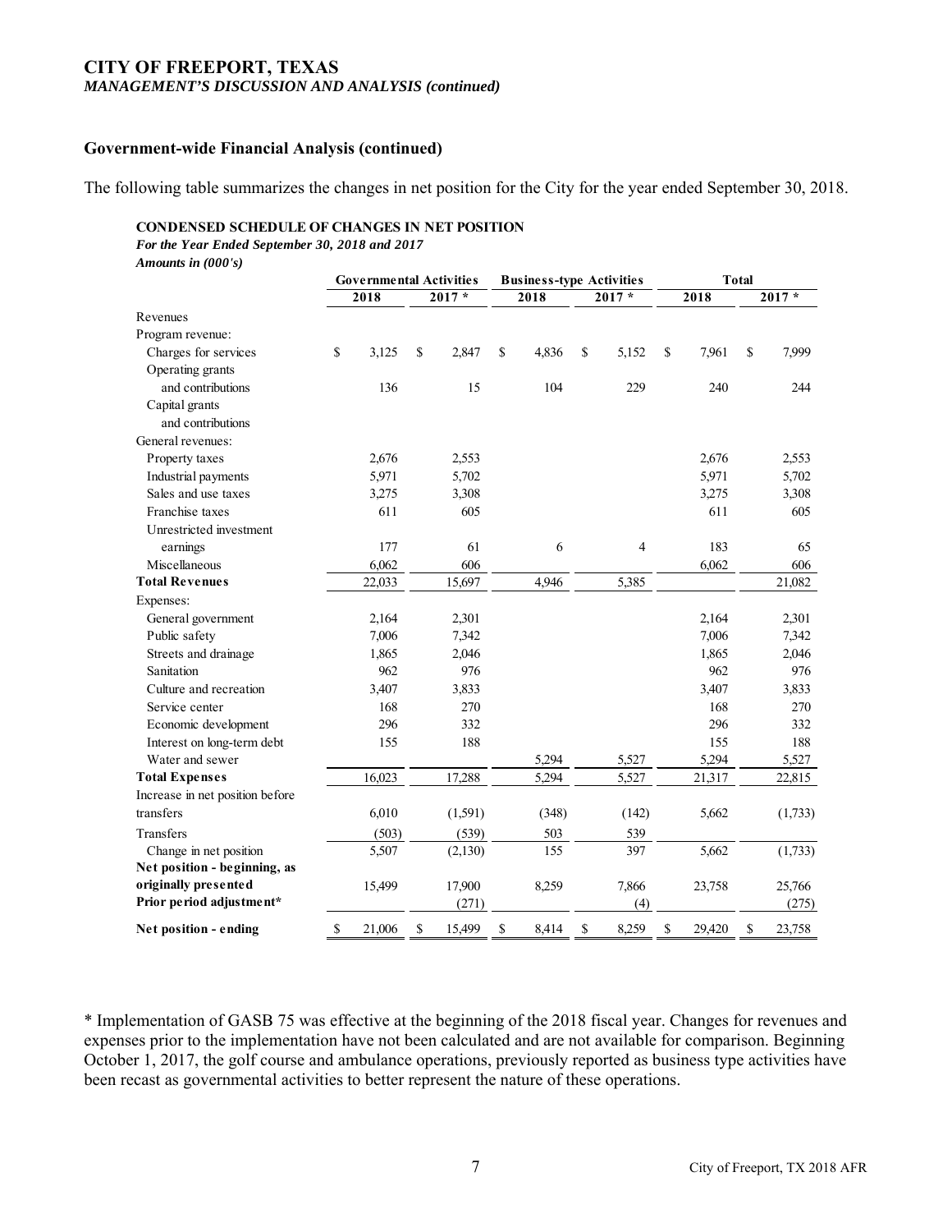**CITY OF FREEPORT, TEXAS**
***MANAGEMENT'S DISCUSSION AND ANALYSIS (continued)***

### Government-wide Financial Analysis (continued)

The following table summarizes the changes in net position for the City for the year ended September 30, 2018.

**CONDENSED SCHEDULE OF CHANGES IN NET POSITION**
***For the Year Ended September 30, 2018 and 2017***
***Amounts in (000's)***

| | Governmental Activities | | Business-type Activities | | Total | |
|---|---|---|---|---|---|---|
| | 2018 | 2017 * | 2018 | 2017 * | 2018 | 2017 * |
| Revenues | | | | | | |
| Program revenue: | | | | | | |
| Charges for services | $ 3,125 | $ 2,847 | $ 4,836 | $ 5,152 | $ 7,961 | $ 7,999 |
| Operating grants and contributions | 136 | 15 | 104 | 229 | 240 | 244 |
| Capital grants and contributions | | | | | | |
| General revenues: | | | | | | |
| Property taxes | 2,676 | 2,553 | | | 2,676 | 2,553 |
| Industrial payments | 5,971 | 5,702 | | | 5,971 | 5,702 |
| Sales and use taxes | 3,275 | 3,308 | | | 3,275 | 3,308 |
| Franchise taxes | 611 | 605 | | | 611 | 605 |
| Unrestricted investment earnings | 177 | 61 | 6 | 4 | 183 | 65 |
| Miscellaneous | 6,062 | 606 | | | 6,062 | 606 |
| **Total Revenues** | 22,033 | 15,697 | 4,946 | 5,385 | | 21,082 |
| Expenses: | | | | | | |
| General government | 2,164 | 2,301 | | | 2,164 | 2,301 |
| Public safety | 7,006 | 7,342 | | | 7,006 | 7,342 |
| Streets and drainage | 1,865 | 2,046 | | | 1,865 | 2,046 |
| Sanitation | 962 | 976 | | | 962 | 976 |
| Culture and recreation | 3,407 | 3,833 | | | 3,407 | 3,833 |
| Service center | 168 | 270 | | | 168 | 270 |
| Economic development | 296 | 332 | | | 296 | 332 |
| Interest on long-term debt | 155 | 188 | | | 155 | 188 |
| Water and sewer | | | 5,294 | 5,527 | 5,294 | 5,527 |
| **Total Expenses** | 16,023 | 17,288 | 5,294 | 5,527 | 21,317 | 22,815 |
| Increase in net position before transfers | 6,010 | (1,591) | (348) | (142) | 5,662 | (1,733) |
| Transfers | (503) | (539) | 503 | 539 | | |
| Change in net position | 5,507 | (2,130) | 155 | 397 | 5,662 | (1,733) |
| **Net position - beginning, as originally presented** | 15,499 | 17,900 | 8,259 | 7,866 | 23,758 | 25,766 |
| **Prior period adjustment*** | | (271) | | (4) | | (275) |
| **Net position - ending** | $ 21,006 | $ 15,499 | $ 8,414 | $ 8,259 | $ 29,420 | $ 23,758 |

\* Implementation of GASB 75 was effective at the beginning of the 2018 fiscal year. Changes for revenues and expenses prior to the implementation have not been calculated and are not available for comparison. Beginning October 1, 2017, the golf course and ambulance operations, previously reported as business type activities have been recast as governmental activities to better represent the nature of these operations.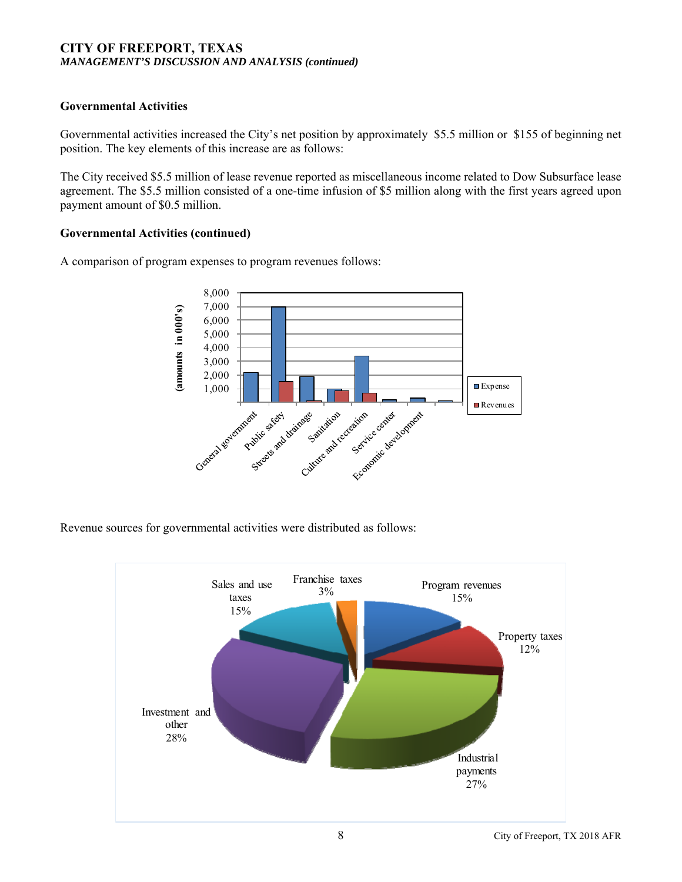## Governmental Activities

Governmental activities increased the City's net position by approximately $5.5 million or $155 of beginning net position. The key elements of this increase are as follows:

The City received $5.5 million of lease revenue reported as miscellaneous income related to Dow Subsurface lease agreement. The $5.5 million consisted of a one-time infusion of $5 million along with the first years agreed upon payment amount of $0.5 million.

## Governmental Activities (continued)

A comparison of program expenses to program revenues follows:

Revenue sources for governmental activities were distributed as follows: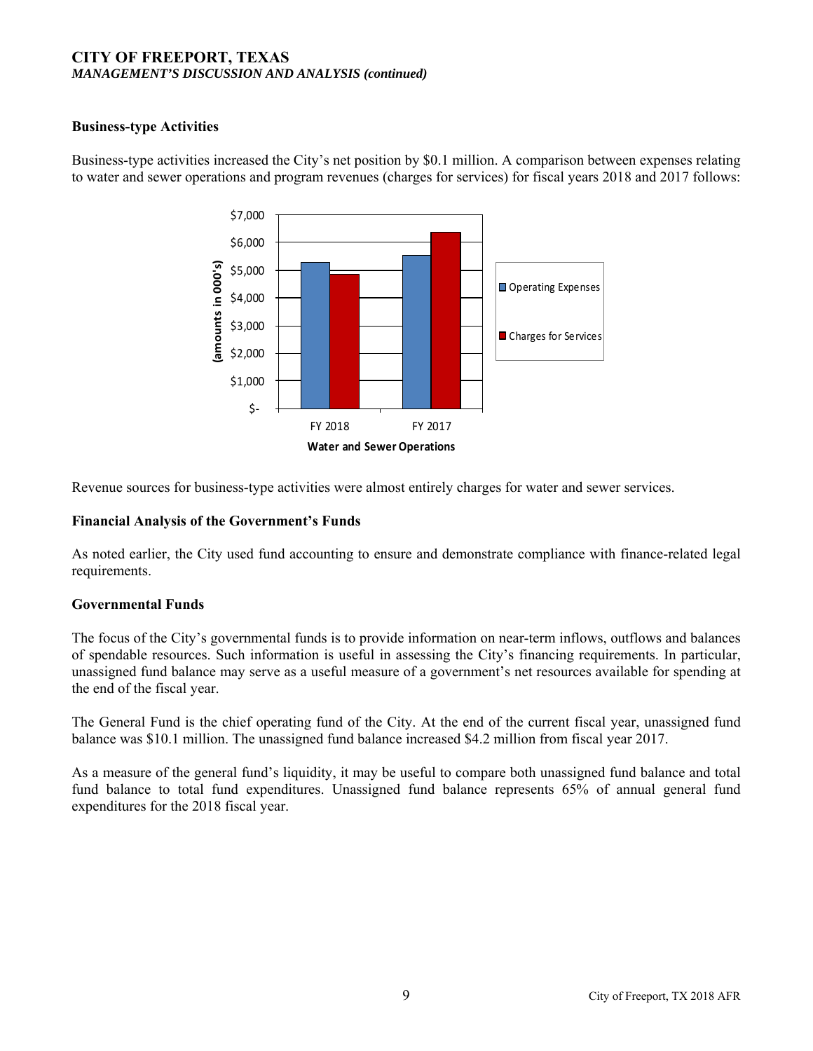## Business-type Activities

Business-type activities increased the City's net position by $0.1 million. A comparison between expenses relating to water and sewer operations and program revenues (charges for services) for fiscal years 2018 and 2017 follows:

Revenue sources for business-type activities were almost entirely charges for water and sewer services.

## Financial Analysis of the Government's Funds

As noted earlier, the City used fund accounting to ensure and demonstrate compliance with finance-related legal requirements.

## Governmental Funds

The focus of the City's governmental funds is to provide information on near-term inflows, outflows and balances of spendable resources. Such information is useful in assessing the City's financing requirements. In particular, unassigned fund balance may serve as a useful measure of a government's net resources available for spending at the end of the fiscal year.

The General Fund is the chief operating fund of the City. At the end of the current fiscal year, unassigned fund balance was $10.1 million. The unassigned fund balance increased $4.2 million from fiscal year 2017.

As a measure of the general fund's liquidity, it may be useful to compare both unassigned fund balance and total fund balance to total fund expenditures. Unassigned fund balance represents 65% of annual general fund expenditures for the 2018 fiscal year.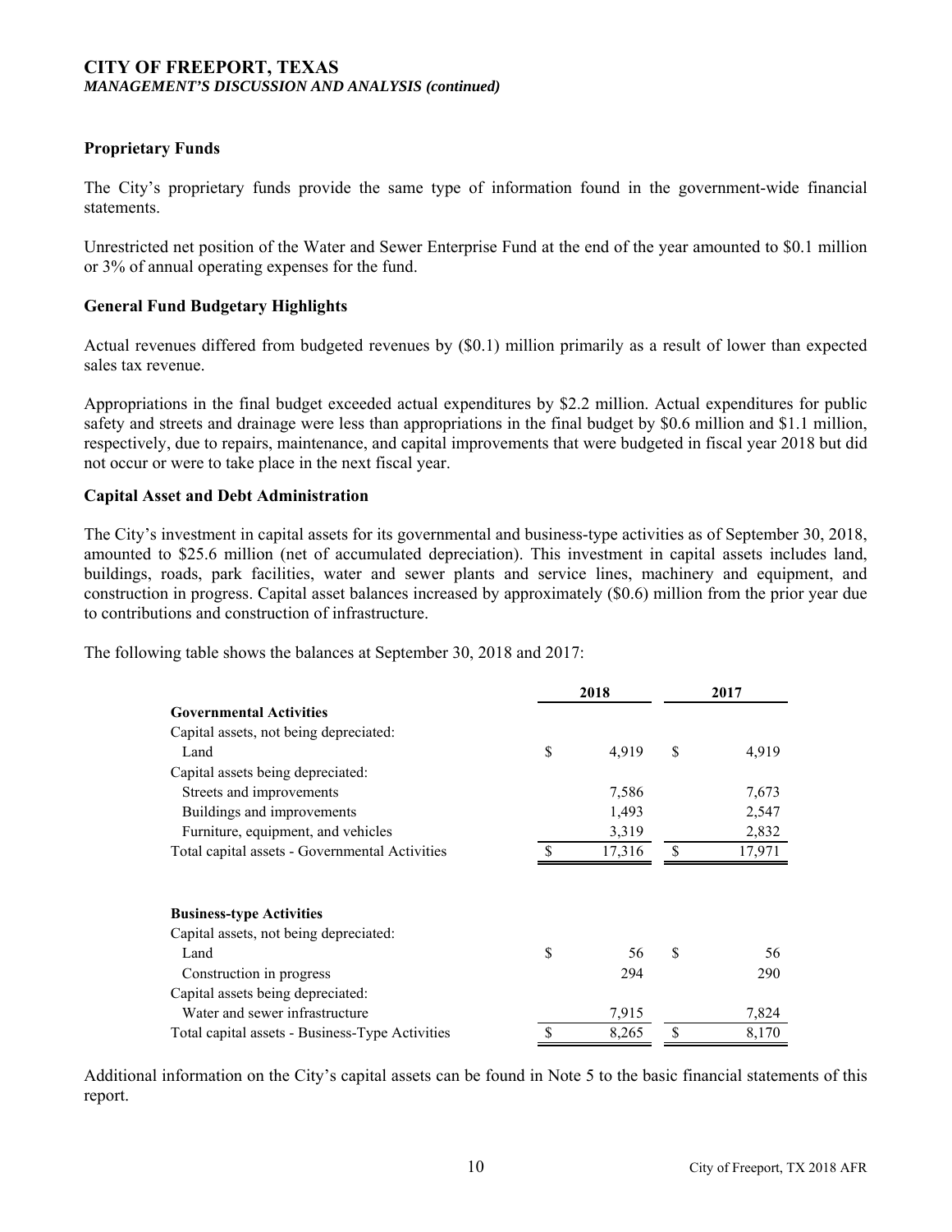**CITY OF FREEPORT, TEXAS**
***MANAGEMENT'S DISCUSSION AND ANALYSIS (continued)***

**Proprietary Funds**

The City's proprietary funds provide the same type of information found in the government-wide financial statements.

Unrestricted net position of the Water and Sewer Enterprise Fund at the end of the year amounted to \$0.1 million or 3% of annual operating expenses for the fund.

**General Fund Budgetary Highlights**

Actual revenues differed from budgeted revenues by (\$0.1) million primarily as a result of lower than expected sales tax revenue.

Appropriations in the final budget exceeded actual expenditures by \$2.2 million. Actual expenditures for public safety and streets and drainage were less than appropriations in the final budget by \$0.6 million and \$1.1 million, respectively, due to repairs, maintenance, and capital improvements that were budgeted in fiscal year 2018 but did not occur or were to take place in the next fiscal year.

**Capital Asset and Debt Administration**

The City's investment in capital assets for its governmental and business-type activities as of September 30, 2018, amounted to \$25.6 million (net of accumulated depreciation). This investment in capital assets includes land, buildings, roads, park facilities, water and sewer plants and service lines, machinery and equipment, and construction in progress. Capital asset balances increased by approximately (\$0.6) million from the prior year due to contributions and construction of infrastructure.

The following table shows the balances at September 30, 2018 and 2017:

| | 2018 | 2017 |
|---|---|---|
| **Governmental Activities** | | |
| Capital assets, not being depreciated: | | |
| Land | \$ 4,919 | \$ 4,919 |
| Capital assets being depreciated: | | |
| Streets and improvements | 7,586 | 7,673 |
| Buildings and improvements | 1,493 | 2,547 |
| Furniture, equipment, and vehicles | 3,319 | 2,832 |
| Total capital assets - Governmental Activities | \$ 17,316 | \$ 17,971 |
| | | |
| **Business-type Activities** | | |
| Capital assets, not being depreciated: | | |
| Land | \$ 56 | \$ 56 |
| Construction in progress | 294 | 290 |
| Capital assets being depreciated: | | |
| Water and sewer infrastructure | 7,915 | 7,824 |
| Total capital assets - Business-Type Activities | \$ 8,265 | \$ 8,170 |

Additional information on the City's capital assets can be found in Note 5 to the basic financial statements of this report.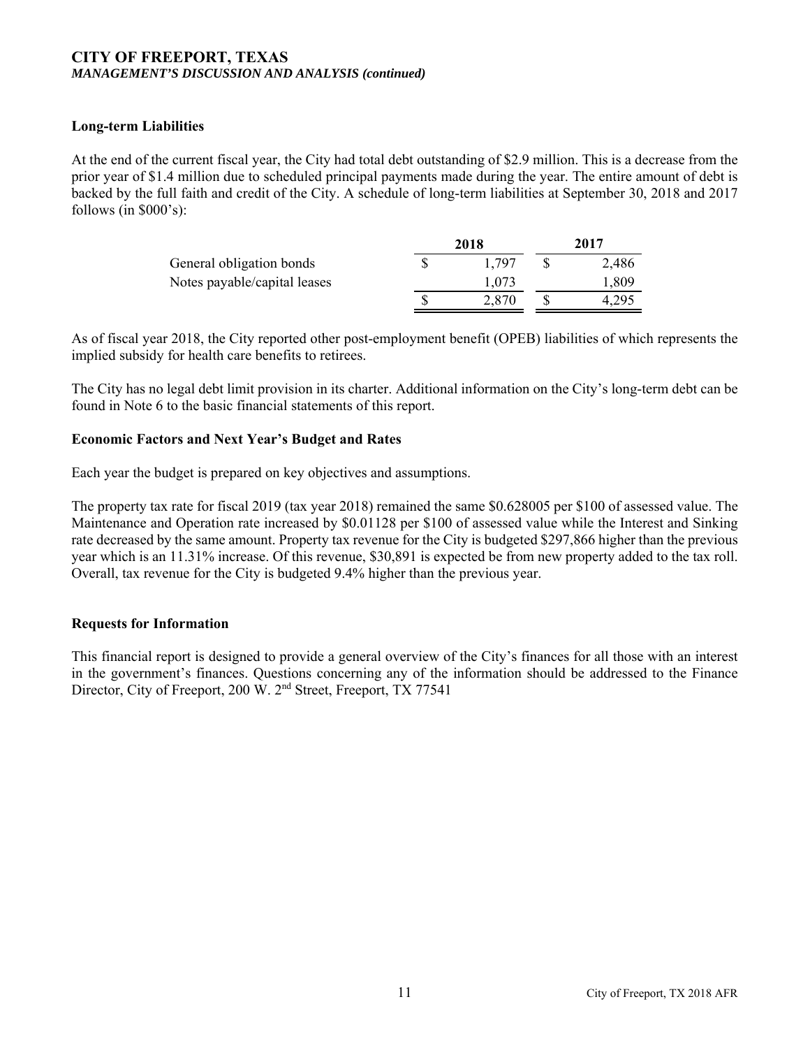**CITY OF FREEPORT, TEXAS**
***MANAGEMENT'S DISCUSSION AND ANALYSIS (continued)***

## Long-term Liabilities

At the end of the current fiscal year, the City had total debt outstanding of $2.9 million. This is a decrease from the prior year of $1.4 million due to scheduled principal payments made during the year. The entire amount of debt is backed by the full faith and credit of the City. A schedule of long-term liabilities at September 30, 2018 and 2017 follows (in $000's):

| | 2018 | 2017 |
|---|---|---|
| General obligation bonds | $ 1,797 | $ 2,486 |
| Notes payable/capital leases | 1,073 | 1,809 |
| | $ 2,870 | $ 4,295 |

As of fiscal year 2018, the City reported other post-employment benefit (OPEB) liabilities of which represents the implied subsidy for health care benefits to retirees.

The City has no legal debt limit provision in its charter. Additional information on the City's long-term debt can be found in Note 6 to the basic financial statements of this report.

## Economic Factors and Next Year's Budget and Rates

Each year the budget is prepared on key objectives and assumptions.

The property tax rate for fiscal 2019 (tax year 2018) remained the same $0.628005 per $100 of assessed value. The Maintenance and Operation rate increased by $0.01128 per $100 of assessed value while the Interest and Sinking rate decreased by the same amount. Property tax revenue for the City is budgeted $297,866 higher than the previous year which is an 11.31% increase. Of this revenue, $30,891 is expected be from new property added to the tax roll. Overall, tax revenue for the City is budgeted 9.4% higher than the previous year.

## Requests for Information

This financial report is designed to provide a general overview of the City's finances for all those with an interest in the government's finances. Questions concerning any of the information should be addressed to the Finance Director, City of Freeport, 200 W. 2nd Street, Freeport, TX 77541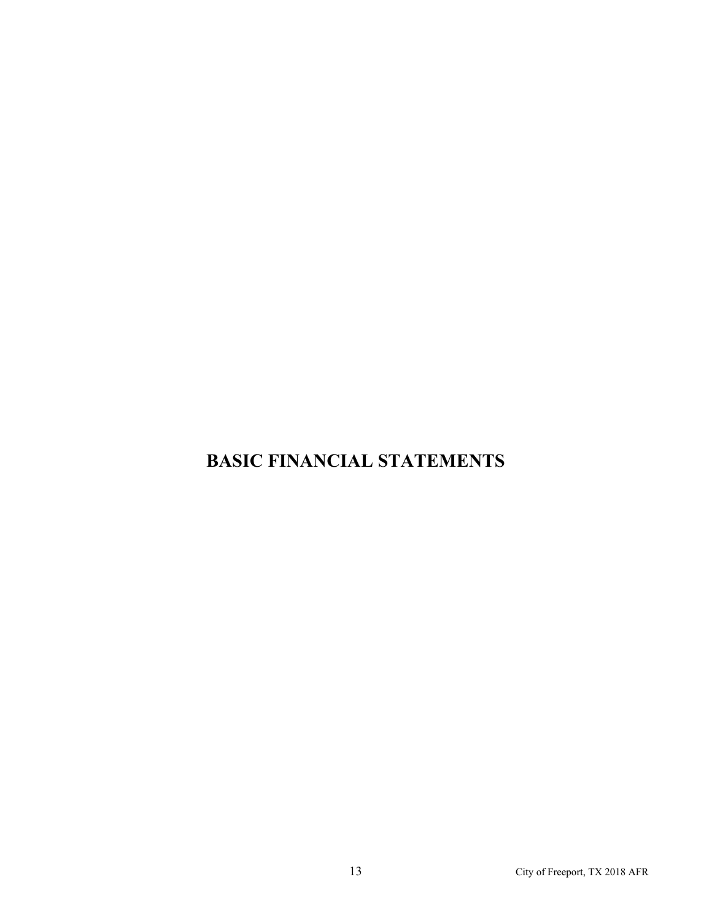# BASIC FINANCIAL STATEMENTS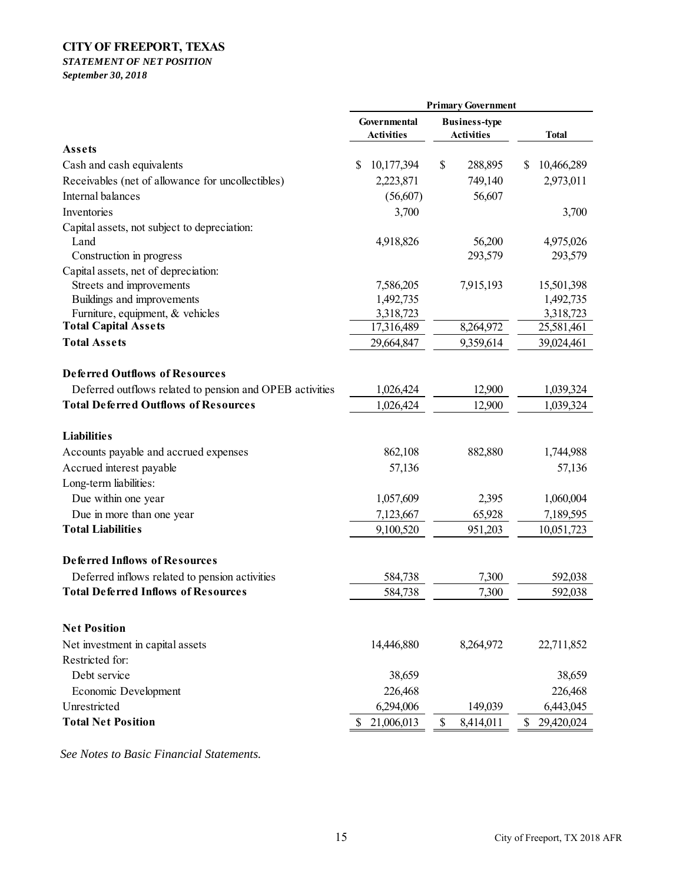**CITY OF FREEPORT, TEXAS**

***STATEMENT OF NET POSITION***

***September 30, 2018***

| | Primary Government | | |
|---|---|---|---|
| | Governmental Activities | Business-type Activities | Total |
| **Assets** | | | |
| Cash and cash equivalents | $ 10,177,394 | $ 288,895 | $ 10,466,289 |
| Receivables (net of allowance for uncollectibles) | 2,223,871 | 749,140 | 2,973,011 |
| Internal balances | (56,607) | 56,607 | |
| Inventories | 3,700 | | 3,700 |
| Capital assets, not subject to depreciation: | | | |
| Land | 4,918,826 | 56,200 | 4,975,026 |
| Construction in progress | | 293,579 | 293,579 |
| Capital assets, net of depreciation: | | | |
| Streets and improvements | 7,586,205 | 7,915,193 | 15,501,398 |
| Buildings and improvements | 1,492,735 | | 1,492,735 |
| Furniture, equipment, & vehicles | 3,318,723 | | 3,318,723 |
| **Total Capital Assets** | 17,316,489 | 8,264,972 | 25,581,461 |
| **Total Assets** | 29,664,847 | 9,359,614 | 39,024,461 |
| **Deferred Outflows of Resources** | | | |
| Deferred outflows related to pension and OPEB activities | 1,026,424 | 12,900 | 1,039,324 |
| **Total Deferred Outflows of Resources** | 1,026,424 | 12,900 | 1,039,324 |
| **Liabilities** | | | |
| Accounts payable and accrued expenses | 862,108 | 882,880 | 1,744,988 |
| Accrued interest payable | 57,136 | | 57,136 |
| Long-term liabilities: | | | |
| Due within one year | 1,057,609 | 2,395 | 1,060,004 |
| Due in more than one year | 7,123,667 | 65,928 | 7,189,595 |
| **Total Liabilities** | 9,100,520 | 951,203 | 10,051,723 |
| **Deferred Inflows of Resources** | | | |
| Deferred inflows related to pension activities | 584,738 | 7,300 | 592,038 |
| **Total Deferred Inflows of Resources** | 584,738 | 7,300 | 592,038 |
| **Net Position** | | | |
| Net investment in capital assets | 14,446,880 | 8,264,972 | 22,711,852 |
| Restricted for: | | | |
| Debt service | 38,659 | | 38,659 |
| Economic Development | 226,468 | | 226,468 |
| Unrestricted | 6,294,006 | 149,039 | 6,443,045 |
| **Total Net Position** | $ 21,006,013 | $ 8,414,011 | $ 29,420,024 |

*See Notes to Basic Financial Statements.*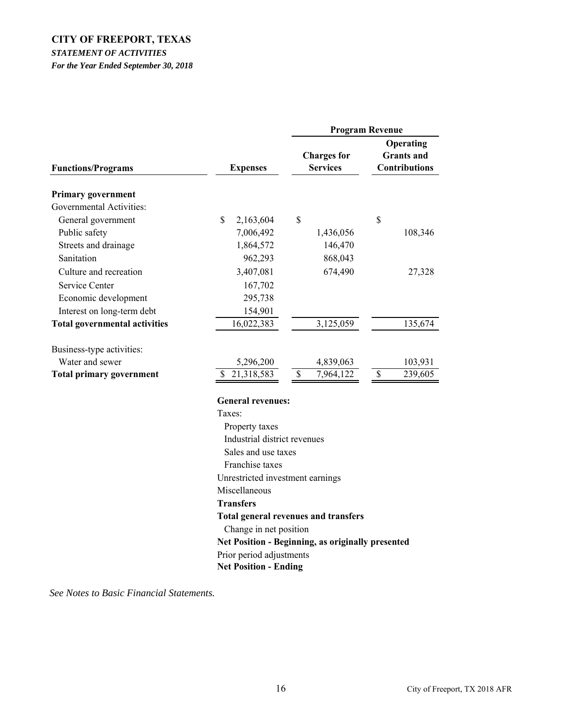# CITY OF FREEPORT, TEXAS

***STATEMENT OF ACTIVITIES***

***For the Year Ended September 30, 2018***

| Functions/Programs | Expenses | Program Revenue | |
|---|---|---|---|
| | | Charges for Services | Operating Grants and Contributions |
| **Primary government** | | | |
| Governmental Activities: | | | |
| General government | $ 2,163,604 | $ | $ |
| Public safety | 7,006,492 | 1,436,056 | 108,346 |
| Streets and drainage | 1,864,572 | 146,470 | |
| Sanitation | 962,293 | 868,043 | |
| Culture and recreation | 3,407,081 | 674,490 | 27,328 |
| Service Center | 167,702 | | |
| Economic development | 295,738 | | |
| Interest on long-term debt | 154,901 | | |
| **Total governmental activities** | 16,022,383 | 3,125,059 | 135,674 |
| Business-type activities: | | | |
| Water and sewer | 5,296,200 | 4,839,063 | 103,931 |
| **Total primary government** | $ 21,318,583 | $ 7,964,122 | $ 239,605 |

**General revenues:**

Taxes:

- Property taxes
- Industrial district revenues
- Sales and use taxes
- Franchise taxes

Unrestricted investment earnings

Miscellaneous

**Transfers**

**Total general revenues and transfers**

Change in net position

**Net Position - Beginning, as originally presented**

Prior period adjustments

**Net Position - Ending**

*See Notes to Basic Financial Statements.*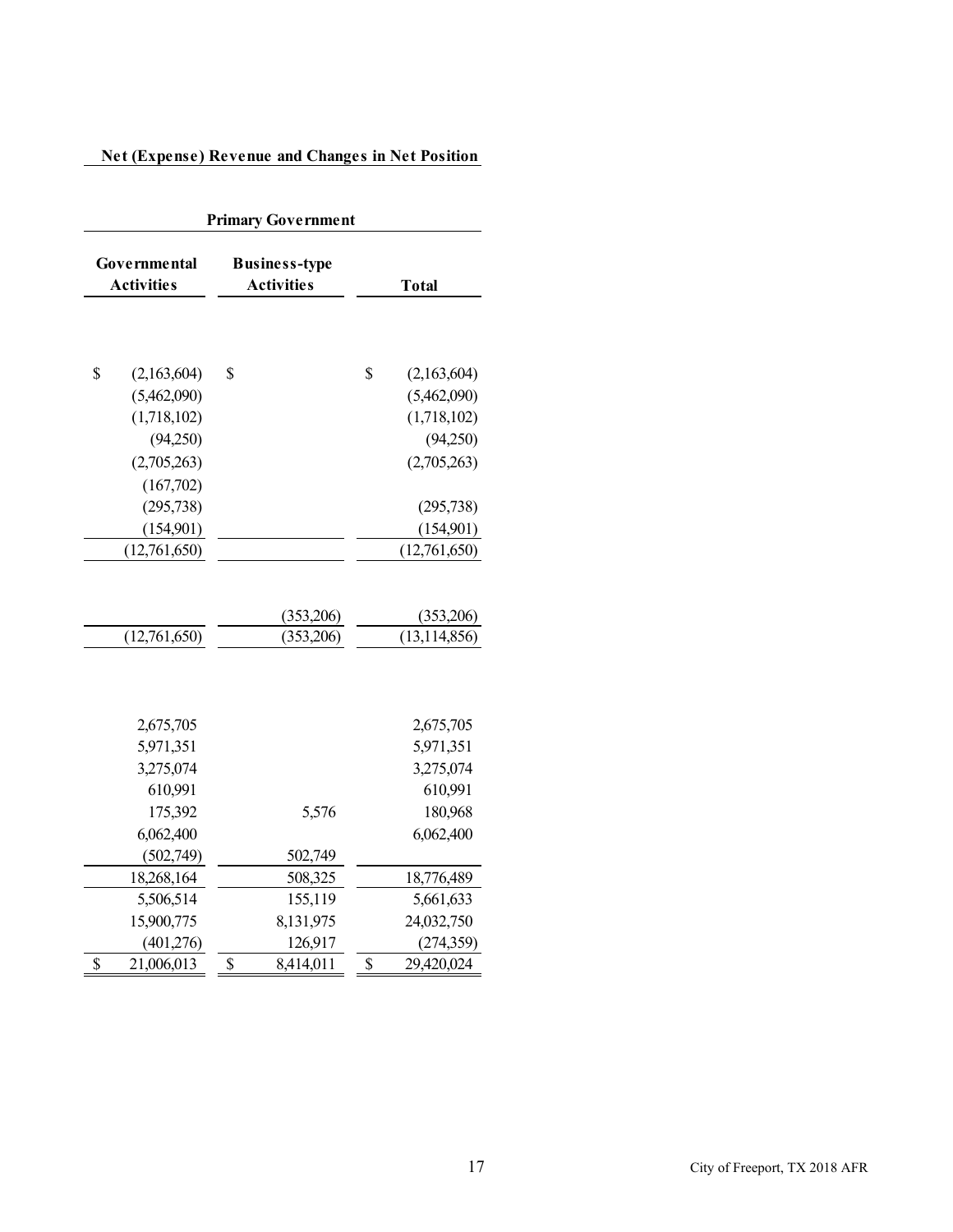## Net (Expense) Revenue and Changes in Net Position

| Governmental Activities | Business-type Activities | Total |
|---|---|---|
| **Primary Government** | | |
| $ (2,163,604) | $ | $ (2,163,604) |
| (5,462,090) | | (5,462,090) |
| (1,718,102) | | (1,718,102) |
| (94,250) | | (94,250) |
| (2,705,263) | | (2,705,263) |
| (167,702) | | |
| (295,738) | | (295,738) |
| (154,901) | | (154,901) |
| (12,761,650) | | (12,761,650) |
| | | |
| | (353,206) | (353,206) |
| (12,761,650) | (353,206) | (13,114,856) |
| | | |
| 2,675,705 | | 2,675,705 |
| 5,971,351 | | 5,971,351 |
| 3,275,074 | | 3,275,074 |
| 610,991 | | 610,991 |
| 175,392 | 5,576 | 180,968 |
| 6,062,400 | | 6,062,400 |
| (502,749) | 502,749 | |
| 18,268,164 | 508,325 | 18,776,489 |
| 5,506,514 | 155,119 | 5,661,633 |
| 15,900,775 | 8,131,975 | 24,032,750 |
| (401,276) | 126,917 | (274,359) |
| $ 21,006,013 | $ 8,414,011 | $ 29,420,024 |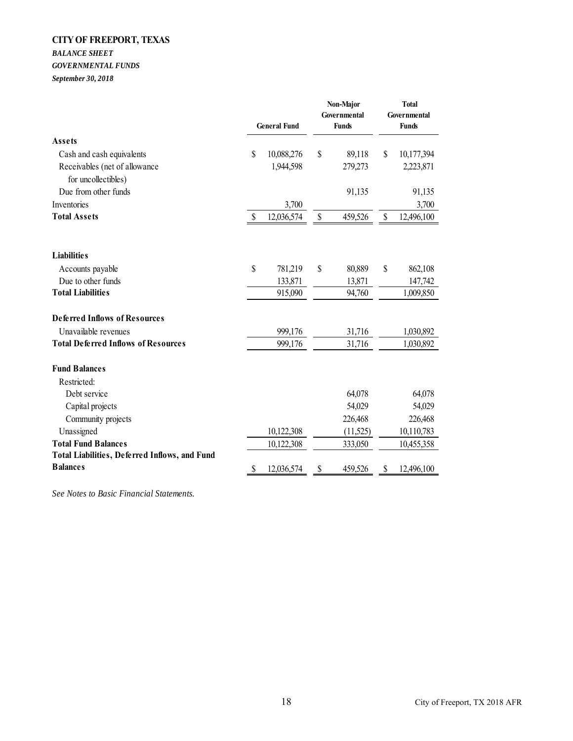**CITY OF FREEPORT, TEXAS**

***BALANCE SHEET***

***GOVERNMENTAL FUNDS***

***September 30, 2018***

| | General Fund | Non-Major Governmental Funds | Total Governmental Funds |
|---|---|---|---|
| **Assets** | | | |
| Cash and cash equivalents | $ 10,088,276 | $ 89,118 | $ 10,177,394 |
| Receivables (net of allowance for uncollectibles) | 1,944,598 | 279,273 | 2,223,871 |
| Due from other funds | | 91,135 | 91,135 |
| Inventories | 3,700 | | 3,700 |
| **Total Assets** | $ 12,036,574 | $ 459,526 | $ 12,496,100 |
| | | | |
| **Liabilities** | | | |
| Accounts payable | $ 781,219 | $ 80,889 | $ 862,108 |
| Due to other funds | 133,871 | 13,871 | 147,742 |
| **Total Liabilities** | 915,090 | 94,760 | 1,009,850 |
| | | | |
| **Deferred Inflows of Resources** | | | |
| Unavailable revenues | 999,176 | 31,716 | 1,030,892 |
| **Total Deferred Inflows of Resources** | 999,176 | 31,716 | 1,030,892 |
| | | | |
| **Fund Balances** | | | |
| Restricted: | | | |
| Debt service | | 64,078 | 64,078 |
| Capital projects | | 54,029 | 54,029 |
| Community projects | | 226,468 | 226,468 |
| Unassigned | 10,122,308 | (11,525) | 10,110,783 |
| **Total Fund Balances** | 10,122,308 | 333,050 | 10,455,358 |
| **Total Liabilities, Deferred Inflows, and Fund Balances** | $ 12,036,574 | $ 459,526 | $ 12,496,100 |

*See Notes to Basic Financial Statements.*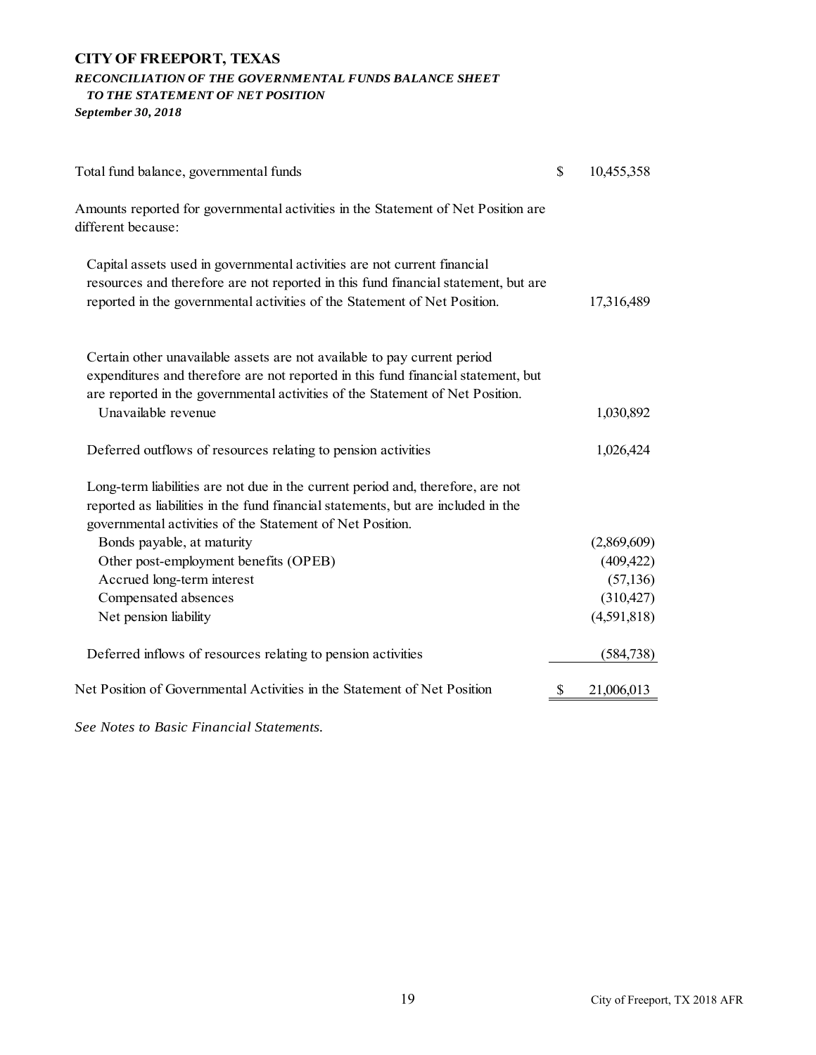**CITY OF FREEPORT, TEXAS**

***RECONCILIATION OF THE GOVERNMENTAL FUNDS BALANCE SHEET TO THE STATEMENT OF NET POSITION***

***September 30, 2018***

| | | |
|---|---|---|
| Total fund balance, governmental funds | $ | 10,455,358 |
| Amounts reported for governmental activities in the Statement of Net Position are different because: | | |
| Capital assets used in governmental activities are not current financial resources and therefore are not reported in this fund financial statement, but are reported in the governmental activities of the Statement of Net Position. | | 17,316,489 |
| Certain other unavailable assets are not available to pay current period expenditures and therefore are not reported in this fund financial statement, but are reported in the governmental activities of the Statement of Net Position. | | |
| Unavailable revenue | | 1,030,892 |
| Deferred outflows of resources relating to pension activities | | 1,026,424 |
| Long-term liabilities are not due in the current period and, therefore, are not reported as liabilities in the fund financial statements, but are included in the governmental activities of the Statement of Net Position. | | |
| Bonds payable, at maturity | | (2,869,609) |
| Other post-employment benefits (OPEB) | | (409,422) |
| Accrued long-term interest | | (57,136) |
| Compensated absences | | (310,427) |
| Net pension liability | | (4,591,818) |
| Deferred inflows of resources relating to pension activities | | (584,738) |
| Net Position of Governmental Activities in the Statement of Net Position | $ | 21,006,013 |

*See Notes to Basic Financial Statements.*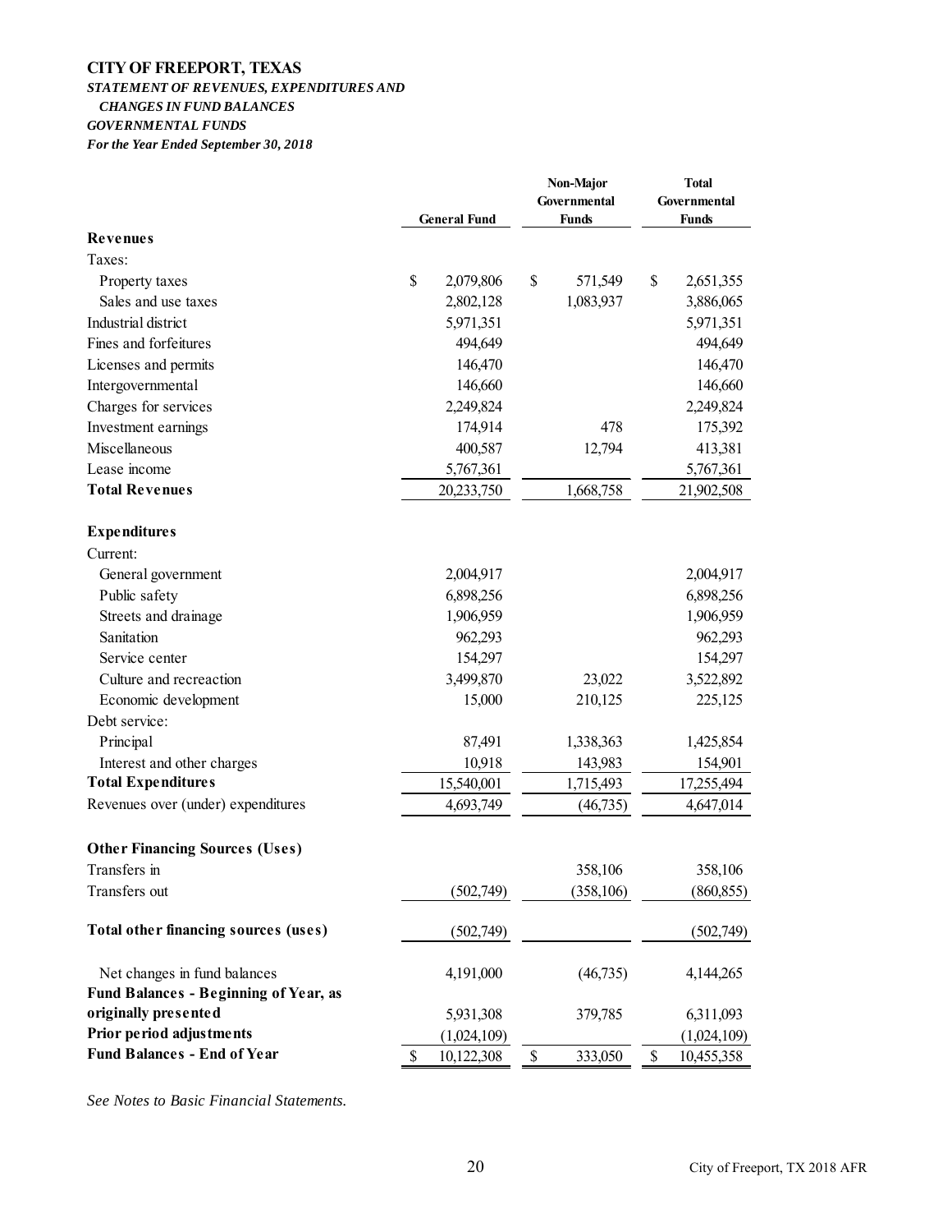**CITY OF FREEPORT, TEXAS**

***STATEMENT OF REVENUES, EXPENDITURES AND CHANGES IN FUND BALANCES***

***GOVERNMENTAL FUNDS***

***For the Year Ended September 30, 2018***

| | General Fund | Non-Major Governmental Funds | Total Governmental Funds |
|---|---|---|---|
| **Revenues** | | | |
| Taxes: | | | |
| Property taxes | $ 2,079,806 | $ 571,549 | $ 2,651,355 |
| Sales and use taxes | 2,802,128 | 1,083,937 | 3,886,065 |
| Industrial district | 5,971,351 | | 5,971,351 |
| Fines and forfeitures | 494,649 | | 494,649 |
| Licenses and permits | 146,470 | | 146,470 |
| Intergovernmental | 146,660 | | 146,660 |
| Charges for services | 2,249,824 | | 2,249,824 |
| Investment earnings | 174,914 | 478 | 175,392 |
| Miscellaneous | 400,587 | 12,794 | 413,381 |
| Lease income | 5,767,361 | | 5,767,361 |
| **Total Revenues** | 20,233,750 | 1,668,758 | 21,902,508 |
| **Expenditures** | | | |
| Current: | | | |
| General government | 2,004,917 | | 2,004,917 |
| Public safety | 6,898,256 | | 6,898,256 |
| Streets and drainage | 1,906,959 | | 1,906,959 |
| Sanitation | 962,293 | | 962,293 |
| Service center | 154,297 | | 154,297 |
| Culture and recreaction | 3,499,870 | 23,022 | 3,522,892 |
| Economic development | 15,000 | 210,125 | 225,125 |
| Debt service: | | | |
| Principal | 87,491 | 1,338,363 | 1,425,854 |
| Interest and other charges | 10,918 | 143,983 | 154,901 |
| **Total Expenditures** | 15,540,001 | 1,715,493 | 17,255,494 |
| Revenues over (under) expenditures | 4,693,749 | (46,735) | 4,647,014 |
| **Other Financing Sources (Uses)** | | | |
| Transfers in | | 358,106 | 358,106 |
| Transfers out | (502,749) | (358,106) | (860,855) |
| **Total other financing sources (uses)** | (502,749) | | (502,749) |
| Net changes in fund balances | 4,191,000 | (46,735) | 4,144,265 |
| **Fund Balances - Beginning of Year, as originally presented** | 5,931,308 | 379,785 | 6,311,093 |
| **Prior period adjustments** | (1,024,109) | | (1,024,109) |
| **Fund Balances - End of Year** | $ 10,122,308 | $ 333,050 | $ 10,455,358 |

*See Notes to Basic Financial Statements.*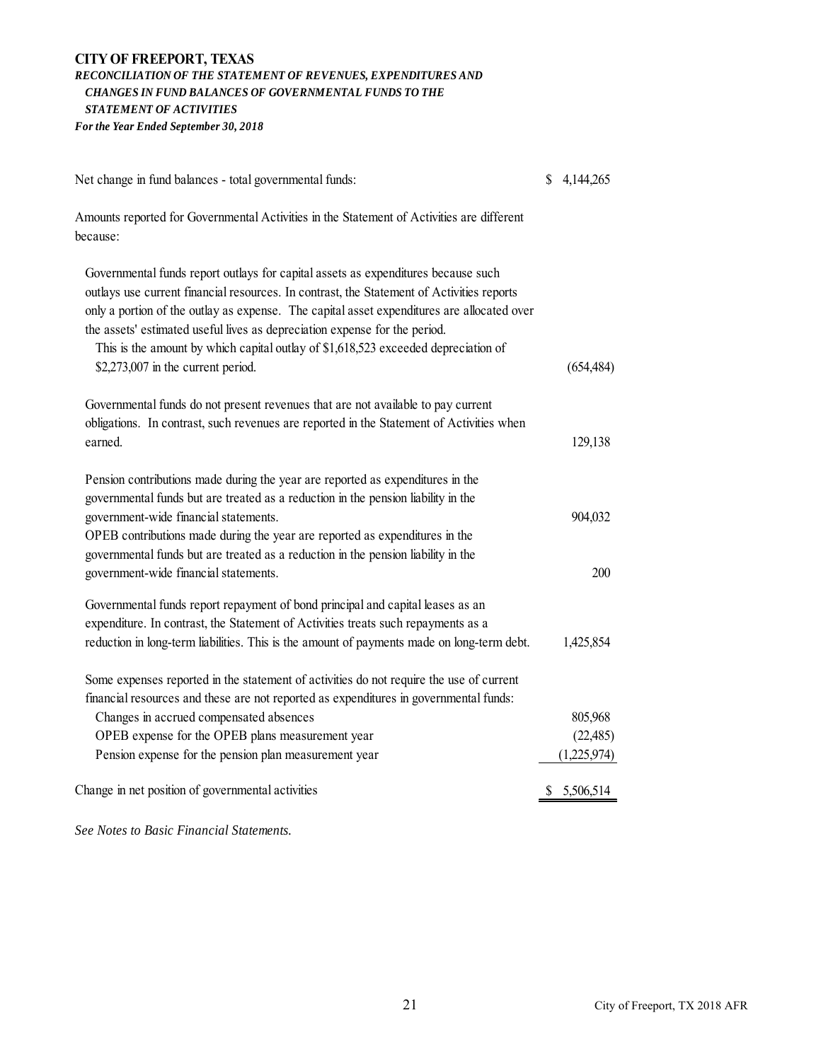# CITY OF FREEPORT, TEXAS

***RECONCILIATION OF THE STATEMENT OF REVENUES, EXPENDITURES AND CHANGES IN FUND BALANCES OF GOVERNMENTAL FUNDS TO THE STATEMENT OF ACTIVITIES***

***For the Year Ended September 30, 2018***

| | |
|---|---|
| Net change in fund balances - total governmental funds: | $ 4,144,265 |
| Amounts reported for Governmental Activities in the Statement of Activities are different because: | |
| Governmental funds report outlays for capital assets as expenditures because such outlays use current financial resources. In contrast, the Statement of Activities reports only a portion of the outlay as expense. The capital asset expenditures are allocated over the assets' estimated useful lives as depreciation expense for the period. This is the amount by which capital outlay of $1,618,523 exceeded depreciation of $2,273,007 in the current period. | (654,484) |
| Governmental funds do not present revenues that are not available to pay current obligations. In contrast, such revenues are reported in the Statement of Activities when earned. | 129,138 |
| Pension contributions made during the year are reported as expenditures in the governmental funds but are treated as a reduction in the pension liability in the government-wide financial statements. | 904,032 |
| OPEB contributions made during the year are reported as expenditures in the governmental funds but are treated as a reduction in the pension liability in the government-wide financial statements. | 200 |
| Governmental funds report repayment of bond principal and capital leases as an expenditure. In contrast, the Statement of Activities treats such repayments as a reduction in long-term liabilities. This is the amount of payments made on long-term debt. | 1,425,854 |
| Some expenses reported in the statement of activities do not require the use of current financial resources and these are not reported as expenditures in governmental funds: | |
| Changes in accrued compensated absences | 805,968 |
| OPEB expense for the OPEB plans measurement year | (22,485) |
| Pension expense for the pension plan measurement year | (1,225,974) |
| Change in net position of governmental activities | $ 5,506,514 |

*See Notes to Basic Financial Statements.*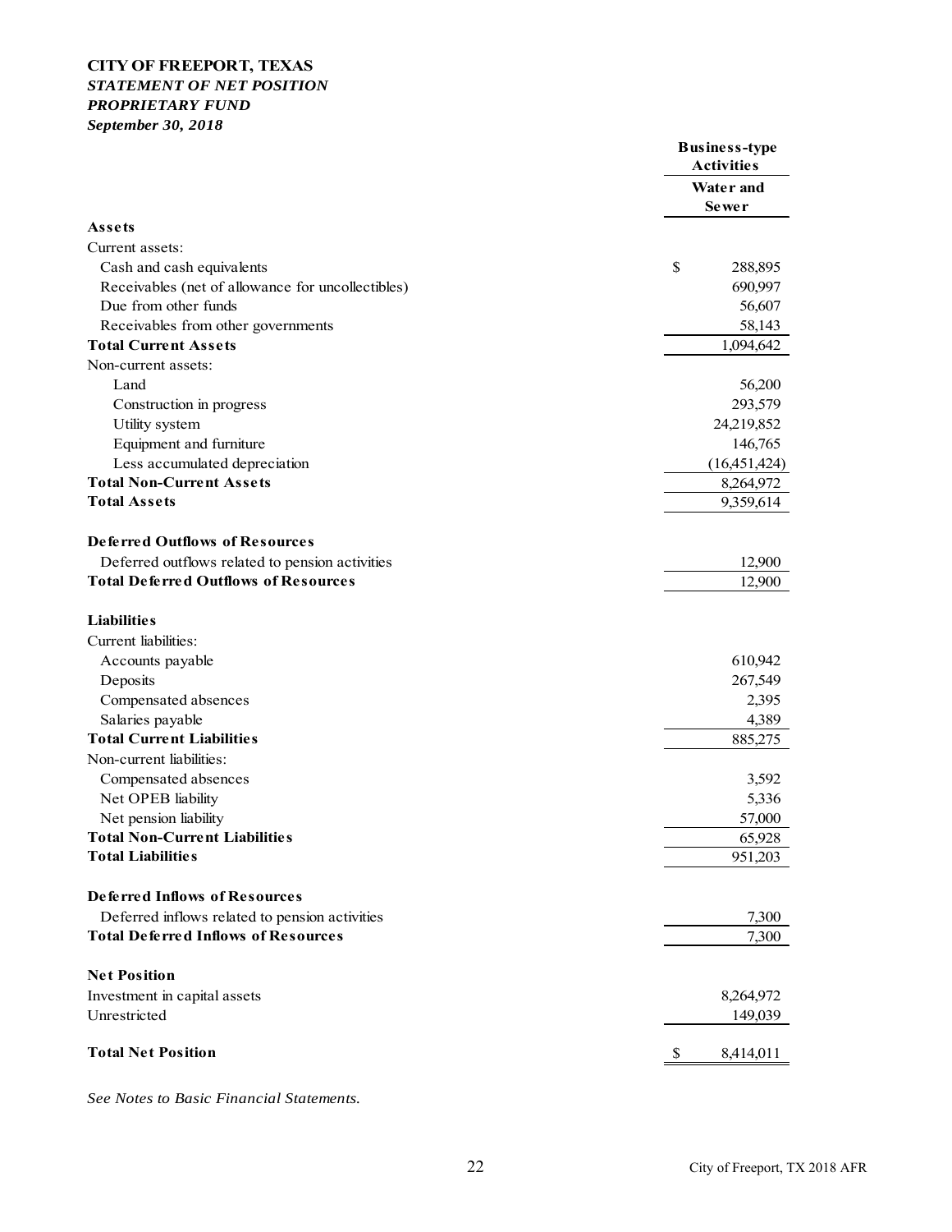**CITY OF FREEPORT, TEXAS**
***STATEMENT OF NET POSITION***
***PROPRIETARY FUND***
***September 30, 2018***

| | Business-type Activities |
|---|---|
| | Water and Sewer |
| **Assets** | |
| Current assets: | |
| Cash and cash equivalents | $ 288,895 |
| Receivables (net of allowance for uncollectibles) | 690,997 |
| Due from other funds | 56,607 |
| Receivables from other governments | 58,143 |
| **Total Current Assets** | 1,094,642 |
| Non-current assets: | |
| Land | 56,200 |
| Construction in progress | 293,579 |
| Utility system | 24,219,852 |
| Equipment and furniture | 146,765 |
| Less accumulated depreciation | (16,451,424) |
| **Total Non-Current Assets** | 8,264,972 |
| **Total Assets** | 9,359,614 |
| | |
| **Deferred Outflows of Resources** | |
| Deferred outflows related to pension activities | 12,900 |
| **Total Deferred Outflows of Resources** | 12,900 |
| | |
| **Liabilities** | |
| Current liabilities: | |
| Accounts payable | 610,942 |
| Deposits | 267,549 |
| Compensated absences | 2,395 |
| Salaries payable | 4,389 |
| **Total Current Liabilities** | 885,275 |
| Non-current liabilities: | |
| Compensated absences | 3,592 |
| Net OPEB liability | 5,336 |
| Net pension liability | 57,000 |
| **Total Non-Current Liabilities** | 65,928 |
| **Total Liabilities** | 951,203 |
| | |
| **Deferred Inflows of Resources** | |
| Deferred inflows related to pension activities | 7,300 |
| **Total Deferred Inflows of Resources** | 7,300 |
| | |
| **Net Position** | |
| Investment in capital assets | 8,264,972 |
| Unrestricted | 149,039 |
| | |
| **Total Net Position** | $ 8,414,011 |

*See Notes to Basic Financial Statements.*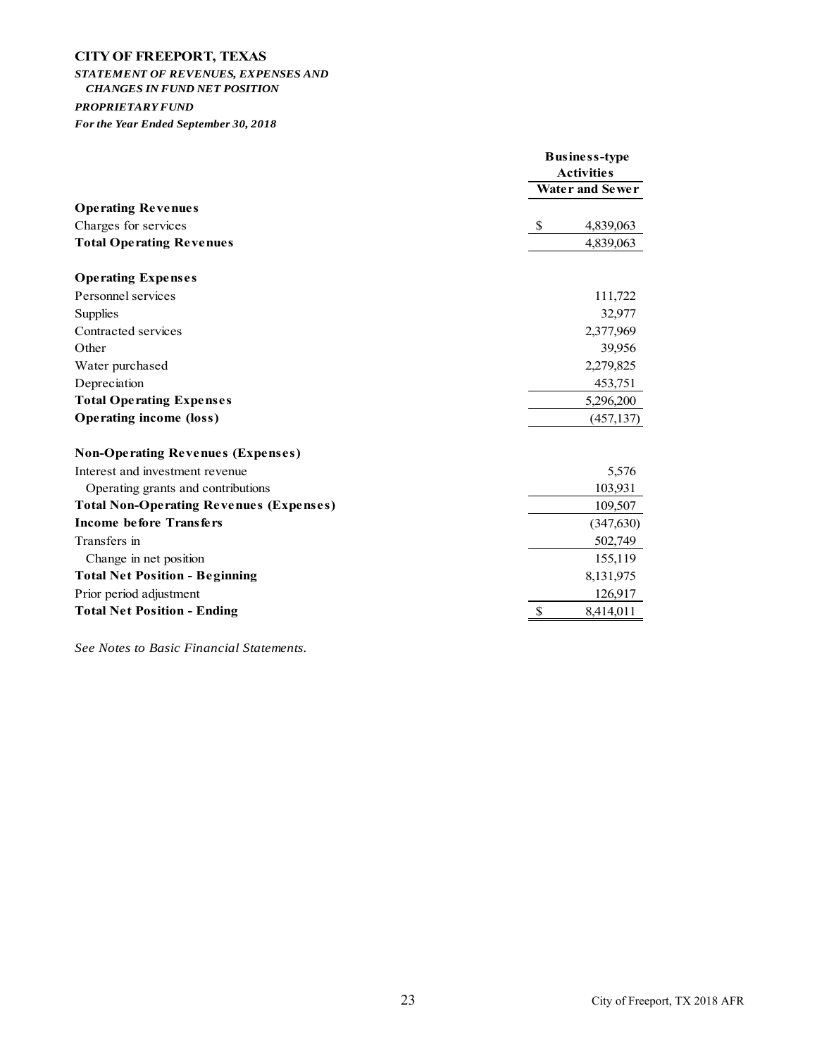**CITY OF FREEPORT, TEXAS**

***STATEMENT OF REVENUES, EXPENSES AND CHANGES IN FUND NET POSITION***

***PROPRIETARY FUND***

***For the Year Ended September 30, 2018***

| | Business-type Activities |
|---|---|
| | **Water and Sewer** |
| **Operating Revenues** | |
| Charges for services | $ 4,839,063 |
| **Total Operating Revenues** | 4,839,063 |
| | |
| **Operating Expenses** | |
| Personnel services | 111,722 |
| Supplies | 32,977 |
| Contracted services | 2,377,969 |
| Other | 39,956 |
| Water purchased | 2,279,825 |
| Depreciation | 453,751 |
| **Total Operating Expenses** | 5,296,200 |
| **Operating income (loss)** | (457,137) |
| | |
| **Non-Operating Revenues (Expenses)** | |
| Interest and investment revenue | 5,576 |
| Operating grants and contributions | 103,931 |
| **Total Non-Operating Revenues (Expenses)** | 109,507 |
| **Income before Transfers** | (347,630) |
| Transfers in | 502,749 |
| Change in net position | 155,119 |
| **Total Net Position - Beginning** | 8,131,975 |
| Prior period adjustment | 126,917 |
| **Total Net Position - Ending** | $ 8,414,011 |

*See Notes to Basic Financial Statements.*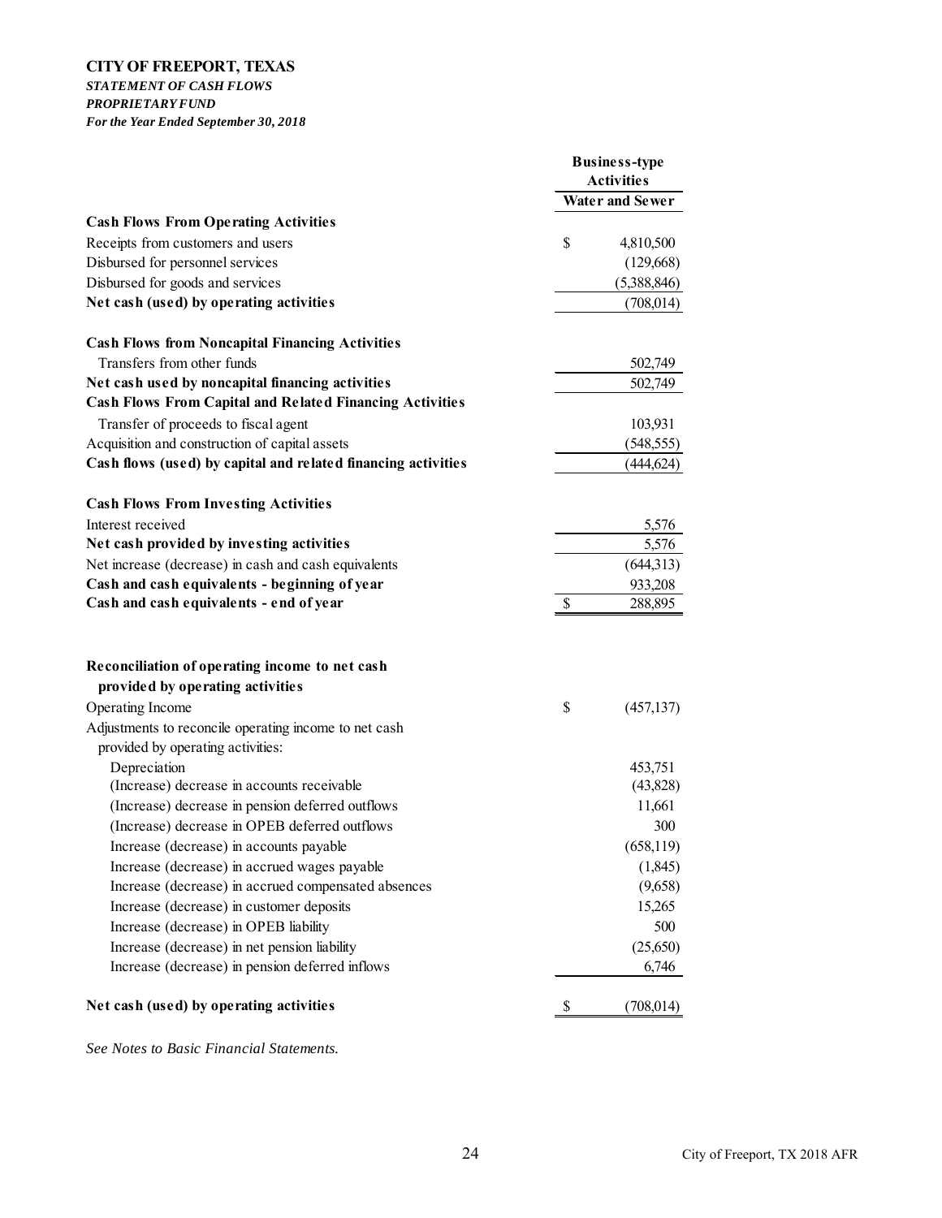**CITY OF FREEPORT, TEXAS**
***STATEMENT OF CASH FLOWS***
***PROPRIETARY FUND***
***For the Year Ended September 30, 2018***

| | Business-type Activities |
|---|---|
| | **Water and Sewer** |
| **Cash Flows From Operating Activities** | |
| Receipts from customers and users | $ 4,810,500 |
| Disbursed for personnel services | (129,668) |
| Disbursed for goods and services | (5,388,846) |
| **Net cash (used) by operating activities** | (708,014) |
| | |
| **Cash Flows from Noncapital Financing Activities** | |
| Transfers from other funds | 502,749 |
| **Net cash used by noncapital financing activities** | 502,749 |
| **Cash Flows From Capital and Related Financing Activities** | |
| Transfer of proceeds to fiscal agent | 103,931 |
| Acquisition and construction of capital assets | (548,555) |
| **Cash flows (used) by capital and related financing activities** | (444,624) |
| | |
| **Cash Flows From Investing Activities** | |
| Interest received | 5,576 |
| **Net cash provided by investing activities** | 5,576 |
| Net increase (decrease) in cash and cash equivalents | (644,313) |
| **Cash and cash equivalents - beginning of year** | 933,208 |
| **Cash and cash equivalents - end of year** | $ 288,895 |
| | |
| **Reconciliation of operating income to net cash provided by operating activities** | |
| Operating Income | $ (457,137) |
| Adjustments to reconcile operating income to net cash provided by operating activities: | |
| Depreciation | 453,751 |
| (Increase) decrease in accounts receivable | (43,828) |
| (Increase) decrease in pension deferred outflows | 11,661 |
| (Increase) decrease in OPEB deferred outflows | 300 |
| Increase (decrease) in accounts payable | (658,119) |
| Increase (decrease) in accrued wages payable | (1,845) |
| Increase (decrease) in accrued compensated absences | (9,658) |
| Increase (decrease) in customer deposits | 15,265 |
| Increase (decrease) in OPEB liability | 500 |
| Increase (decrease) in net pension liability | (25,650) |
| Increase (decrease) in pension deferred inflows | 6,746 |
| | |
| **Net cash (used) by operating activities** | $ (708,014) |

*See Notes to Basic Financial Statements.*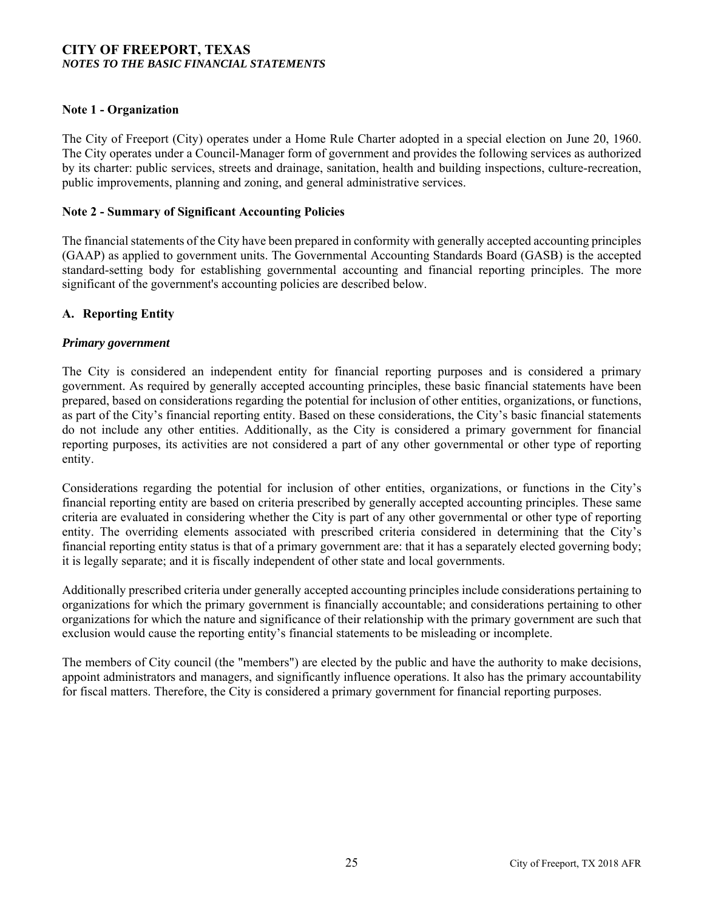# CITY OF FREEPORT, TEXAS
*NOTES TO THE BASIC FINANCIAL STATEMENTS*

## Note 1 - Organization

The City of Freeport (City) operates under a Home Rule Charter adopted in a special election on June 20, 1960. The City operates under a Council-Manager form of government and provides the following services as authorized by its charter: public services, streets and drainage, sanitation, health and building inspections, culture-recreation, public improvements, planning and zoning, and general administrative services.

## Note 2 - Summary of Significant Accounting Policies

The financial statements of the City have been prepared in conformity with generally accepted accounting principles (GAAP) as applied to government units. The Governmental Accounting Standards Board (GASB) is the accepted standard-setting body for establishing governmental accounting and financial reporting principles. The more significant of the government's accounting policies are described below.

### A. Reporting Entity

***Primary government***

The City is considered an independent entity for financial reporting purposes and is considered a primary government. As required by generally accepted accounting principles, these basic financial statements have been prepared, based on considerations regarding the potential for inclusion of other entities, organizations, or functions, as part of the City's financial reporting entity. Based on these considerations, the City's basic financial statements do not include any other entities. Additionally, as the City is considered a primary government for financial reporting purposes, its activities are not considered a part of any other governmental or other type of reporting entity.

Considerations regarding the potential for inclusion of other entities, organizations, or functions in the City's financial reporting entity are based on criteria prescribed by generally accepted accounting principles. These same criteria are evaluated in considering whether the City is part of any other governmental or other type of reporting entity. The overriding elements associated with prescribed criteria considered in determining that the City's financial reporting entity status is that of a primary government are: that it has a separately elected governing body; it is legally separate; and it is fiscally independent of other state and local governments.

Additionally prescribed criteria under generally accepted accounting principles include considerations pertaining to organizations for which the primary government is financially accountable; and considerations pertaining to other organizations for which the nature and significance of their relationship with the primary government are such that exclusion would cause the reporting entity's financial statements to be misleading or incomplete.

The members of City council (the "members") are elected by the public and have the authority to make decisions, appoint administrators and managers, and significantly influence operations. It also has the primary accountability for fiscal matters. Therefore, the City is considered a primary government for financial reporting purposes.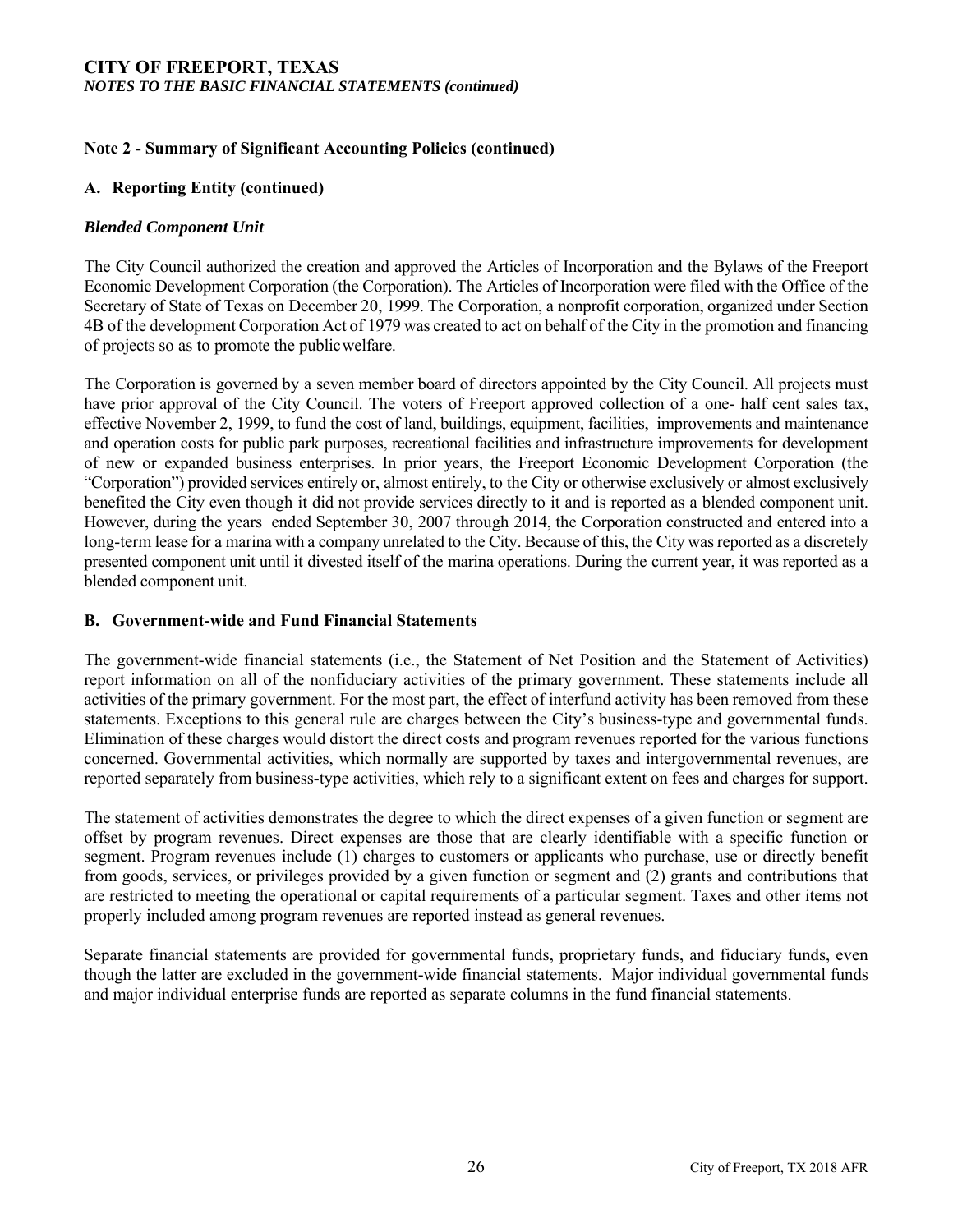## Note 2 - Summary of Significant Accounting Policies (continued)

### A. Reporting Entity (continued)

***Blended Component Unit***

The City Council authorized the creation and approved the Articles of Incorporation and the Bylaws of the Freeport Economic Development Corporation (the Corporation). The Articles of Incorporation were filed with the Office of the Secretary of State of Texas on December 20, 1999. The Corporation, a nonprofit corporation, organized under Section 4B of the development Corporation Act of 1979 was created to act on behalf of the City in the promotion and financing of projects so as to promote the public welfare.

The Corporation is governed by a seven member board of directors appointed by the City Council. All projects must have prior approval of the City Council. The voters of Freeport approved collection of a one- half cent sales tax, effective November 2, 1999, to fund the cost of land, buildings, equipment, facilities, improvements and maintenance and operation costs for public park purposes, recreational facilities and infrastructure improvements for development of new or expanded business enterprises. In prior years, the Freeport Economic Development Corporation (the "Corporation") provided services entirely or, almost entirely, to the City or otherwise exclusively or almost exclusively benefited the City even though it did not provide services directly to it and is reported as a blended component unit. However, during the years ended September 30, 2007 through 2014, the Corporation constructed and entered into a long-term lease for a marina with a company unrelated to the City. Because of this, the City was reported as a discretely presented component unit until it divested itself of the marina operations. During the current year, it was reported as a blended component unit.

### B. Government-wide and Fund Financial Statements

The government-wide financial statements (i.e., the Statement of Net Position and the Statement of Activities) report information on all of the nonfiduciary activities of the primary government. These statements include all activities of the primary government. For the most part, the effect of interfund activity has been removed from these statements. Exceptions to this general rule are charges between the City's business-type and governmental funds. Elimination of these charges would distort the direct costs and program revenues reported for the various functions concerned. Governmental activities, which normally are supported by taxes and intergovernmental revenues, are reported separately from business-type activities, which rely to a significant extent on fees and charges for support.

The statement of activities demonstrates the degree to which the direct expenses of a given function or segment are offset by program revenues. Direct expenses are those that are clearly identifiable with a specific function or segment. Program revenues include (1) charges to customers or applicants who purchase, use or directly benefit from goods, services, or privileges provided by a given function or segment and (2) grants and contributions that are restricted to meeting the operational or capital requirements of a particular segment. Taxes and other items not properly included among program revenues are reported instead as general revenues.

Separate financial statements are provided for governmental funds, proprietary funds, and fiduciary funds, even though the latter are excluded in the government-wide financial statements. Major individual governmental funds and major individual enterprise funds are reported as separate columns in the fund financial statements.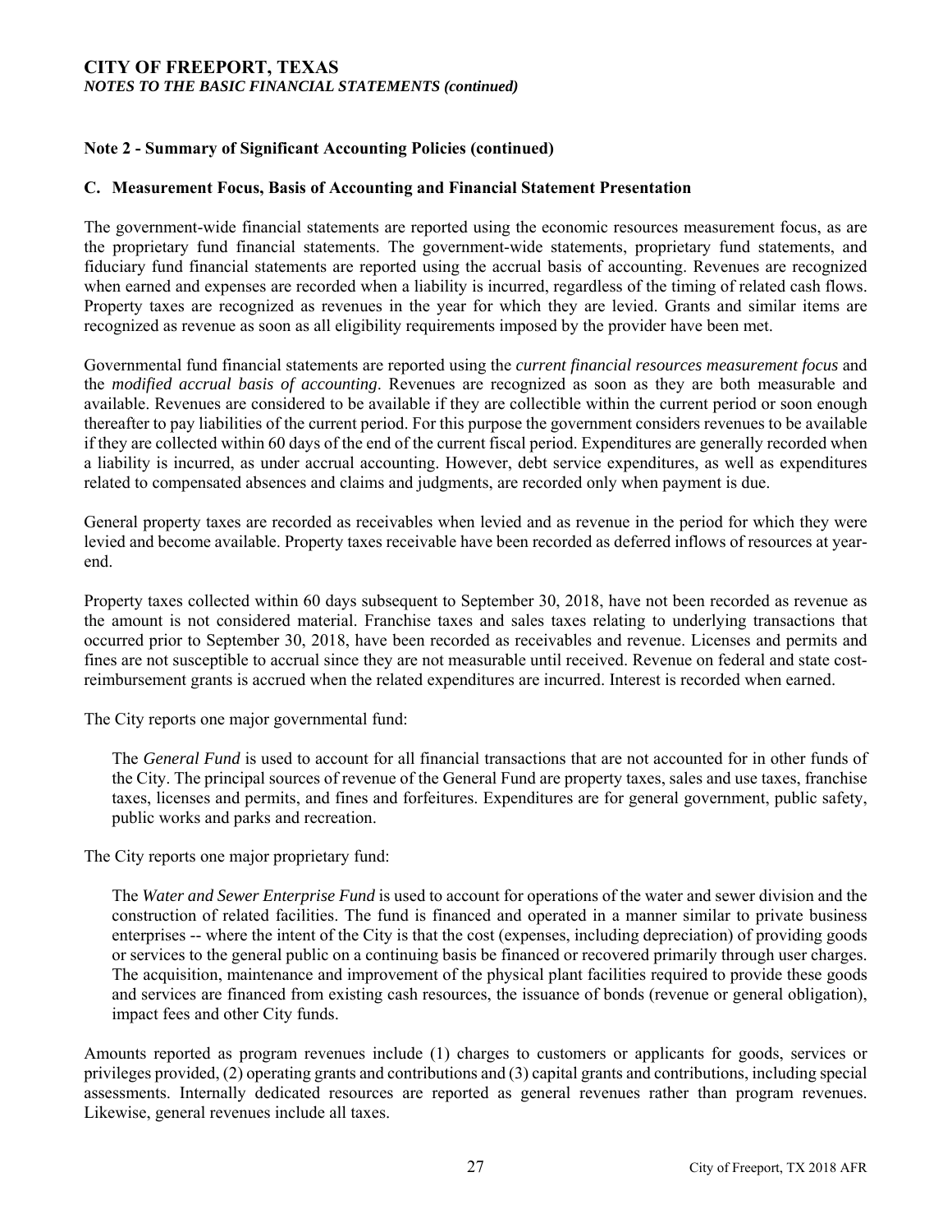## Note 2 - Summary of Significant Accounting Policies (continued)

### C. Measurement Focus, Basis of Accounting and Financial Statement Presentation

The government-wide financial statements are reported using the economic resources measurement focus, as are the proprietary fund financial statements. The government-wide statements, proprietary fund statements, and fiduciary fund financial statements are reported using the accrual basis of accounting. Revenues are recognized when earned and expenses are recorded when a liability is incurred, regardless of the timing of related cash flows. Property taxes are recognized as revenues in the year for which they are levied. Grants and similar items are recognized as revenue as soon as all eligibility requirements imposed by the provider have been met.

Governmental fund financial statements are reported using the *current financial resources measurement focus* and the *modified accrual basis of accounting*. Revenues are recognized as soon as they are both measurable and available. Revenues are considered to be available if they are collectible within the current period or soon enough thereafter to pay liabilities of the current period. For this purpose the government considers revenues to be available if they are collected within 60 days of the end of the current fiscal period. Expenditures are generally recorded when a liability is incurred, as under accrual accounting. However, debt service expenditures, as well as expenditures related to compensated absences and claims and judgments, are recorded only when payment is due.

General property taxes are recorded as receivables when levied and as revenue in the period for which they were levied and become available. Property taxes receivable have been recorded as deferred inflows of resources at year-end.

Property taxes collected within 60 days subsequent to September 30, 2018, have not been recorded as revenue as the amount is not considered material. Franchise taxes and sales taxes relating to underlying transactions that occurred prior to September 30, 2018, have been recorded as receivables and revenue. Licenses and permits and fines are not susceptible to accrual since they are not measurable until received. Revenue on federal and state cost-reimbursement grants is accrued when the related expenditures are incurred. Interest is recorded when earned.

The City reports one major governmental fund:

> The *General Fund* is used to account for all financial transactions that are not accounted for in other funds of the City. The principal sources of revenue of the General Fund are property taxes, sales and use taxes, franchise taxes, licenses and permits, and fines and forfeitures. Expenditures are for general government, public safety, public works and parks and recreation.

The City reports one major proprietary fund:

> The *Water and Sewer Enterprise Fund* is used to account for operations of the water and sewer division and the construction of related facilities. The fund is financed and operated in a manner similar to private business enterprises -- where the intent of the City is that the cost (expenses, including depreciation) of providing goods or services to the general public on a continuing basis be financed or recovered primarily through user charges. The acquisition, maintenance and improvement of the physical plant facilities required to provide these goods and services are financed from existing cash resources, the issuance of bonds (revenue or general obligation), impact fees and other City funds.

Amounts reported as program revenues include (1) charges to customers or applicants for goods, services or privileges provided, (2) operating grants and contributions and (3) capital grants and contributions, including special assessments. Internally dedicated resources are reported as general revenues rather than program revenues. Likewise, general revenues include all taxes.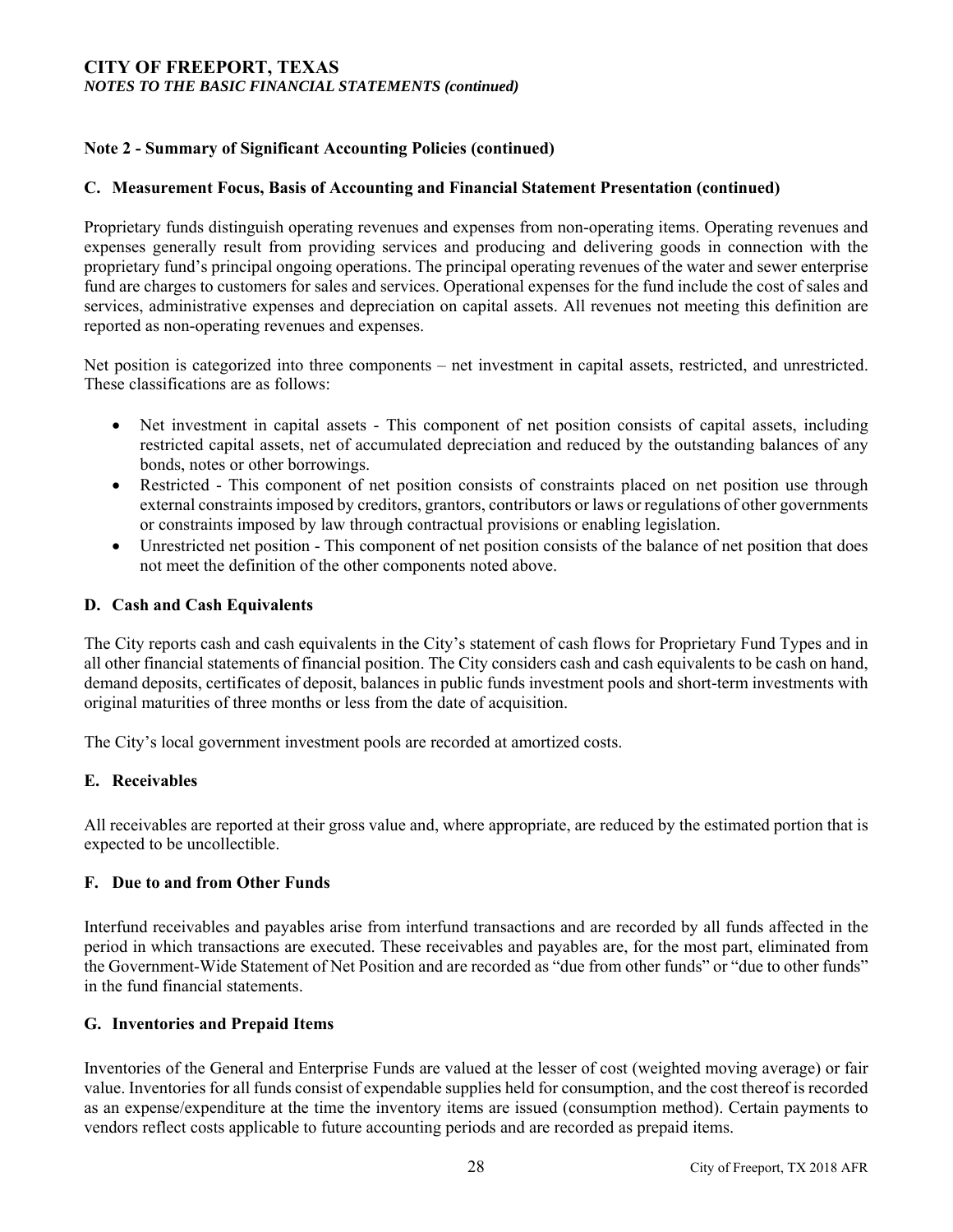## Note 2 - Summary of Significant Accounting Policies (continued)

### C. Measurement Focus, Basis of Accounting and Financial Statement Presentation (continued)

Proprietary funds distinguish operating revenues and expenses from non-operating items. Operating revenues and expenses generally result from providing services and producing and delivering goods in connection with the proprietary fund's principal ongoing operations. The principal operating revenues of the water and sewer enterprise fund are charges to customers for sales and services. Operational expenses for the fund include the cost of sales and services, administrative expenses and depreciation on capital assets. All revenues not meeting this definition are reported as non-operating revenues and expenses.

Net position is categorized into three components – net investment in capital assets, restricted, and unrestricted. These classifications are as follows:

- Net investment in capital assets - This component of net position consists of capital assets, including restricted capital assets, net of accumulated depreciation and reduced by the outstanding balances of any bonds, notes or other borrowings.
- Restricted - This component of net position consists of constraints placed on net position use through external constraints imposed by creditors, grantors, contributors or laws or regulations of other governments or constraints imposed by law through contractual provisions or enabling legislation.
- Unrestricted net position - This component of net position consists of the balance of net position that does not meet the definition of the other components noted above.

### D. Cash and Cash Equivalents

The City reports cash and cash equivalents in the City's statement of cash flows for Proprietary Fund Types and in all other financial statements of financial position. The City considers cash and cash equivalents to be cash on hand, demand deposits, certificates of deposit, balances in public funds investment pools and short-term investments with original maturities of three months or less from the date of acquisition.

The City's local government investment pools are recorded at amortized costs.

### E. Receivables

All receivables are reported at their gross value and, where appropriate, are reduced by the estimated portion that is expected to be uncollectible.

### F. Due to and from Other Funds

Interfund receivables and payables arise from interfund transactions and are recorded by all funds affected in the period in which transactions are executed. These receivables and payables are, for the most part, eliminated from the Government-Wide Statement of Net Position and are recorded as "due from other funds" or "due to other funds" in the fund financial statements.

### G. Inventories and Prepaid Items

Inventories of the General and Enterprise Funds are valued at the lesser of cost (weighted moving average) or fair value. Inventories for all funds consist of expendable supplies held for consumption, and the cost thereof is recorded as an expense/expenditure at the time the inventory items are issued (consumption method). Certain payments to vendors reflect costs applicable to future accounting periods and are recorded as prepaid items.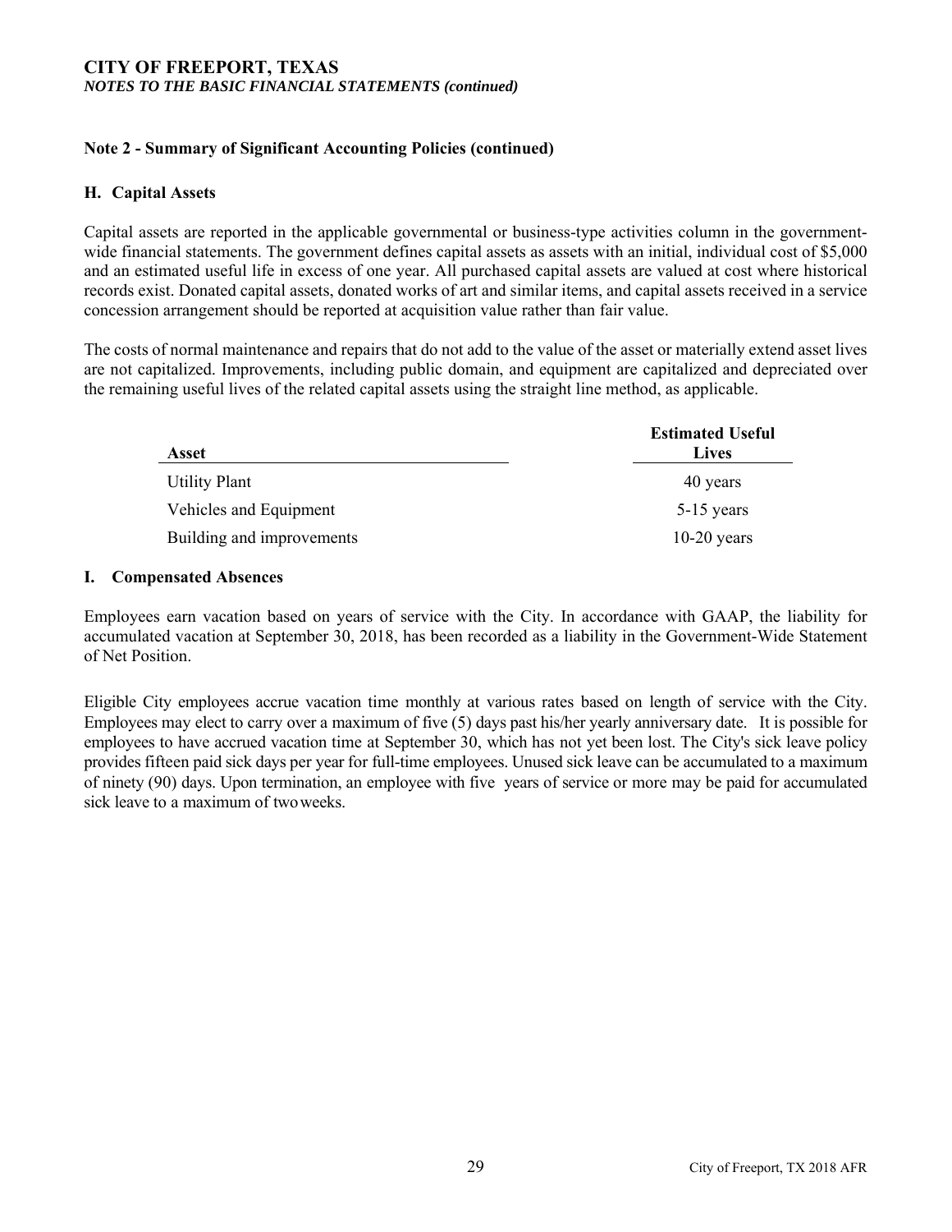# CITY OF FREEPORT, TEXAS

*NOTES TO THE BASIC FINANCIAL STATEMENTS (continued)*

## Note 2 - Summary of Significant Accounting Policies (continued)

### H. Capital Assets

Capital assets are reported in the applicable governmental or business-type activities column in the government-wide financial statements. The government defines capital assets as assets with an initial, individual cost of $5,000 and an estimated useful life in excess of one year. All purchased capital assets are valued at cost where historical records exist. Donated capital assets, donated works of art and similar items, and capital assets received in a service concession arrangement should be reported at acquisition value rather than fair value.

The costs of normal maintenance and repairs that do not add to the value of the asset or materially extend asset lives are not capitalized. Improvements, including public domain, and equipment are capitalized and depreciated over the remaining useful lives of the related capital assets using the straight line method, as applicable.

| Asset | Estimated Useful Lives |
|---|---|
| Utility Plant | 40 years |
| Vehicles and Equipment | 5-15 years |
| Building and improvements | 10-20 years |

### I. Compensated Absences

Employees earn vacation based on years of service with the City. In accordance with GAAP, the liability for accumulated vacation at September 30, 2018, has been recorded as a liability in the Government-Wide Statement of Net Position.

Eligible City employees accrue vacation time monthly at various rates based on length of service with the City. Employees may elect to carry over a maximum of five (5) days past his/her yearly anniversary date. It is possible for employees to have accrued vacation time at September 30, which has not yet been lost. The City's sick leave policy provides fifteen paid sick days per year for full-time employees. Unused sick leave can be accumulated to a maximum of ninety (90) days. Upon termination, an employee with five years of service or more may be paid for accumulated sick leave to a maximum of two weeks.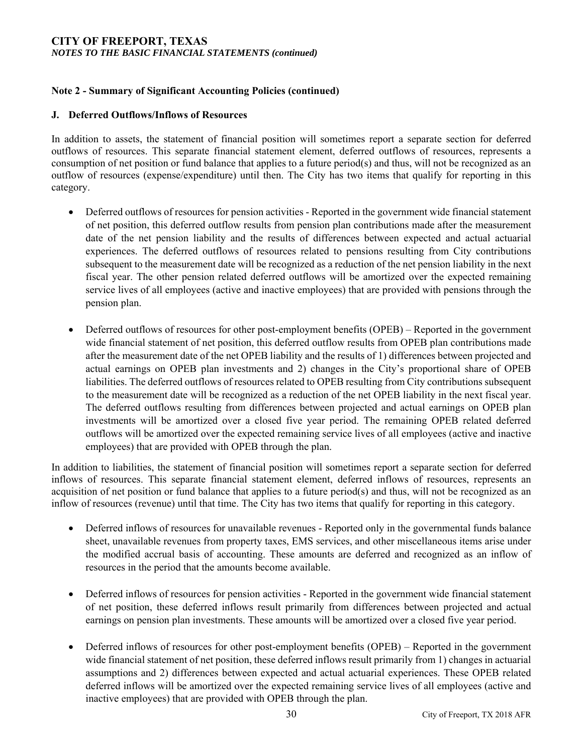## Note 2 - Summary of Significant Accounting Policies (continued)

### J. Deferred Outflows/Inflows of Resources

In addition to assets, the statement of financial position will sometimes report a separate section for deferred outflows of resources. This separate financial statement element, deferred outflows of resources, represents a consumption of net position or fund balance that applies to a future period(s) and thus, will not be recognized as an outflow of resources (expense/expenditure) until then. The City has two items that qualify for reporting in this category.

- Deferred outflows of resources for pension activities - Reported in the government wide financial statement of net position, this deferred outflow results from pension plan contributions made after the measurement date of the net pension liability and the results of differences between expected and actual actuarial experiences. The deferred outflows of resources related to pensions resulting from City contributions subsequent to the measurement date will be recognized as a reduction of the net pension liability in the next fiscal year. The other pension related deferred outflows will be amortized over the expected remaining service lives of all employees (active and inactive employees) that are provided with pensions through the pension plan.

- Deferred outflows of resources for other post-employment benefits (OPEB) – Reported in the government wide financial statement of net position, this deferred outflow results from OPEB plan contributions made after the measurement date of the net OPEB liability and the results of 1) differences between projected and actual earnings on OPEB plan investments and 2) changes in the City's proportional share of OPEB liabilities. The deferred outflows of resources related to OPEB resulting from City contributions subsequent to the measurement date will be recognized as a reduction of the net OPEB liability in the next fiscal year. The deferred outflows resulting from differences between projected and actual earnings on OPEB plan investments will be amortized over a closed five year period. The remaining OPEB related deferred outflows will be amortized over the expected remaining service lives of all employees (active and inactive employees) that are provided with OPEB through the plan.

In addition to liabilities, the statement of financial position will sometimes report a separate section for deferred inflows of resources. This separate financial statement element, deferred inflows of resources, represents an acquisition of net position or fund balance that applies to a future period(s) and thus, will not be recognized as an inflow of resources (revenue) until that time. The City has two items that qualify for reporting in this category.

- Deferred inflows of resources for unavailable revenues - Reported only in the governmental funds balance sheet, unavailable revenues from property taxes, EMS services, and other miscellaneous items arise under the modified accrual basis of accounting. These amounts are deferred and recognized as an inflow of resources in the period that the amounts become available.

- Deferred inflows of resources for pension activities - Reported in the government wide financial statement of net position, these deferred inflows result primarily from differences between projected and actual earnings on pension plan investments. These amounts will be amortized over a closed five year period.

- Deferred inflows of resources for other post-employment benefits (OPEB) – Reported in the government wide financial statement of net position, these deferred inflows result primarily from 1) changes in actuarial assumptions and 2) differences between expected and actual actuarial experiences. These OPEB related deferred inflows will be amortized over the expected remaining service lives of all employees (active and inactive employees) that are provided with OPEB through the plan.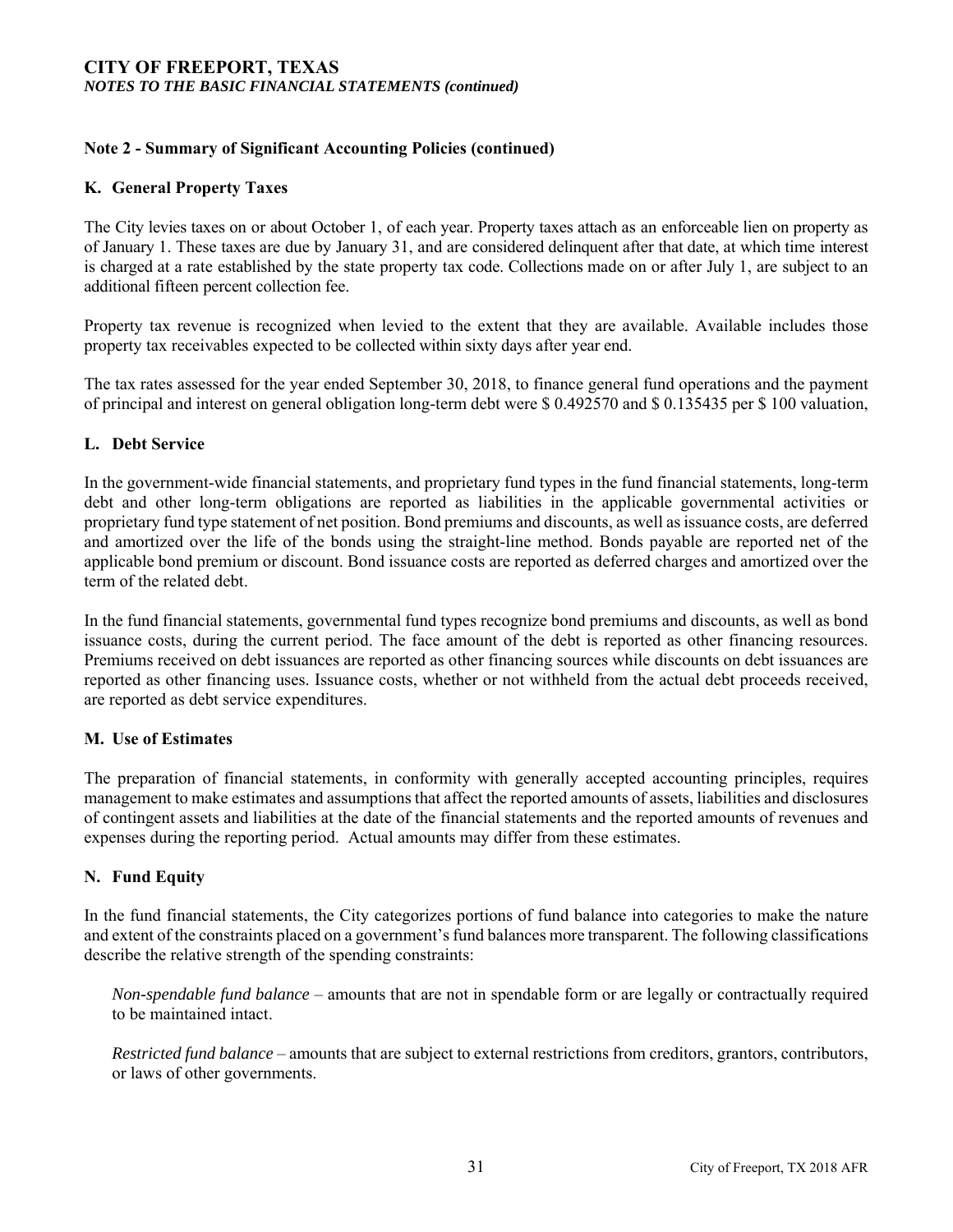## Note 2 - Summary of Significant Accounting Policies (continued)

### K. General Property Taxes

The City levies taxes on or about October 1, of each year. Property taxes attach as an enforceable lien on property as of January 1. These taxes are due by January 31, and are considered delinquent after that date, at which time interest is charged at a rate established by the state property tax code. Collections made on or after July 1, are subject to an additional fifteen percent collection fee.

Property tax revenue is recognized when levied to the extent that they are available. Available includes those property tax receivables expected to be collected within sixty days after year end.

The tax rates assessed for the year ended September 30, 2018, to finance general fund operations and the payment of principal and interest on general obligation long-term debt were \$ 0.492570 and \$ 0.135435 per \$ 100 valuation,

### L. Debt Service

In the government-wide financial statements, and proprietary fund types in the fund financial statements, long-term debt and other long-term obligations are reported as liabilities in the applicable governmental activities or proprietary fund type statement of net position. Bond premiums and discounts, as well as issuance costs, are deferred and amortized over the life of the bonds using the straight-line method. Bonds payable are reported net of the applicable bond premium or discount. Bond issuance costs are reported as deferred charges and amortized over the term of the related debt.

In the fund financial statements, governmental fund types recognize bond premiums and discounts, as well as bond issuance costs, during the current period. The face amount of the debt is reported as other financing resources. Premiums received on debt issuances are reported as other financing sources while discounts on debt issuances are reported as other financing uses. Issuance costs, whether or not withheld from the actual debt proceeds received, are reported as debt service expenditures.

### M. Use of Estimates

The preparation of financial statements, in conformity with generally accepted accounting principles, requires management to make estimates and assumptions that affect the reported amounts of assets, liabilities and disclosures of contingent assets and liabilities at the date of the financial statements and the reported amounts of revenues and expenses during the reporting period. Actual amounts may differ from these estimates.

### N. Fund Equity

In the fund financial statements, the City categorizes portions of fund balance into categories to make the nature and extent of the constraints placed on a government's fund balances more transparent. The following classifications describe the relative strength of the spending constraints:

*Non-spendable fund balance* – amounts that are not in spendable form or are legally or contractually required to be maintained intact.

*Restricted fund balance* – amounts that are subject to external restrictions from creditors, grantors, contributors, or laws of other governments.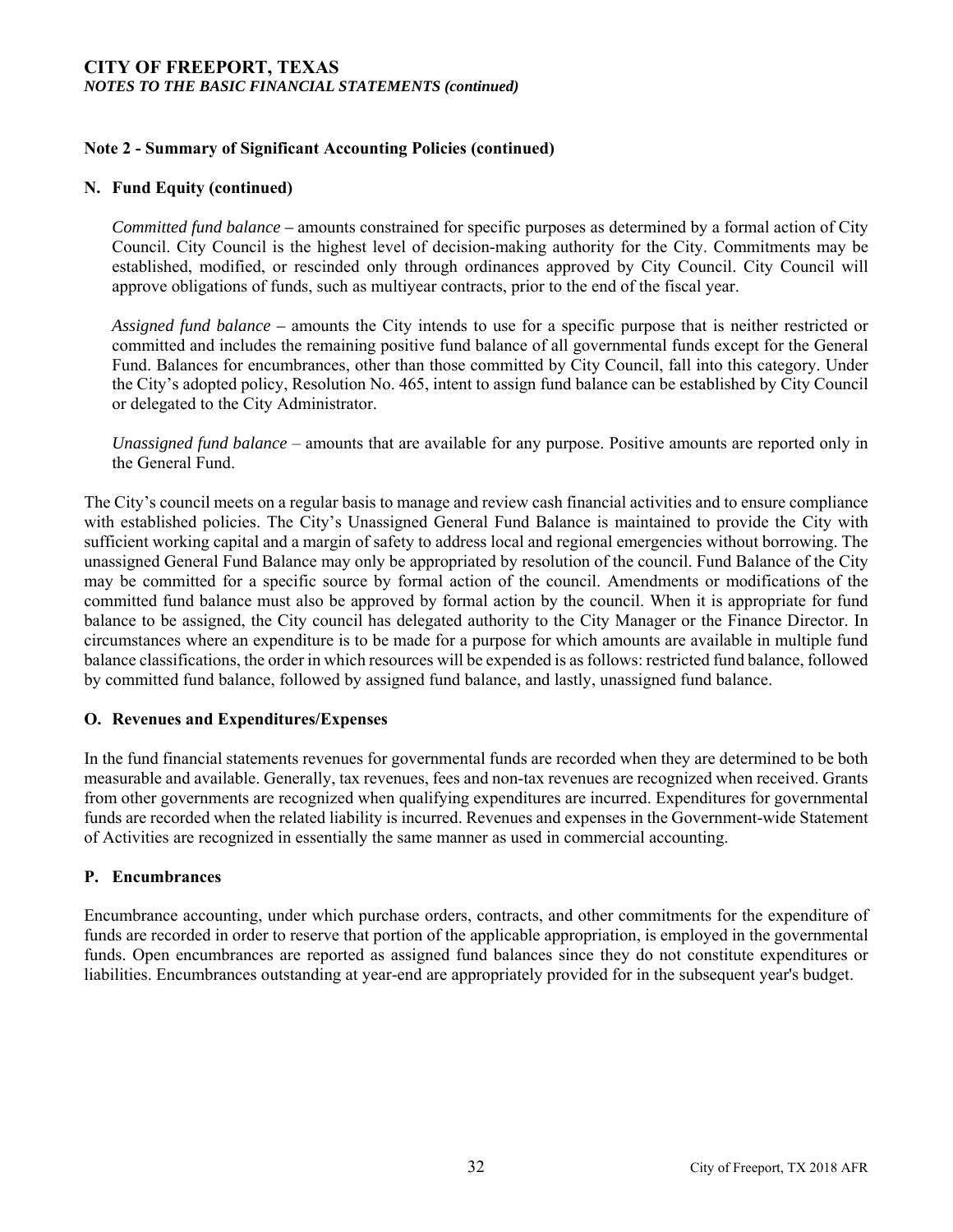## Note 2 - Summary of Significant Accounting Policies (continued)

### N. Fund Equity (continued)

*Committed fund balance* – amounts constrained for specific purposes as determined by a formal action of City Council. City Council is the highest level of decision-making authority for the City. Commitments may be established, modified, or rescinded only through ordinances approved by City Council. City Council will approve obligations of funds, such as multiyear contracts, prior to the end of the fiscal year.

*Assigned fund balance* – amounts the City intends to use for a specific purpose that is neither restricted or committed and includes the remaining positive fund balance of all governmental funds except for the General Fund. Balances for encumbrances, other than those committed by City Council, fall into this category. Under the City's adopted policy, Resolution No. 465, intent to assign fund balance can be established by City Council or delegated to the City Administrator.

*Unassigned fund balance* – amounts that are available for any purpose. Positive amounts are reported only in the General Fund.

The City's council meets on a regular basis to manage and review cash financial activities and to ensure compliance with established policies. The City's Unassigned General Fund Balance is maintained to provide the City with sufficient working capital and a margin of safety to address local and regional emergencies without borrowing. The unassigned General Fund Balance may only be appropriated by resolution of the council. Fund Balance of the City may be committed for a specific source by formal action of the council. Amendments or modifications of the committed fund balance must also be approved by formal action by the council. When it is appropriate for fund balance to be assigned, the City council has delegated authority to the City Manager or the Finance Director. In circumstances where an expenditure is to be made for a purpose for which amounts are available in multiple fund balance classifications, the order in which resources will be expended is as follows: restricted fund balance, followed by committed fund balance, followed by assigned fund balance, and lastly, unassigned fund balance.

### O. Revenues and Expenditures/Expenses

In the fund financial statements revenues for governmental funds are recorded when they are determined to be both measurable and available. Generally, tax revenues, fees and non-tax revenues are recognized when received. Grants from other governments are recognized when qualifying expenditures are incurred. Expenditures for governmental funds are recorded when the related liability is incurred. Revenues and expenses in the Government-wide Statement of Activities are recognized in essentially the same manner as used in commercial accounting.

### P. Encumbrances

Encumbrance accounting, under which purchase orders, contracts, and other commitments for the expenditure of funds are recorded in order to reserve that portion of the applicable appropriation, is employed in the governmental funds. Open encumbrances are reported as assigned fund balances since they do not constitute expenditures or liabilities. Encumbrances outstanding at year-end are appropriately provided for in the subsequent year's budget.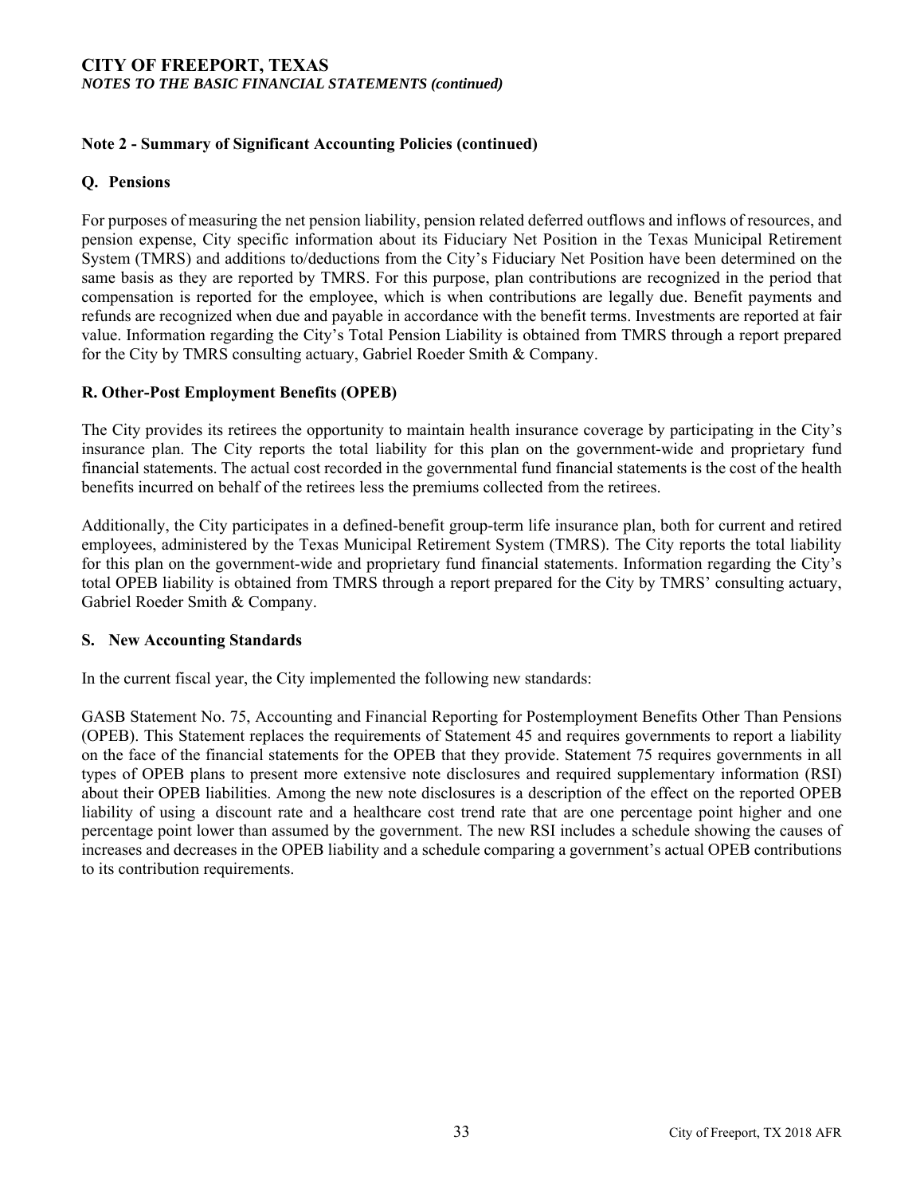## Note 2 - Summary of Significant Accounting Policies (continued)

### Q. Pensions

For purposes of measuring the net pension liability, pension related deferred outflows and inflows of resources, and pension expense, City specific information about its Fiduciary Net Position in the Texas Municipal Retirement System (TMRS) and additions to/deductions from the City's Fiduciary Net Position have been determined on the same basis as they are reported by TMRS. For this purpose, plan contributions are recognized in the period that compensation is reported for the employee, which is when contributions are legally due. Benefit payments and refunds are recognized when due and payable in accordance with the benefit terms. Investments are reported at fair value. Information regarding the City's Total Pension Liability is obtained from TMRS through a report prepared for the City by TMRS consulting actuary, Gabriel Roeder Smith & Company.

### R. Other-Post Employment Benefits (OPEB)

The City provides its retirees the opportunity to maintain health insurance coverage by participating in the City's insurance plan. The City reports the total liability for this plan on the government-wide and proprietary fund financial statements. The actual cost recorded in the governmental fund financial statements is the cost of the health benefits incurred on behalf of the retirees less the premiums collected from the retirees.

Additionally, the City participates in a defined-benefit group-term life insurance plan, both for current and retired employees, administered by the Texas Municipal Retirement System (TMRS). The City reports the total liability for this plan on the government-wide and proprietary fund financial statements. Information regarding the City's total OPEB liability is obtained from TMRS through a report prepared for the City by TMRS' consulting actuary, Gabriel Roeder Smith & Company.

### S. New Accounting Standards

In the current fiscal year, the City implemented the following new standards:

GASB Statement No. 75, Accounting and Financial Reporting for Postemployment Benefits Other Than Pensions (OPEB). This Statement replaces the requirements of Statement 45 and requires governments to report a liability on the face of the financial statements for the OPEB that they provide. Statement 75 requires governments in all types of OPEB plans to present more extensive note disclosures and required supplementary information (RSI) about their OPEB liabilities. Among the new note disclosures is a description of the effect on the reported OPEB liability of using a discount rate and a healthcare cost trend rate that are one percentage point higher and one percentage point lower than assumed by the government. The new RSI includes a schedule showing the causes of increases and decreases in the OPEB liability and a schedule comparing a government's actual OPEB contributions to its contribution requirements.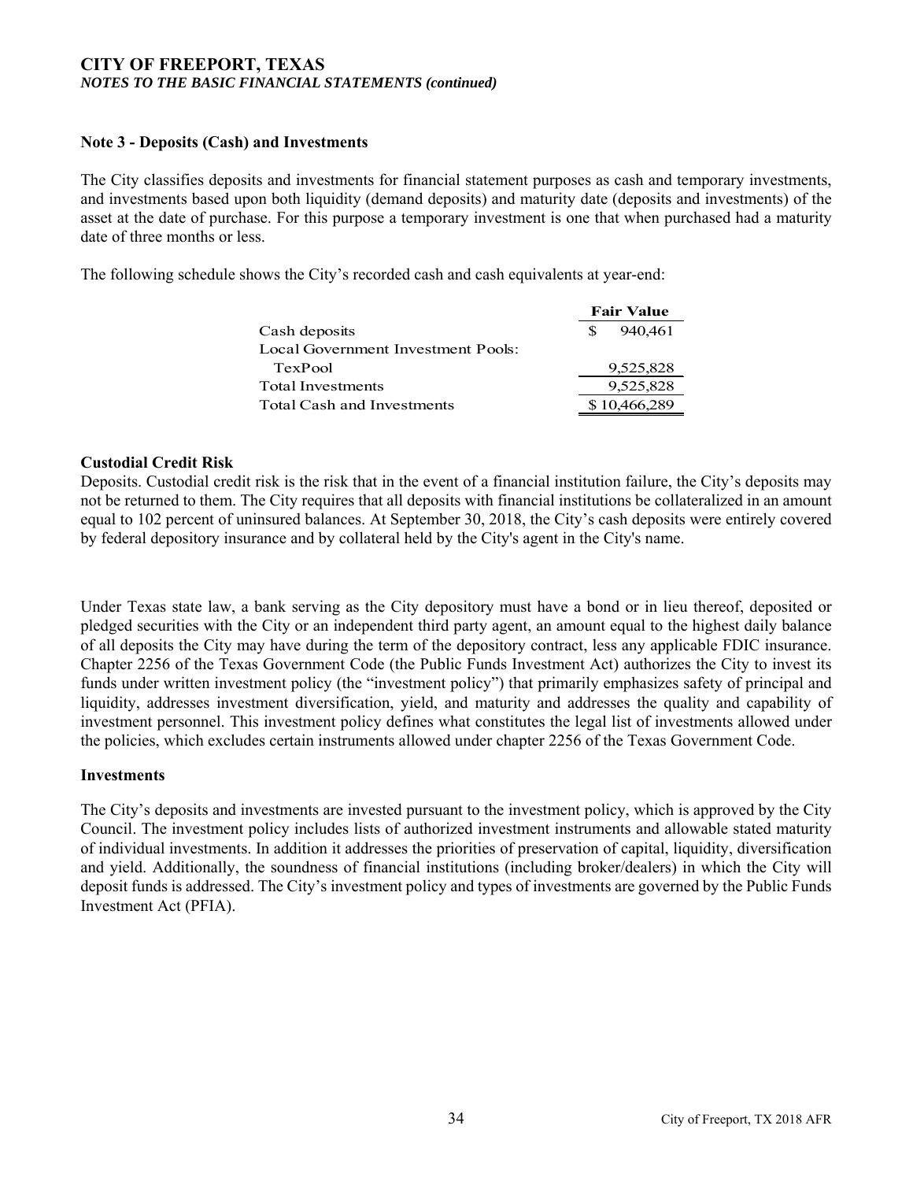**CITY OF FREEPORT, TEXAS**
*NOTES TO THE BASIC FINANCIAL STATEMENTS (continued)*

**Note 3 - Deposits (Cash) and Investments**

The City classifies deposits and investments for financial statement purposes as cash and temporary investments, and investments based upon both liquidity (demand deposits) and maturity date (deposits and investments) of the asset at the date of purchase. For this purpose a temporary investment is one that when purchased had a maturity date of three months or less.

The following schedule shows the City's recorded cash and cash equivalents at year-end:

| | Fair Value |
|---|---|
| Cash deposits | $ 940,461 |
| Local Government Investment Pools: | |
| TexPool | 9,525,828 |
| Total Investments | 9,525,828 |
| Total Cash and Investments | $ 10,466,289 |

**Custodial Credit Risk**

Deposits. Custodial credit risk is the risk that in the event of a financial institution failure, the City's deposits may not be returned to them. The City requires that all deposits with financial institutions be collateralized in an amount equal to 102 percent of uninsured balances. At September 30, 2018, the City's cash deposits were entirely covered by federal depository insurance and by collateral held by the City's agent in the City's name.

Under Texas state law, a bank serving as the City depository must have a bond or in lieu thereof, deposited or pledged securities with the City or an independent third party agent, an amount equal to the highest daily balance of all deposits the City may have during the term of the depository contract, less any applicable FDIC insurance. Chapter 2256 of the Texas Government Code (the Public Funds Investment Act) authorizes the City to invest its funds under written investment policy (the "investment policy") that primarily emphasizes safety of principal and liquidity, addresses investment diversification, yield, and maturity and addresses the quality and capability of investment personnel. This investment policy defines what constitutes the legal list of investments allowed under the policies, which excludes certain instruments allowed under chapter 2256 of the Texas Government Code.

**Investments**

The City's deposits and investments are invested pursuant to the investment policy, which is approved by the City Council. The investment policy includes lists of authorized investment instruments and allowable stated maturity of individual investments. In addition it addresses the priorities of preservation of capital, liquidity, diversification and yield. Additionally, the soundness of financial institutions (including broker/dealers) in which the City will deposit funds is addressed. The City's investment policy and types of investments are governed by the Public Funds Investment Act (PFIA).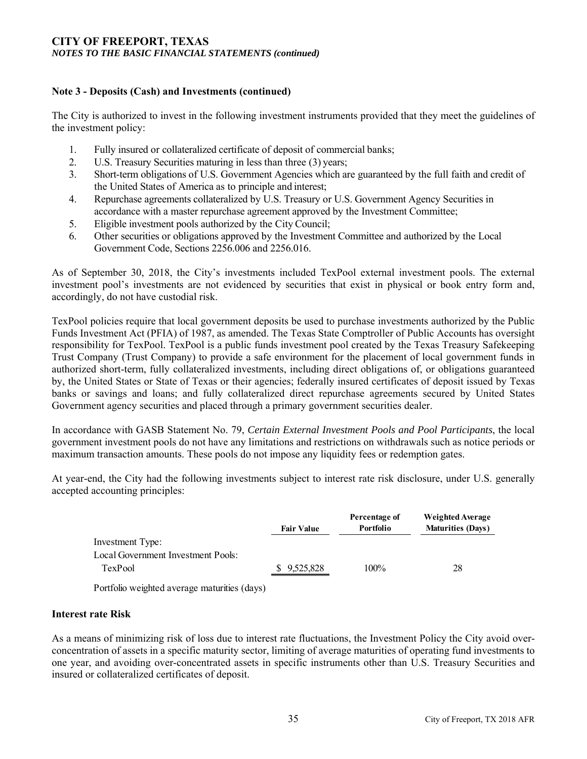### Note 3 - Deposits (Cash) and Investments (continued)

The City is authorized to invest in the following investment instruments provided that they meet the guidelines of the investment policy:

1. Fully insured or collateralized certificate of deposit of commercial banks;
2. U.S. Treasury Securities maturing in less than three (3) years;
3. Short-term obligations of U.S. Government Agencies which are guaranteed by the full faith and credit of the United States of America as to principle and interest;
4. Repurchase agreements collateralized by U.S. Treasury or U.S. Government Agency Securities in accordance with a master repurchase agreement approved by the Investment Committee;
5. Eligible investment pools authorized by the City Council;
6. Other securities or obligations approved by the Investment Committee and authorized by the Local Government Code, Sections 2256.006 and 2256.016.

As of September 30, 2018, the City's investments included TexPool external investment pools. The external investment pool's investments are not evidenced by securities that exist in physical or book entry form and, accordingly, do not have custodial risk.

TexPool policies require that local government deposits be used to purchase investments authorized by the Public Funds Investment Act (PFIA) of 1987, as amended. The Texas State Comptroller of Public Accounts has oversight responsibility for TexPool. TexPool is a public funds investment pool created by the Texas Treasury Safekeeping Trust Company (Trust Company) to provide a safe environment for the placement of local government funds in authorized short-term, fully collateralized investments, including direct obligations of, or obligations guaranteed by, the United States or State of Texas or their agencies; federally insured certificates of deposit issued by Texas banks or savings and loans; and fully collateralized direct repurchase agreements secured by United States Government agency securities and placed through a primary government securities dealer.

In accordance with GASB Statement No. 79, *Certain External Investment Pools and Pool Participants*, the local government investment pools do not have any limitations and restrictions on withdrawals such as notice periods or maximum transaction amounts. These pools do not impose any liquidity fees or redemption gates.

At year-end, the City had the following investments subject to interest rate risk disclosure, under U.S. generally accepted accounting principles:

| | Fair Value | Percentage of Portfolio | Weighted Average Maturities (Days) |
|---|---|---|---|
| Investment Type: | | | |
| Local Government Investment Pools: | | | |
| TexPool | $ 9,525,828 | 100% | 28 |
| Portfolio weighted average maturities (days) | | | |

### Interest rate Risk

As a means of minimizing risk of loss due to interest rate fluctuations, the Investment Policy the City avoid over-concentration of assets in a specific maturity sector, limiting of average maturities of operating fund investments to one year, and avoiding over-concentrated assets in specific instruments other than U.S. Treasury Securities and insured or collateralized certificates of deposit.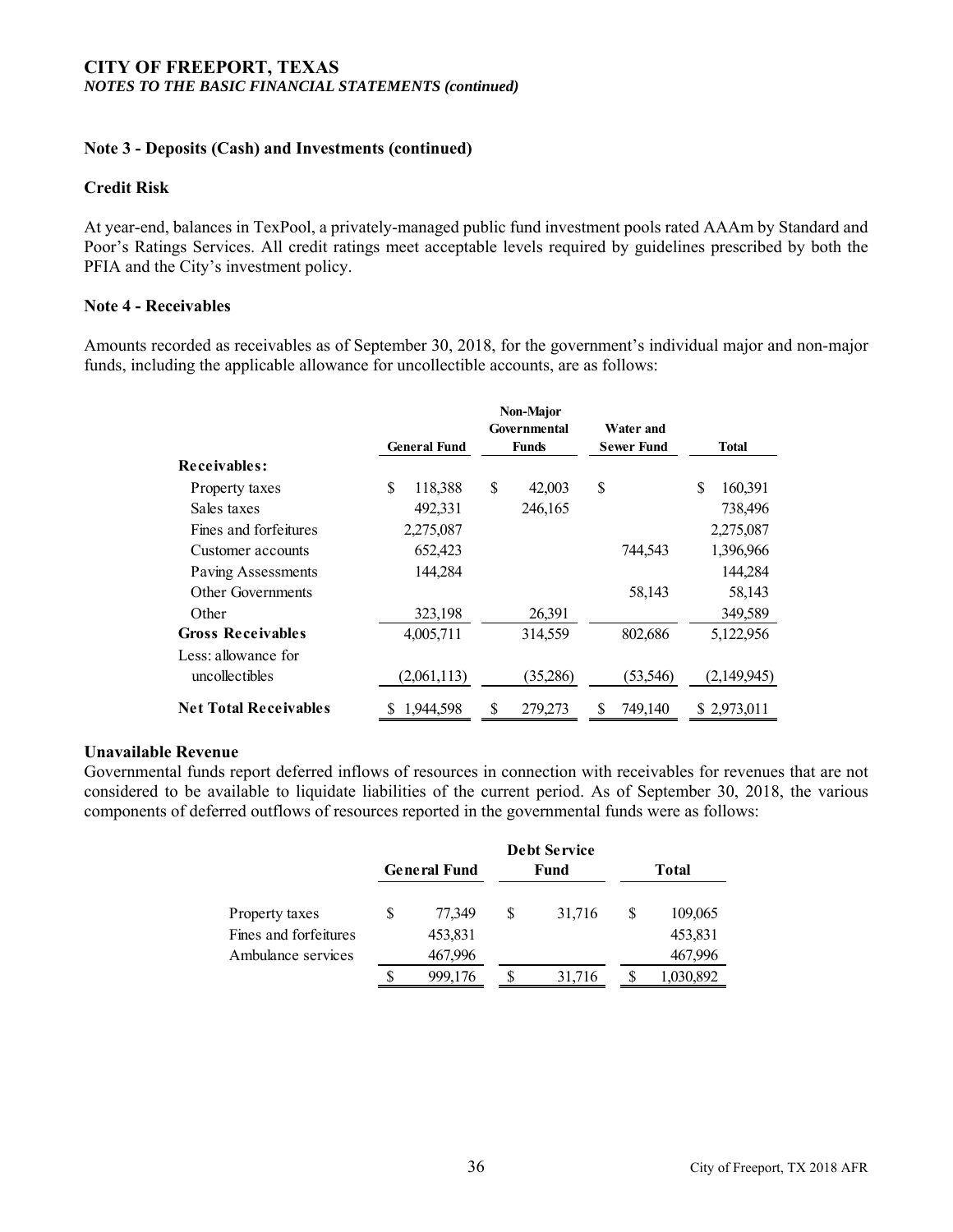**CITY OF FREEPORT, TEXAS**
***NOTES TO THE BASIC FINANCIAL STATEMENTS (continued)***

**Note 3 - Deposits (Cash) and Investments (continued)**

**Credit Risk**

At year-end, balances in TexPool, a privately-managed public fund investment pools rated AAAm by Standard and Poor's Ratings Services. All credit ratings meet acceptable levels required by guidelines prescribed by both the PFIA and the City's investment policy.

**Note 4 - Receivables**

Amounts recorded as receivables as of September 30, 2018, for the government's individual major and non-major funds, including the applicable allowance for uncollectible accounts, are as follows:

| | General Fund | Non-Major Governmental Funds | Water and Sewer Fund | Total |
|---|---|---|---|---|
| **Receivables:** | | | | |
| Property taxes | $ 118,388 | $ 42,003 | $ | $ 160,391 |
| Sales taxes | 492,331 | 246,165 | | 738,496 |
| Fines and forfeitures | 2,275,087 | | | 2,275,087 |
| Customer accounts | 652,423 | | 744,543 | 1,396,966 |
| Paving Assessments | 144,284 | | | 144,284 |
| Other Governments | | | 58,143 | 58,143 |
| Other | 323,198 | 26,391 | | 349,589 |
| **Gross Receivables** | 4,005,711 | 314,559 | 802,686 | 5,122,956 |
| Less: allowance for uncollectibles | (2,061,113) | (35,286) | (53,546) | (2,149,945) |
| **Net Total Receivables** | $ 1,944,598 | $ 279,273 | $ 749,140 | $ 2,973,011 |

**Unavailable Revenue**

Governmental funds report deferred inflows of resources in connection with receivables for revenues that are not considered to be available to liquidate liabilities of the current period. As of September 30, 2018, the various components of deferred outflows of resources reported in the governmental funds were as follows:

| | General Fund | Debt Service Fund | Total |
|---|---|---|---|
| Property taxes | $ 77,349 | $ 31,716 | $ 109,065 |
| Fines and forfeitures | 453,831 | | 453,831 |
| Ambulance services | 467,996 | | 467,996 |
| | $ 999,176 | $ 31,716 | $ 1,030,892 |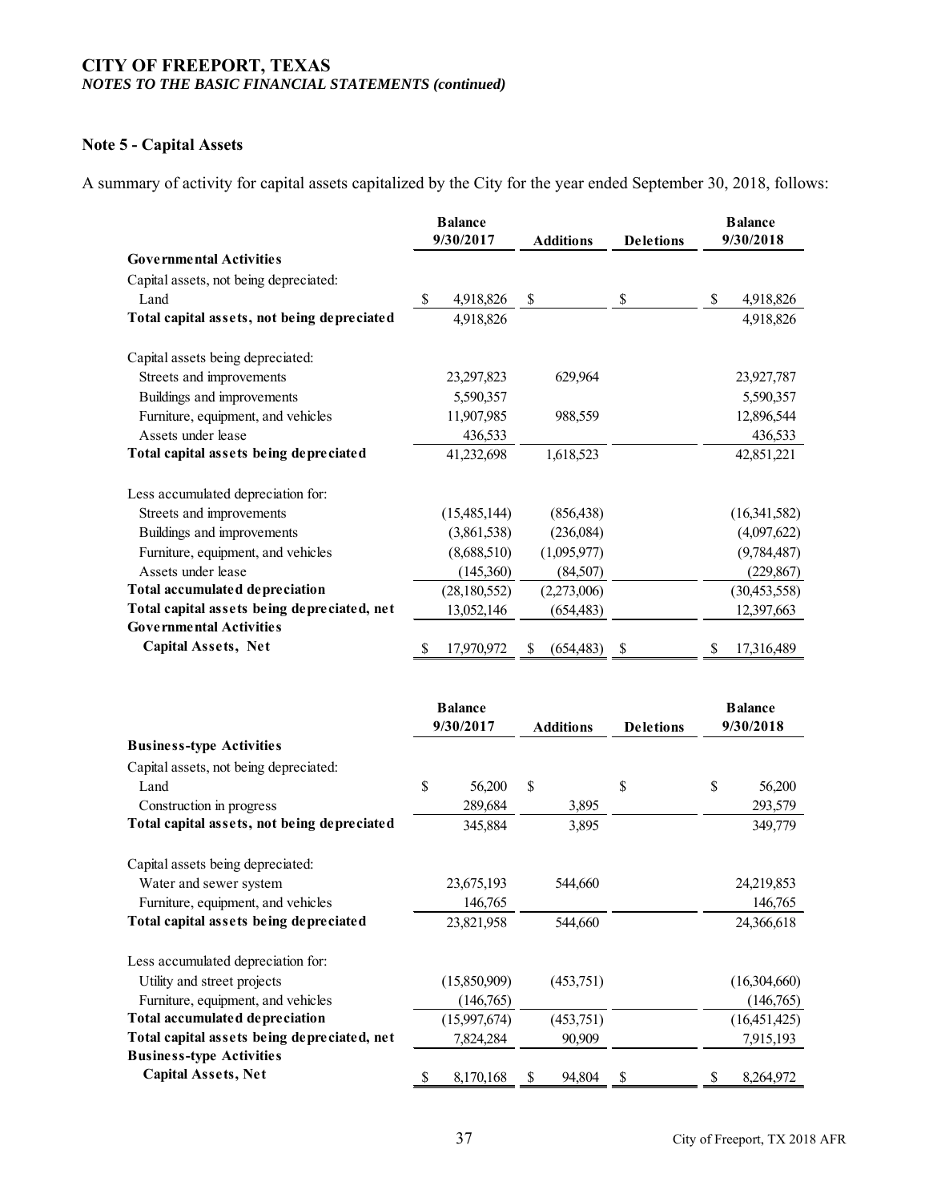# CITY OF FREEPORT, TEXAS

*NOTES TO THE BASIC FINANCIAL STATEMENTS (continued)*

## Note 5 - Capital Assets

A summary of activity for capital assets capitalized by the City for the year ended September 30, 2018, follows:

| | Balance 9/30/2017 | Additions | Deletions | Balance 9/30/2018 |
|---|---|---|---|---|
| **Governmental Activities** | | | | |
| Capital assets, not being depreciated: | | | | |
| Land | $ 4,918,826 | $ | $ | $ 4,918,826 |
| **Total capital assets, not being depreciated** | 4,918,826 | | | 4,918,826 |
| Capital assets being depreciated: | | | | |
| Streets and improvements | 23,297,823 | 629,964 | | 23,927,787 |
| Buildings and improvements | 5,590,357 | | | 5,590,357 |
| Furniture, equipment, and vehicles | 11,907,985 | 988,559 | | 12,896,544 |
| Assets under lease | 436,533 | | | 436,533 |
| **Total capital assets being depreciated** | 41,232,698 | 1,618,523 | | 42,851,221 |
| Less accumulated depreciation for: | | | | |
| Streets and improvements | (15,485,144) | (856,438) | | (16,341,582) |
| Buildings and improvements | (3,861,538) | (236,084) | | (4,097,622) |
| Furniture, equipment, and vehicles | (8,688,510) | (1,095,977) | | (9,784,487) |
| Assets under lease | (145,360) | (84,507) | | (229,867) |
| **Total accumulated depreciation** | (28,180,552) | (2,273,006) | | (30,453,558) |
| **Total capital assets being depreciated, net** | 13,052,146 | (654,483) | | 12,397,663 |
| **Governmental Activities Capital Assets, Net** | $ 17,970,972 | $ (654,483) | $ | $ 17,316,489 |

| | Balance 9/30/2017 | Additions | Deletions | Balance 9/30/2018 |
|---|---|---|---|---|
| **Business-type Activities** | | | | |
| Capital assets, not being depreciated: | | | | |
| Land | $ 56,200 | $ | $ | $ 56,200 |
| Construction in progress | 289,684 | 3,895 | | 293,579 |
| **Total capital assets, not being depreciated** | 345,884 | 3,895 | | 349,779 |
| Capital assets being depreciated: | | | | |
| Water and sewer system | 23,675,193 | 544,660 | | 24,219,853 |
| Furniture, equipment, and vehicles | 146,765 | | | 146,765 |
| **Total capital assets being depreciated** | 23,821,958 | 544,660 | | 24,366,618 |
| Less accumulated depreciation for: | | | | |
| Utility and street projects | (15,850,909) | (453,751) | | (16,304,660) |
| Furniture, equipment, and vehicles | (146,765) | | | (146,765) |
| **Total accumulated depreciation** | (15,997,674) | (453,751) | | (16,451,425) |
| **Total capital assets being depreciated, net** | 7,824,284 | 90,909 | | 7,915,193 |
| **Business-type Activities Capital Assets, Net** | $ 8,170,168 | $ 94,804 | $ | $ 8,264,972 |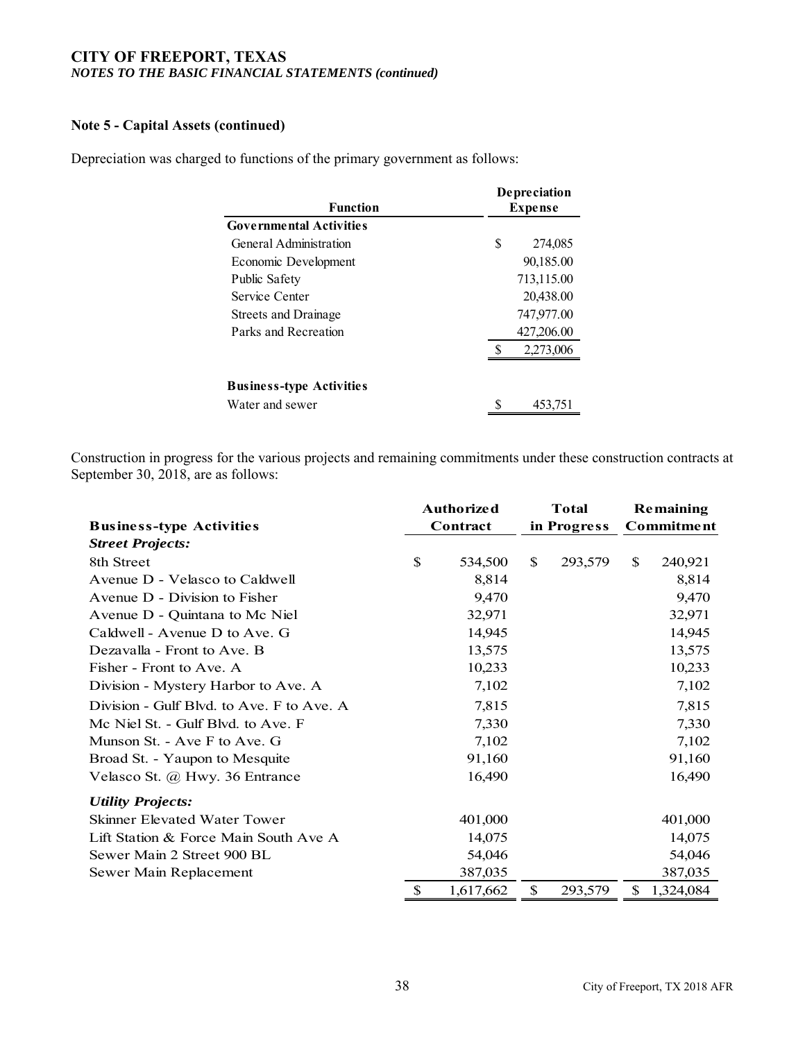**CITY OF FREEPORT, TEXAS**
***NOTES TO THE BASIC FINANCIAL STATEMENTS (continued)***

**Note 5 - Capital Assets (continued)**

Depreciation was charged to functions of the primary government as follows:

| Function | Depreciation Expense |
|---|---|
| **Governmental Activities** | |
| General Administration | $ 274,085 |
| Economic Development | 90,185.00 |
| Public Safety | 713,115.00 |
| Service Center | 20,438.00 |
| Streets and Drainage | 747,977.00 |
| Parks and Recreation | 427,206.00 |
| | $ 2,273,006 |
| | |
| **Business-type Activities** | |
| Water and sewer | $ 453,751 |

Construction in progress for the various projects and remaining commitments under these construction contracts at September 30, 2018, are as follows:

| Business-type Activities | Authorized Contract | Total in Progress | Remaining Commitment |
|---|---|---|---|
| ***Street Projects:*** | | | |
| 8th Street | $ 534,500 | $ 293,579 | $ 240,921 |
| Avenue D - Velasco to Caldwell | 8,814 | | 8,814 |
| Avenue D - Division to Fisher | 9,470 | | 9,470 |
| Avenue D - Quintana to Mc Niel | 32,971 | | 32,971 |
| Caldwell - Avenue D to Ave. G | 14,945 | | 14,945 |
| Dezavalla - Front to Ave. B | 13,575 | | 13,575 |
| Fisher - Front to Ave. A | 10,233 | | 10,233 |
| Division - Mystery Harbor to Ave. A | 7,102 | | 7,102 |
| Division - Gulf Blvd. to Ave. F to Ave. A | 7,815 | | 7,815 |
| Mc Niel St. - Gulf Blvd. to Ave. F | 7,330 | | 7,330 |
| Munson St. - Ave F to Ave. G | 7,102 | | 7,102 |
| Broad St. - Yaupon to Mesquite | 91,160 | | 91,160 |
| Velasco St. @ Hwy. 36 Entrance | 16,490 | | 16,490 |
| ***Utility Projects:*** | | | |
| Skinner Elevated Water Tower | 401,000 | | 401,000 |
| Lift Station & Force Main South Ave A | 14,075 | | 14,075 |
| Sewer Main 2 Street 900 BL | 54,046 | | 54,046 |
| Sewer Main Replacement | 387,035 | | 387,035 |
| | $ 1,617,662 | $ 293,579 | $ 1,324,084 |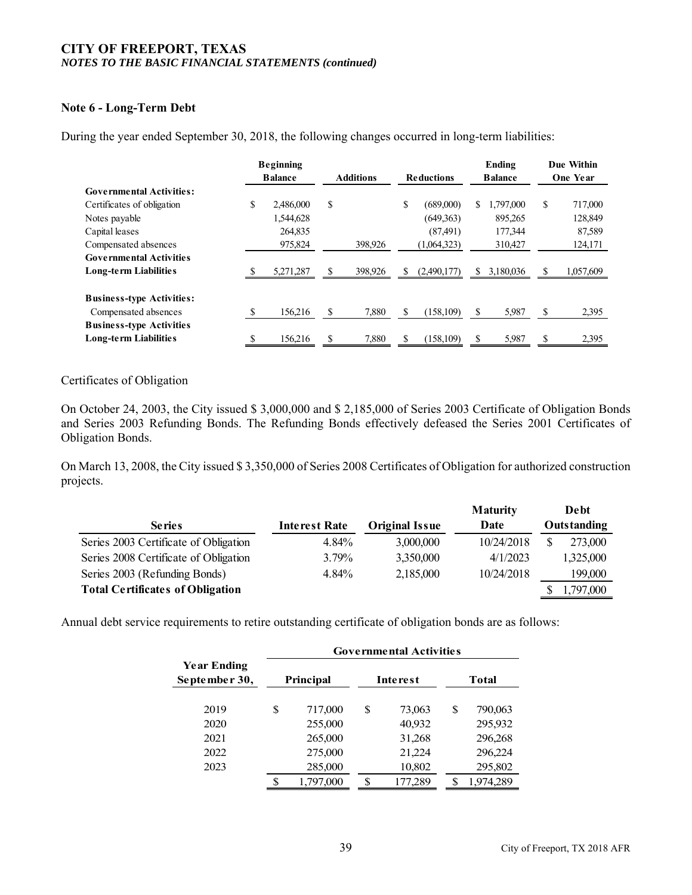**CITY OF FREEPORT, TEXAS**
*NOTES TO THE BASIC FINANCIAL STATEMENTS (continued)*

## Note 6 - Long-Term Debt

During the year ended September 30, 2018, the following changes occurred in long-term liabilities:

| | Beginning Balance | Additions | Reductions | Ending Balance | Due Within One Year |
|---|---|---|---|---|---|
| **Governmental Activities:** | | | | | |
| Certificates of obligation | $ 2,486,000 | $ | $ (689,000) | $ 1,797,000 | $ 717,000 |
| Notes payable | 1,544,628 | | (649,363) | 895,265 | 128,849 |
| Capital leases | 264,835 | | (87,491) | 177,344 | 87,589 |
| Compensated absences | 975,824 | 398,926 | (1,064,323) | 310,427 | 124,171 |
| **Governmental Activities Long-term Liabilities** | $ 5,271,287 | $ 398,926 | $ (2,490,177) | $ 3,180,036 | $ 1,057,609 |
| **Business-type Activities:** | | | | | |
| Compensated absences | $ 156,216 | $ 7,880 | $ (158,109) | $ 5,987 | $ 2,395 |
| **Business-type Activities Long-term Liabilities** | $ 156,216 | $ 7,880 | $ (158,109) | $ 5,987 | $ 2,395 |

Certificates of Obligation

On October 24, 2003, the City issued $ 3,000,000 and $ 2,185,000 of Series 2003 Certificate of Obligation Bonds and Series 2003 Refunding Bonds. The Refunding Bonds effectively defeased the Series 2001 Certificates of Obligation Bonds.

On March 13, 2008, the City issued $ 3,350,000 of Series 2008 Certificates of Obligation for authorized construction projects.

| Series | Interest Rate | Original Issue | Maturity Date | Debt Outstanding |
|---|---|---|---|---|
| Series 2003 Certificate of Obligation | 4.84% | 3,000,000 | 10/24/2018 | $ 273,000 |
| Series 2008 Certificate of Obligation | 3.79% | 3,350,000 | 4/1/2023 | 1,325,000 |
| Series 2003 (Refunding Bonds) | 4.84% | 2,185,000 | 10/24/2018 | 199,000 |
| **Total Certificates of Obligation** | | | | $ 1,797,000 |

Annual debt service requirements to retire outstanding certificate of obligation bonds are as follows:

| | Governmental Activities | | |
|---|---|---|---|
| Year Ending September 30, | Principal | Interest | Total |
| 2019 | $ 717,000 | $ 73,063 | $ 790,063 |
| 2020 | 255,000 | 40,932 | 295,932 |
| 2021 | 265,000 | 31,268 | 296,268 |
| 2022 | 275,000 | 21,224 | 296,224 |
| 2023 | 285,000 | 10,802 | 295,802 |
| | $ 1,797,000 | $ 177,289 | $ 1,974,289 |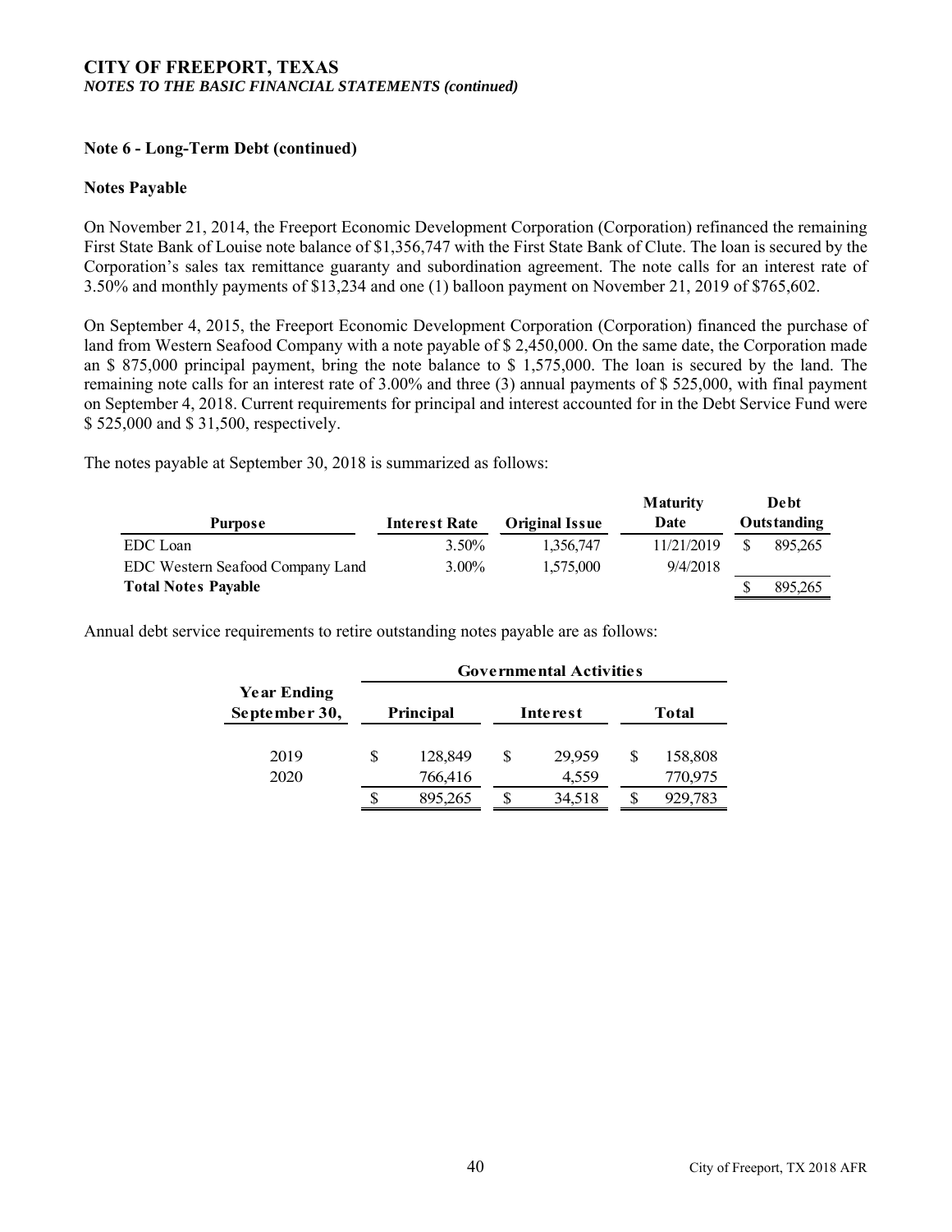**CITY OF FREEPORT, TEXAS**
***NOTES TO THE BASIC FINANCIAL STATEMENTS (continued)***

**Note 6 - Long-Term Debt (continued)**

**Notes Payable**

On November 21, 2014, the Freeport Economic Development Corporation (Corporation) refinanced the remaining First State Bank of Louise note balance of $1,356,747 with the First State Bank of Clute. The loan is secured by the Corporation's sales tax remittance guaranty and subordination agreement. The note calls for an interest rate of 3.50% and monthly payments of $13,234 and one (1) balloon payment on November 21, 2019 of $765,602.

On September 4, 2015, the Freeport Economic Development Corporation (Corporation) financed the purchase of land from Western Seafood Company with a note payable of $ 2,450,000. On the same date, the Corporation made an $ 875,000 principal payment, bring the note balance to $ 1,575,000. The loan is secured by the land. The remaining note calls for an interest rate of 3.00% and three (3) annual payments of $ 525,000, with final payment on September 4, 2018. Current requirements for principal and interest accounted for in the Debt Service Fund were $ 525,000 and $ 31,500, respectively.

The notes payable at September 30, 2018 is summarized as follows:

| Purpose | Interest Rate | Original Issue | Maturity Date | Debt Outstanding |
|---|---|---|---|---|
| EDC Loan | 3.50% | 1,356,747 | 11/21/2019 | $ 895,265 |
| EDC Western Seafood Company Land | 3.00% | 1,575,000 | 9/4/2018 | |
| **Total Notes Payable** | | | | $ 895,265 |

Annual debt service requirements to retire outstanding notes payable are as follows:

| Year Ending September 30, | Governmental Activities | | |
|---|---|---|---|
| | Principal | Interest | Total |
| 2019 | $ 128,849 | $ 29,959 | $ 158,808 |
| 2020 | 766,416 | 4,559 | 770,975 |
| | $ 895,265 | $ 34,518 | $ 929,783 |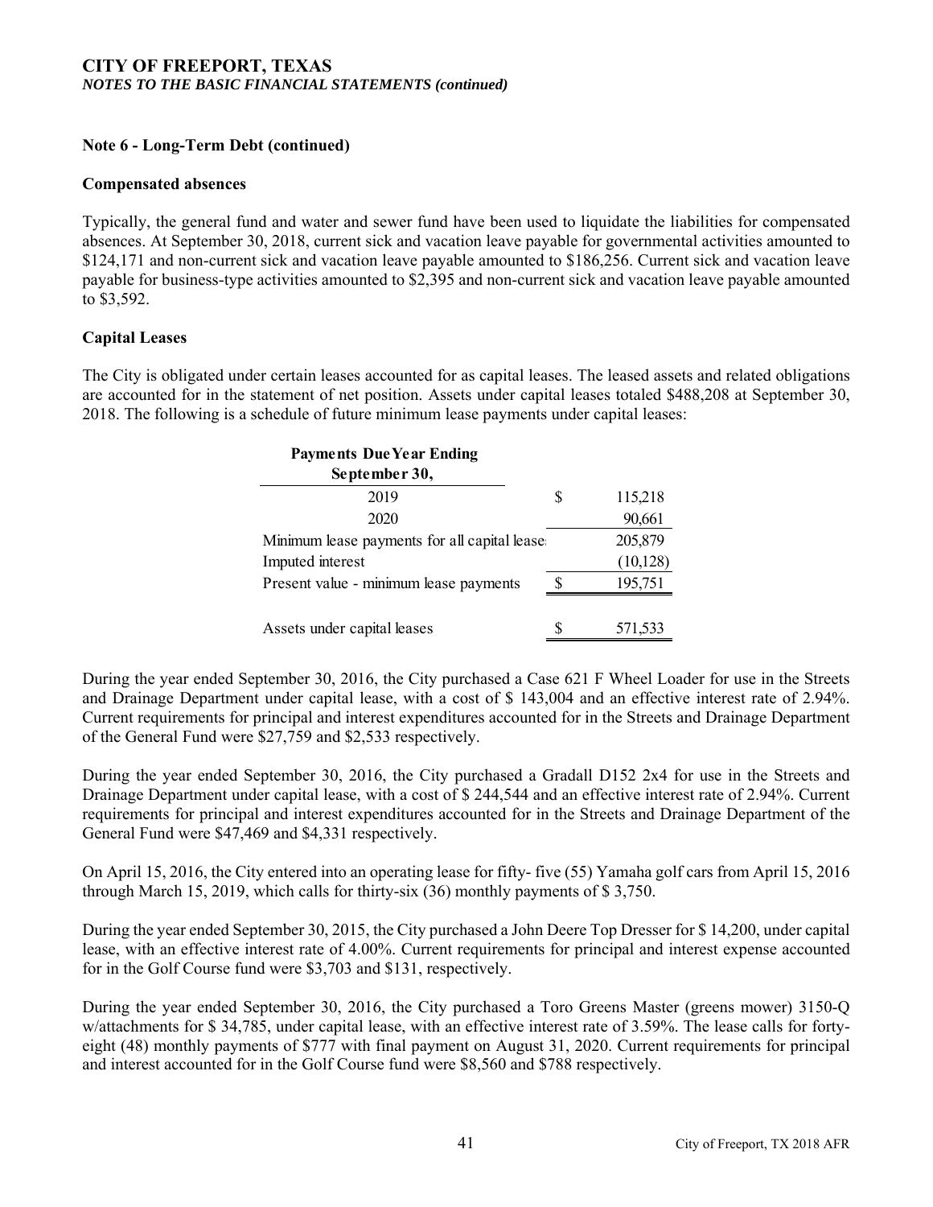**CITY OF FREEPORT, TEXAS**
***NOTES TO THE BASIC FINANCIAL STATEMENTS (continued)***

**Note 6 - Long-Term Debt (continued)**

**Compensated absences**

Typically, the general fund and water and sewer fund have been used to liquidate the liabilities for compensated absences. At September 30, 2018, current sick and vacation leave payable for governmental activities amounted to $124,171 and non-current sick and vacation leave payable amounted to $186,256. Current sick and vacation leave payable for business-type activities amounted to $2,395 and non-current sick and vacation leave payable amounted to $3,592.

**Capital Leases**

The City is obligated under certain leases accounted for as capital leases. The leased assets and related obligations are accounted for in the statement of net position. Assets under capital leases totaled $488,208 at September 30, 2018. The following is a schedule of future minimum lease payments under capital leases:

| Payments Due Year Ending September 30, | | |
|---|---|---|
| 2019 | $ | 115,218 |
| 2020 | | 90,661 |
| Minimum lease payments for all capital lease | | 205,879 |
| Imputed interest | | (10,128) |
| Present value - minimum lease payments | $ | 195,751 |
| | | |
| Assets under capital leases | $ | 571,533 |

During the year ended September 30, 2016, the City purchased a Case 621 F Wheel Loader for use in the Streets and Drainage Department under capital lease, with a cost of $ 143,004 and an effective interest rate of 2.94%. Current requirements for principal and interest expenditures accounted for in the Streets and Drainage Department of the General Fund were $27,759 and $2,533 respectively.

During the year ended September 30, 2016, the City purchased a Gradall D152 2x4 for use in the Streets and Drainage Department under capital lease, with a cost of $ 244,544 and an effective interest rate of 2.94%. Current requirements for principal and interest expenditures accounted for in the Streets and Drainage Department of the General Fund were $47,469 and $4,331 respectively.

On April 15, 2016, the City entered into an operating lease for fifty- five (55) Yamaha golf cars from April 15, 2016 through March 15, 2019, which calls for thirty-six (36) monthly payments of $ 3,750.

During the year ended September 30, 2015, the City purchased a John Deere Top Dresser for $ 14,200, under capital lease, with an effective interest rate of 4.00%. Current requirements for principal and interest expense accounted for in the Golf Course fund were $3,703 and $131, respectively.

During the year ended September 30, 2016, the City purchased a Toro Greens Master (greens mower) 3150-Q w/attachments for $ 34,785, under capital lease, with an effective interest rate of 3.59%. The lease calls for forty-eight (48) monthly payments of $777 with final payment on August 31, 2020. Current requirements for principal and interest accounted for in the Golf Course fund were $8,560 and $788 respectively.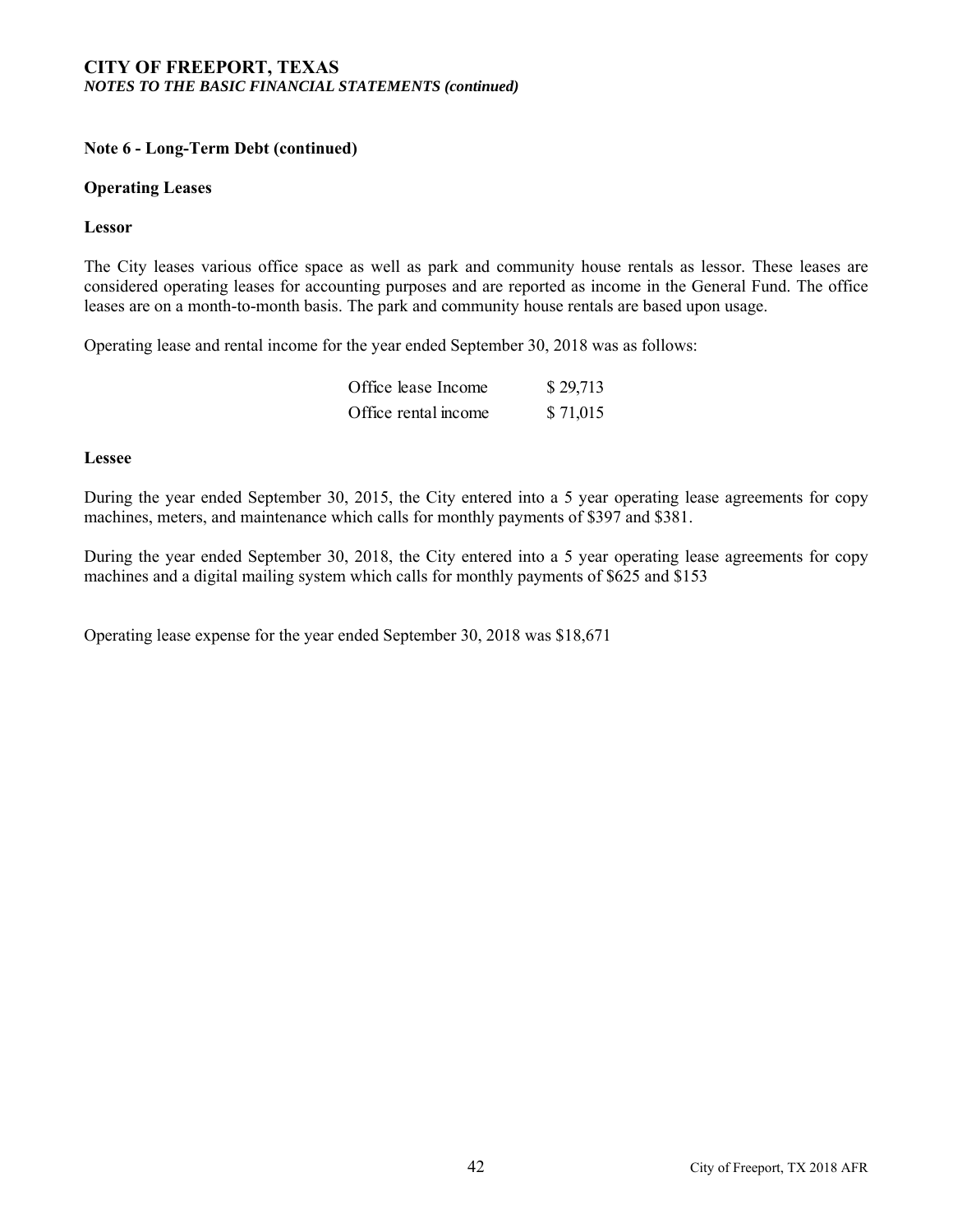## Note 6 - Long-Term Debt (continued)

### Operating Leases

#### Lessor

The City leases various office space as well as park and community house rentals as lessor. These leases are considered operating leases for accounting purposes and are reported as income in the General Fund. The office leases are on a month-to-month basis. The park and community house rentals are based upon usage.

Operating lease and rental income for the year ended September 30, 2018 was as follows:

| | |
|---|---|
| Office lease Income | $ 29,713 |
| Office rental income | $ 71,015 |

#### Lessee

During the year ended September 30, 2015, the City entered into a 5 year operating lease agreements for copy machines, meters, and maintenance which calls for monthly payments of $397 and $381.

During the year ended September 30, 2018, the City entered into a 5 year operating lease agreements for copy machines and a digital mailing system which calls for monthly payments of $625 and $153

Operating lease expense for the year ended September 30, 2018 was $18,671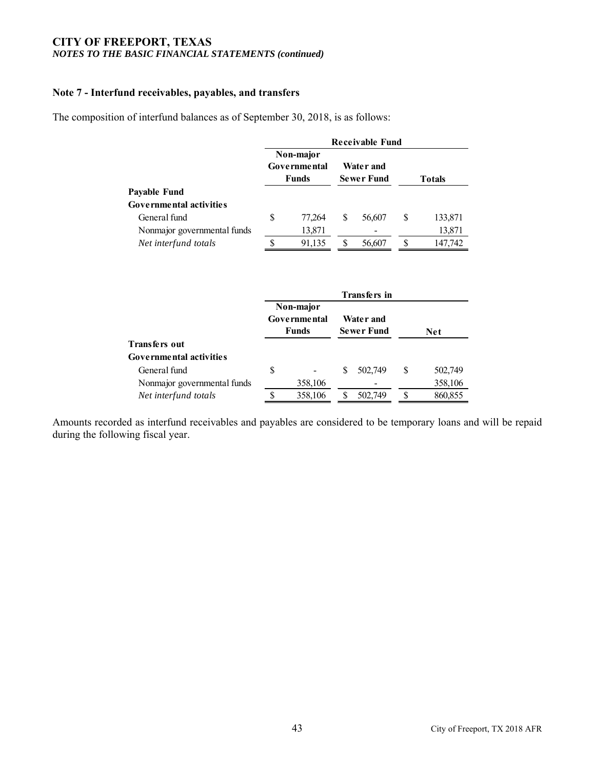## Note 7 - Interfund receivables, payables, and transfers

The composition of interfund balances as of September 30, 2018, is as follows:

| | Receivable Fund | | |
|---|---|---|---|
| | Non-major Governmental Funds | Water and Sewer Fund | Totals |
| **Payable Fund** | | | |
| **Governmental activities** | | | |
| General fund | $ 77,264 | $ 56,607 | $ 133,871 |
| Nonmajor governmental funds | 13,871 | - | 13,871 |
| *Net interfund totals* | $ 91,135 | $ 56,607 | $ 147,742 |

| | Transfers in | | |
|---|---|---|---|
| | Non-major Governmental Funds | Water and Sewer Fund | Net |
| **Transfers out** | | | |
| **Governmental activities** | | | |
| General fund | $ - | $ 502,749 | $ 502,749 |
| Nonmajor governmental funds | 358,106 | - | 358,106 |
| *Net interfund totals* | $ 358,106 | $ 502,749 | $ 860,855 |

Amounts recorded as interfund receivables and payables are considered to be temporary loans and will be repaid during the following fiscal year.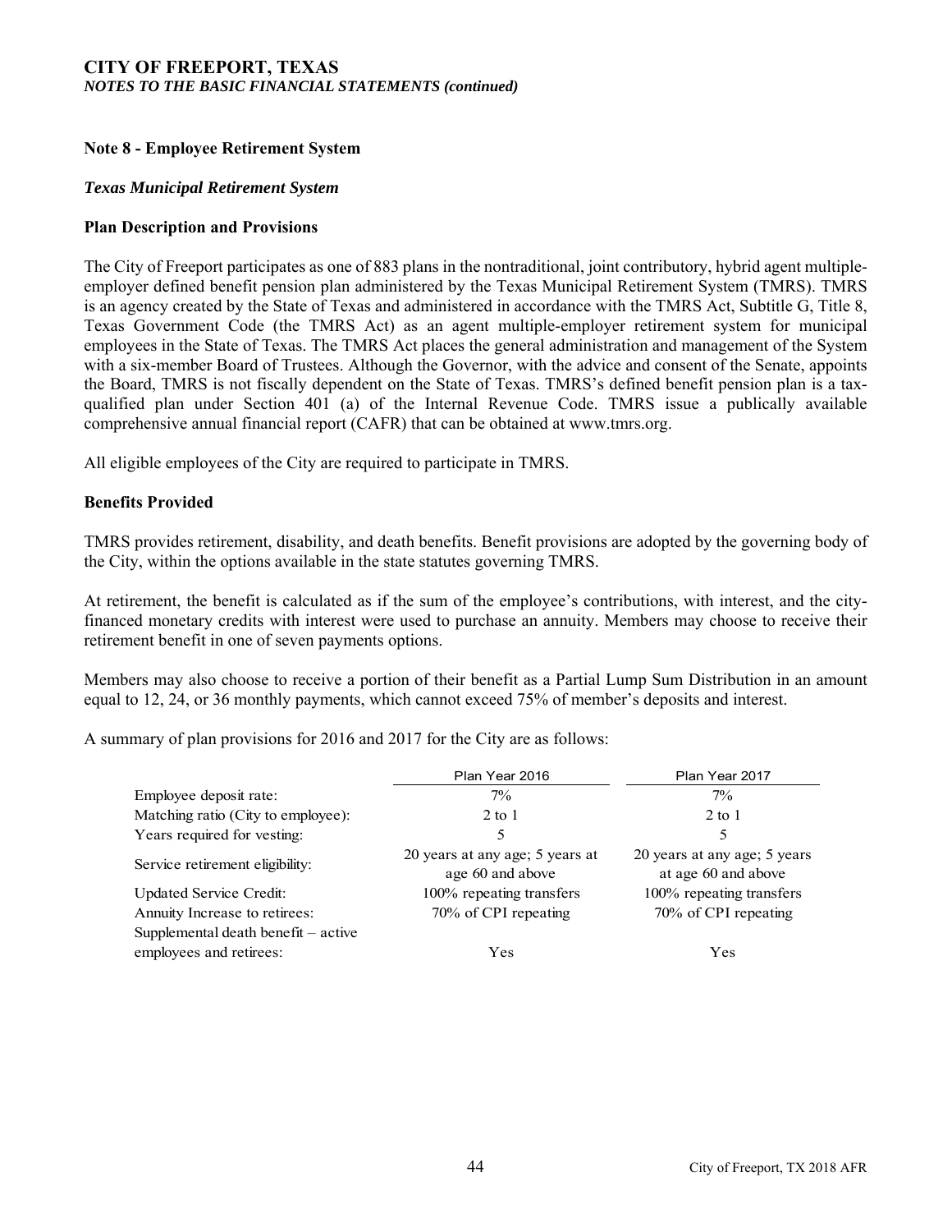**CITY OF FREEPORT, TEXAS**
*NOTES TO THE BASIC FINANCIAL STATEMENTS (continued)*

## Note 8 - Employee Retirement System

### *Texas Municipal Retirement System*

### Plan Description and Provisions

The City of Freeport participates as one of 883 plans in the nontraditional, joint contributory, hybrid agent multiple-employer defined benefit pension plan administered by the Texas Municipal Retirement System (TMRS). TMRS is an agency created by the State of Texas and administered in accordance with the TMRS Act, Subtitle G, Title 8, Texas Government Code (the TMRS Act) as an agent multiple-employer retirement system for municipal employees in the State of Texas. The TMRS Act places the general administration and management of the System with a six-member Board of Trustees. Although the Governor, with the advice and consent of the Senate, appoints the Board, TMRS is not fiscally dependent on the State of Texas. TMRS's defined benefit pension plan is a tax-qualified plan under Section 401 (a) of the Internal Revenue Code. TMRS issue a publically available comprehensive annual financial report (CAFR) that can be obtained at www.tmrs.org.

All eligible employees of the City are required to participate in TMRS.

### Benefits Provided

TMRS provides retirement, disability, and death benefits. Benefit provisions are adopted by the governing body of the City, within the options available in the state statutes governing TMRS.

At retirement, the benefit is calculated as if the sum of the employee's contributions, with interest, and the city-financed monetary credits with interest were used to purchase an annuity. Members may choose to receive their retirement benefit in one of seven payments options.

Members may also choose to receive a portion of their benefit as a Partial Lump Sum Distribution in an amount equal to 12, 24, or 36 monthly payments, which cannot exceed 75% of member's deposits and interest.

A summary of plan provisions for 2016 and 2017 for the City are as follows:

| | Plan Year 2016 | Plan Year 2017 |
|---|---|---|
| Employee deposit rate: | 7% | 7% |
| Matching ratio (City to employee): | 2 to 1 | 2 to 1 |
| Years required for vesting: | 5 | 5 |
| Service retirement eligibility: | 20 years at any age; 5 years at age 60 and above | 20 years at any age; 5 years at age 60 and above |
| Updated Service Credit: | 100% repeating transfers | 100% repeating transfers |
| Annuity Increase to retirees: | 70% of CPI repeating | 70% of CPI repeating |
| Supplemental death benefit – active employees and retirees: | Yes | Yes |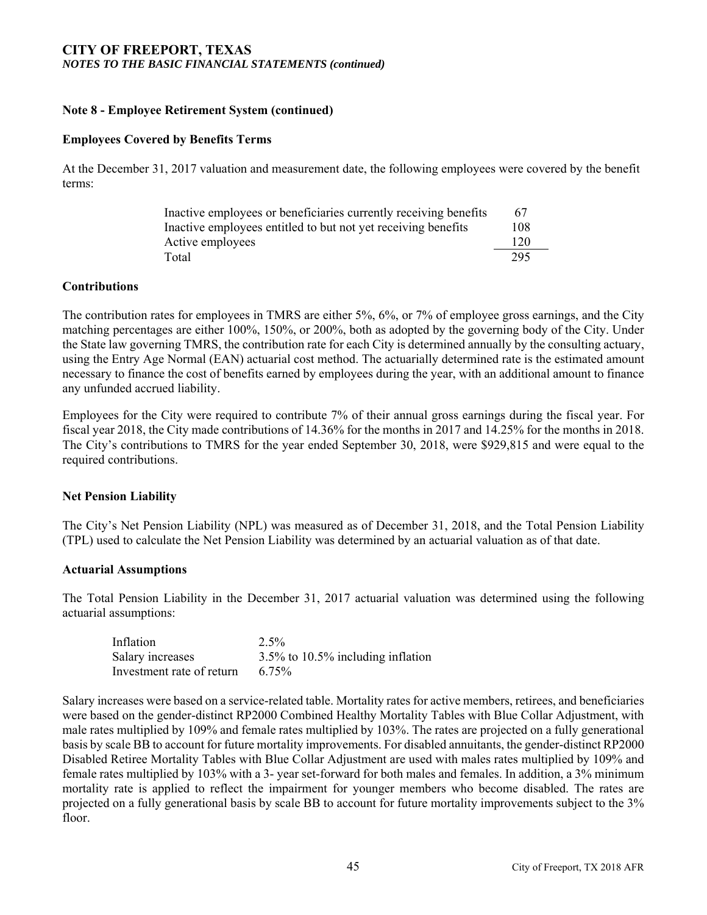**CITY OF FREEPORT, TEXAS**
*NOTES TO THE BASIC FINANCIAL STATEMENTS (continued)*

**Note 8 - Employee Retirement System (continued)**

**Employees Covered by Benefits Terms**

At the December 31, 2017 valuation and measurement date, the following employees were covered by the benefit terms:

| | |
|---|---|
| Inactive employees or beneficiaries currently receiving benefits | 67 |
| Inactive employees entitled to but not yet receiving benefits | 108 |
| Active employees | 120 |
| Total | 295 |

**Contributions**

The contribution rates for employees in TMRS are either 5%, 6%, or 7% of employee gross earnings, and the City matching percentages are either 100%, 150%, or 200%, both as adopted by the governing body of the City. Under the State law governing TMRS, the contribution rate for each City is determined annually by the consulting actuary, using the Entry Age Normal (EAN) actuarial cost method. The actuarially determined rate is the estimated amount necessary to finance the cost of benefits earned by employees during the year, with an additional amount to finance any unfunded accrued liability.

Employees for the City were required to contribute 7% of their annual gross earnings during the fiscal year. For fiscal year 2018, the City made contributions of 14.36% for the months in 2017 and 14.25% for the months in 2018. The City's contributions to TMRS for the year ended September 30, 2018, were $929,815 and were equal to the required contributions.

**Net Pension Liability**

The City's Net Pension Liability (NPL) was measured as of December 31, 2018, and the Total Pension Liability (TPL) used to calculate the Net Pension Liability was determined by an actuarial valuation as of that date.

**Actuarial Assumptions**

The Total Pension Liability in the December 31, 2017 actuarial valuation was determined using the following actuarial assumptions:

| | |
|---|---|
| Inflation | 2.5% |
| Salary increases | 3.5% to 10.5% including inflation |
| Investment rate of return | 6.75% |

Salary increases were based on a service-related table. Mortality rates for active members, retirees, and beneficiaries were based on the gender-distinct RP2000 Combined Healthy Mortality Tables with Blue Collar Adjustment, with male rates multiplied by 109% and female rates multiplied by 103%. The rates are projected on a fully generational basis by scale BB to account for future mortality improvements. For disabled annuitants, the gender-distinct RP2000 Disabled Retiree Mortality Tables with Blue Collar Adjustment are used with males rates multiplied by 109% and female rates multiplied by 103% with a 3- year set-forward for both males and females. In addition, a 3% minimum mortality rate is applied to reflect the impairment for younger members who become disabled. The rates are projected on a fully generational basis by scale BB to account for future mortality improvements subject to the 3% floor.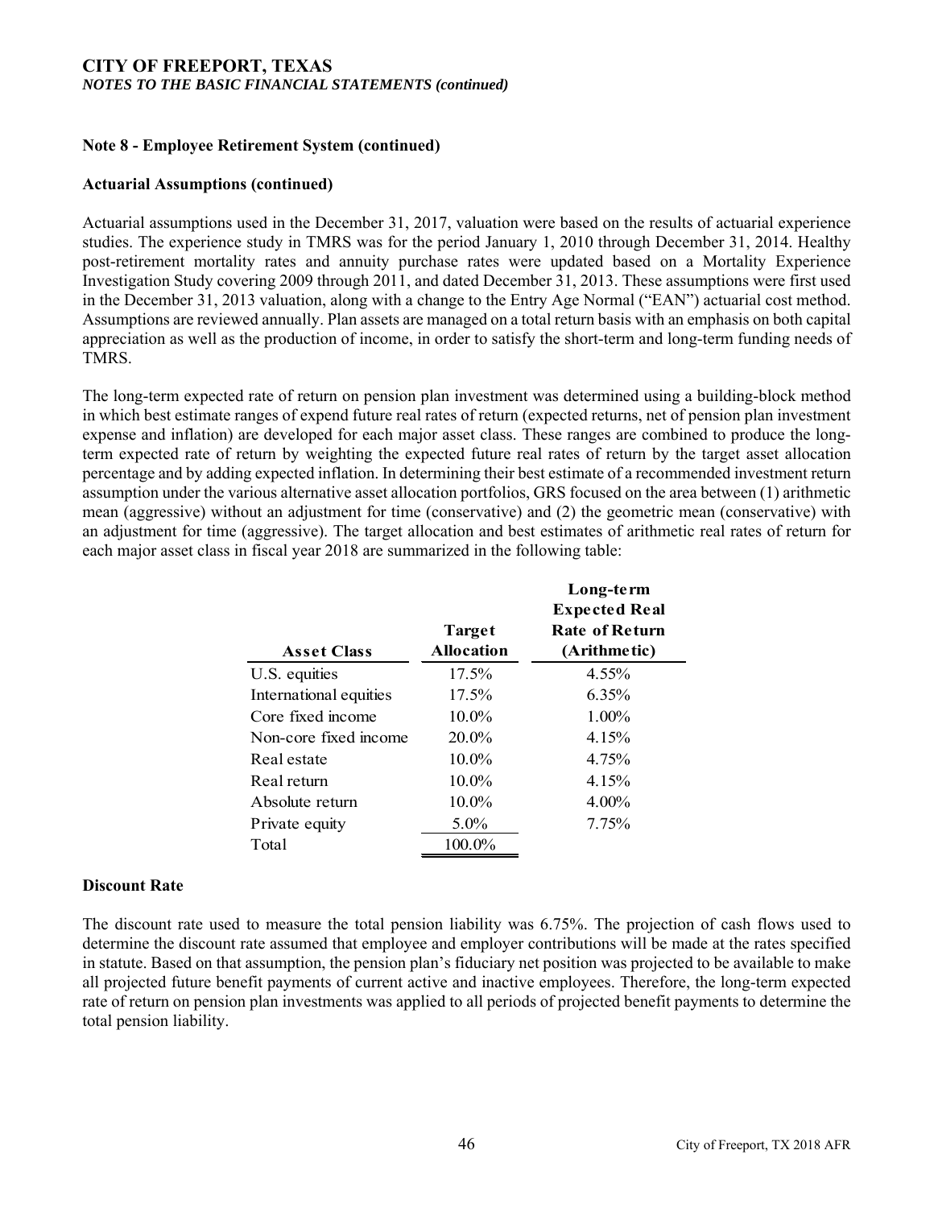**Note 8 - Employee Retirement System (continued)**

**Actuarial Assumptions (continued)**

Actuarial assumptions used in the December 31, 2017, valuation were based on the results of actuarial experience studies. The experience study in TMRS was for the period January 1, 2010 through December 31, 2014. Healthy post-retirement mortality rates and annuity purchase rates were updated based on a Mortality Experience Investigation Study covering 2009 through 2011, and dated December 31, 2013. These assumptions were first used in the December 31, 2013 valuation, along with a change to the Entry Age Normal ("EAN") actuarial cost method. Assumptions are reviewed annually. Plan assets are managed on a total return basis with an emphasis on both capital appreciation as well as the production of income, in order to satisfy the short-term and long-term funding needs of TMRS.

The long-term expected rate of return on pension plan investment was determined using a building-block method in which best estimate ranges of expend future real rates of return (expected returns, net of pension plan investment expense and inflation) are developed for each major asset class. These ranges are combined to produce the long-term expected rate of return by weighting the expected future real rates of return by the target asset allocation percentage and by adding expected inflation. In determining their best estimate of a recommended investment return assumption under the various alternative asset allocation portfolios, GRS focused on the area between (1) arithmetic mean (aggressive) without an adjustment for time (conservative) and (2) the geometric mean (conservative) with an adjustment for time (aggressive). The target allocation and best estimates of arithmetic real rates of return for each major asset class in fiscal year 2018 are summarized in the following table:

| Asset Class | Target Allocation | Long-term Expected Real Rate of Return (Arithmetic) |
|---|---|---|
| U.S. equities | 17.5% | 4.55% |
| International equities | 17.5% | 6.35% |
| Core fixed income | 10.0% | 1.00% |
| Non-core fixed income | 20.0% | 4.15% |
| Real estate | 10.0% | 4.75% |
| Real return | 10.0% | 4.15% |
| Absolute return | 10.0% | 4.00% |
| Private equity | 5.0% | 7.75% |
| Total | 100.0% | |

**Discount Rate**

The discount rate used to measure the total pension liability was 6.75%. The projection of cash flows used to determine the discount rate assumed that employee and employer contributions will be made at the rates specified in statute. Based on that assumption, the pension plan's fiduciary net position was projected to be available to make all projected future benefit payments of current active and inactive employees. Therefore, the long-term expected rate of return on pension plan investments was applied to all periods of projected benefit payments to determine the total pension liability.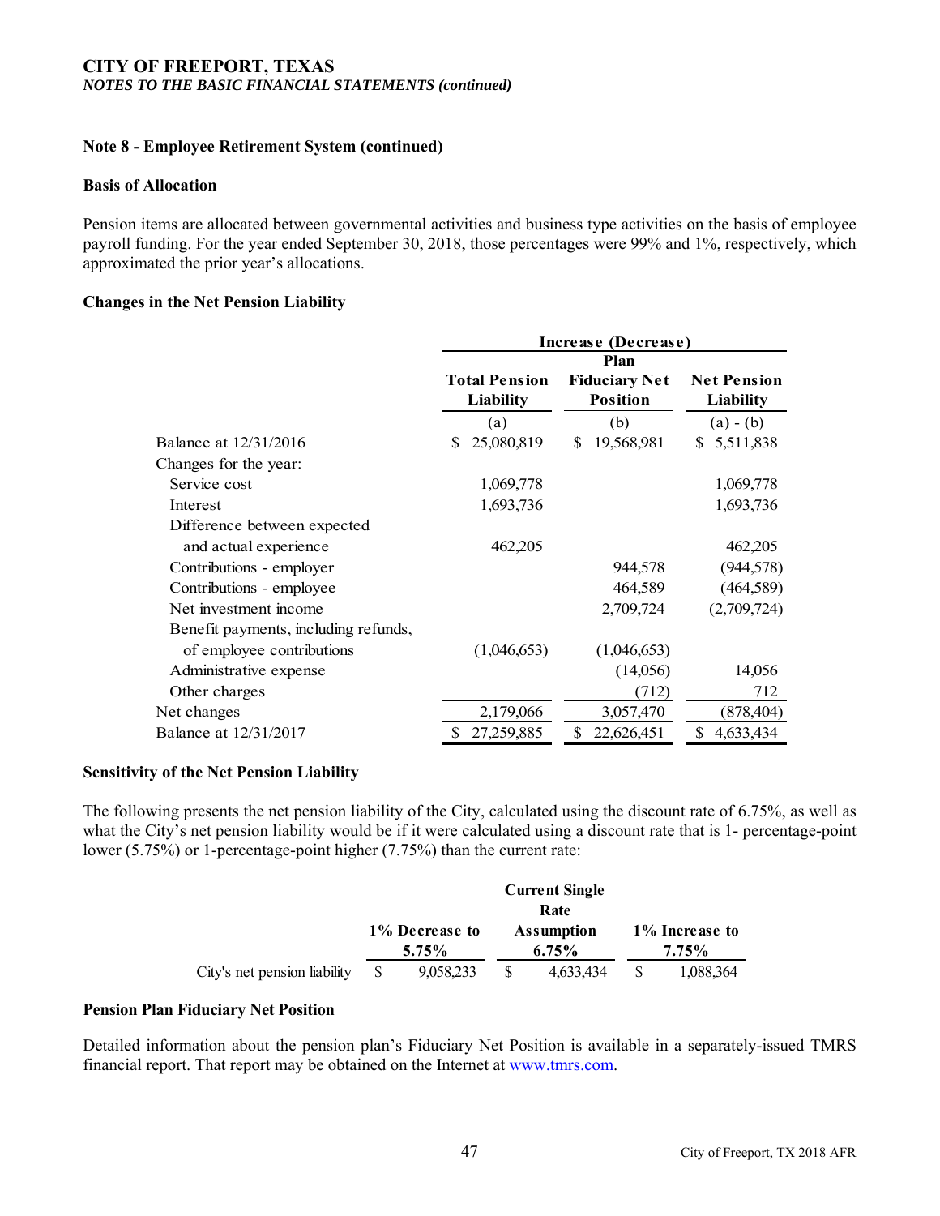**CITY OF FREEPORT, TEXAS**
*NOTES TO THE BASIC FINANCIAL STATEMENTS (continued)*

**Note 8 - Employee Retirement System (continued)**

**Basis of Allocation**

Pension items are allocated between governmental activities and business type activities on the basis of employee payroll funding. For the year ended September 30, 2018, those percentages were 99% and 1%, respectively, which approximated the prior year's allocations.

**Changes in the Net Pension Liability**

| | Increase (Decrease) | | |
|---|---|---|---|
| | Total Pension Liability | Plan Fiduciary Net Position | Net Pension Liability |
| | (a) | (b) | (a) - (b) |
| Balance at 12/31/2016 | $ 25,080,819 | $ 19,568,981 | $ 5,511,838 |
| Changes for the year: | | | |
| Service cost | 1,069,778 | | 1,069,778 |
| Interest | 1,693,736 | | 1,693,736 |
| Difference between expected and actual experience | 462,205 | | 462,205 |
| Contributions - employer | | 944,578 | (944,578) |
| Contributions - employee | | 464,589 | (464,589) |
| Net investment income | | 2,709,724 | (2,709,724) |
| Benefit payments, including refunds, of employee contributions | (1,046,653) | (1,046,653) | |
| Administrative expense | | (14,056) | 14,056 |
| Other charges | | (712) | 712 |
| Net changes | 2,179,066 | 3,057,470 | (878,404) |
| Balance at 12/31/2017 | $ 27,259,885 | $ 22,626,451 | $ 4,633,434 |

**Sensitivity of the Net Pension Liability**

The following presents the net pension liability of the City, calculated using the discount rate of 6.75%, as well as what the City's net pension liability would be if it were calculated using a discount rate that is 1- percentage-point lower (5.75%) or 1-percentage-point higher (7.75%) than the current rate:

| | 1% Decrease to 5.75% | Current Single Rate Assumption 6.75% | 1% Increase to 7.75% |
|---|---|---|---|
| City's net pension liability | $ 9,058,233 | $ 4,633,434 | $ 1,088,364 |

**Pension Plan Fiduciary Net Position**

Detailed information about the pension plan's Fiduciary Net Position is available in a separately-issued TMRS financial report. That report may be obtained on the Internet at www.tmrs.com.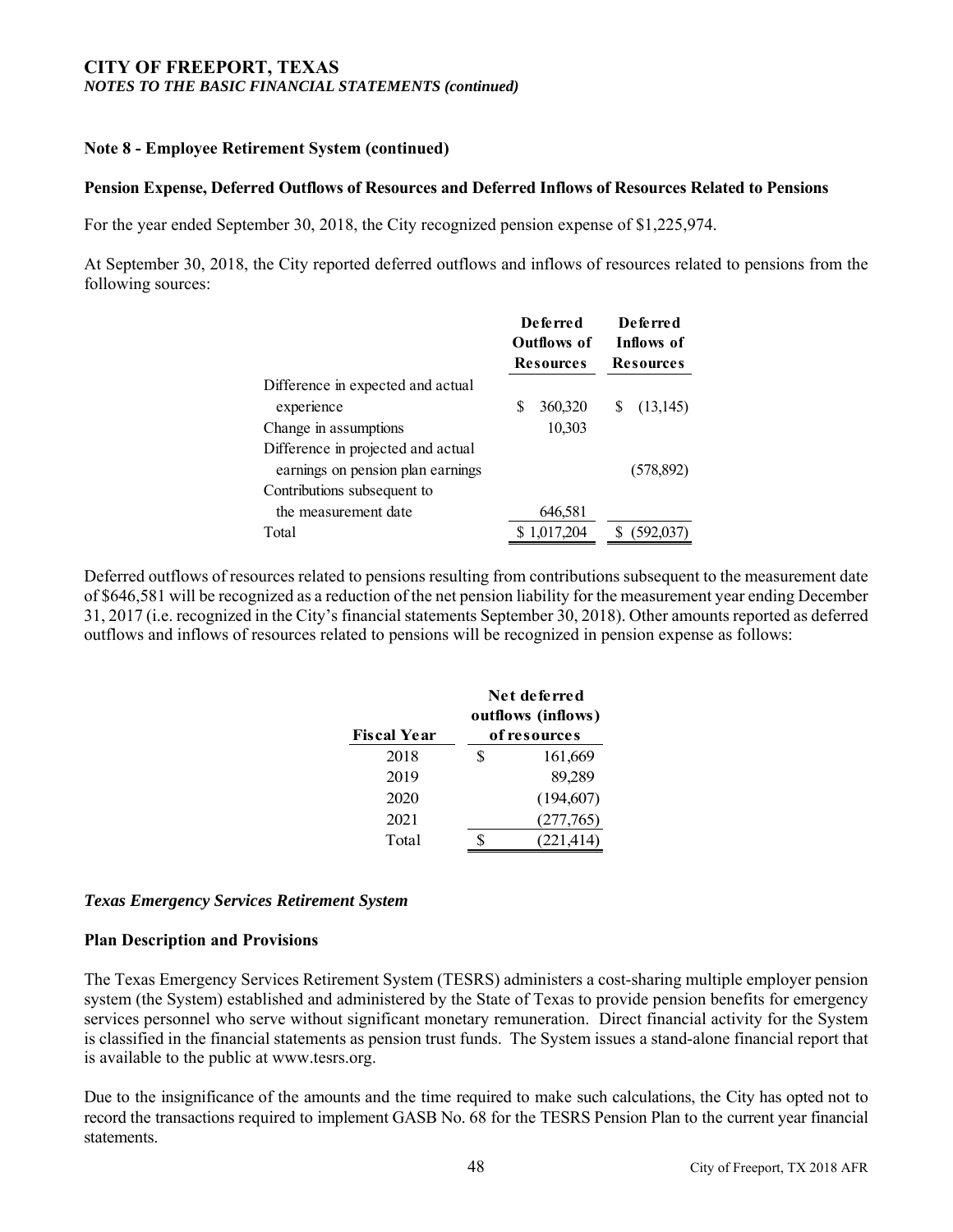# CITY OF FREEPORT, TEXAS

*NOTES TO THE BASIC FINANCIAL STATEMENTS (continued)*

**Note 8 - Employee Retirement System (continued)**

**Pension Expense, Deferred Outflows of Resources and Deferred Inflows of Resources Related to Pensions**

For the year ended September 30, 2018, the City recognized pension expense of $1,225,974.

At September 30, 2018, the City reported deferred outflows and inflows of resources related to pensions from the following sources:

| | Deferred Outflows of Resources | Deferred Inflows of Resources |
|---|---|---|
| Difference in expected and actual experience | $ 360,320 | $ (13,145) |
| Change in assumptions | 10,303 | |
| Difference in projected and actual earnings on pension plan earnings | | (578,892) |
| Contributions subsequent to the measurement date | 646,581 | |
| Total | $ 1,017,204 | $ (592,037) |

Deferred outflows of resources related to pensions resulting from contributions subsequent to the measurement date of $646,581 will be recognized as a reduction of the net pension liability for the measurement year ending December 31, 2017 (i.e. recognized in the City's financial statements September 30, 2018). Other amounts reported as deferred outflows and inflows of resources related to pensions will be recognized in pension expense as follows:

| Fiscal Year | Net deferred outflows (inflows) of resources |
|---|---|
| 2018 | $ 161,669 |
| 2019 | 89,289 |
| 2020 | (194,607) |
| 2021 | (277,765) |
| Total | $ (221,414) |

***Texas Emergency Services Retirement System***

**Plan Description and Provisions**

The Texas Emergency Services Retirement System (TESRS) administers a cost-sharing multiple employer pension system (the System) established and administered by the State of Texas to provide pension benefits for emergency services personnel who serve without significant monetary remuneration. Direct financial activity for the System is classified in the financial statements as pension trust funds. The System issues a stand-alone financial report that is available to the public at www.tesrs.org.

Due to the insignificance of the amounts and the time required to make such calculations, the City has opted not to record the transactions required to implement GASB No. 68 for the TESRS Pension Plan to the current year financial statements.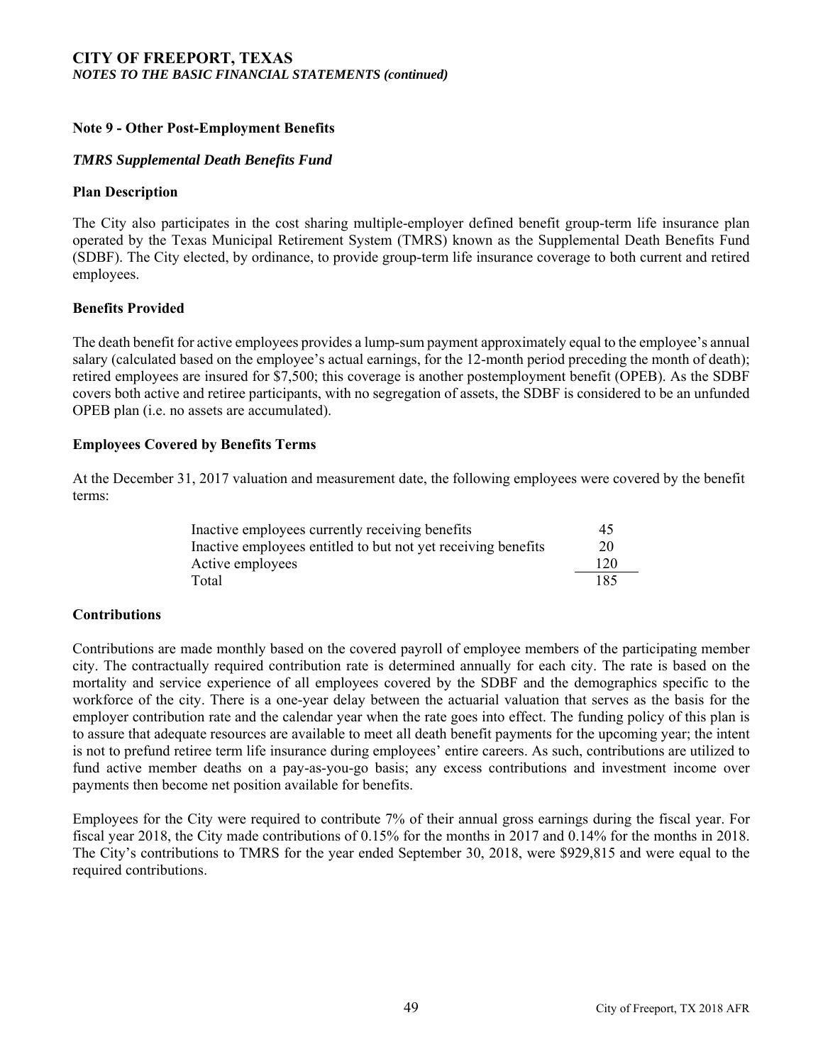**CITY OF FREEPORT, TEXAS**
*NOTES TO THE BASIC FINANCIAL STATEMENTS (continued)*

## Note 9 - Other Post-Employment Benefits

### *TMRS Supplemental Death Benefits Fund*

**Plan Description**

The City also participates in the cost sharing multiple-employer defined benefit group-term life insurance plan operated by the Texas Municipal Retirement System (TMRS) known as the Supplemental Death Benefits Fund (SDBF). The City elected, by ordinance, to provide group-term life insurance coverage to both current and retired employees.

**Benefits Provided**

The death benefit for active employees provides a lump-sum payment approximately equal to the employee's annual salary (calculated based on the employee's actual earnings, for the 12-month period preceding the month of death); retired employees are insured for $7,500; this coverage is another postemployment benefit (OPEB). As the SDBF covers both active and retiree participants, with no segregation of assets, the SDBF is considered to be an unfunded OPEB plan (i.e. no assets are accumulated).

**Employees Covered by Benefits Terms**

At the December 31, 2017 valuation and measurement date, the following employees were covered by the benefit terms:

| | |
|---|---|
| Inactive employees currently receiving benefits | 45 |
| Inactive employees entitled to but not yet receiving benefits | 20 |
| Active employees | 120 |
| Total | 185 |

**Contributions**

Contributions are made monthly based on the covered payroll of employee members of the participating member city. The contractually required contribution rate is determined annually for each city. The rate is based on the mortality and service experience of all employees covered by the SDBF and the demographics specific to the workforce of the city. There is a one-year delay between the actuarial valuation that serves as the basis for the employer contribution rate and the calendar year when the rate goes into effect. The funding policy of this plan is to assure that adequate resources are available to meet all death benefit payments for the upcoming year; the intent is not to prefund retiree term life insurance during employees' entire careers. As such, contributions are utilized to fund active member deaths on a pay-as-you-go basis; any excess contributions and investment income over payments then become net position available for benefits.

Employees for the City were required to contribute 7% of their annual gross earnings during the fiscal year. For fiscal year 2018, the City made contributions of 0.15% for the months in 2017 and 0.14% for the months in 2018. The City's contributions to TMRS for the year ended September 30, 2018, were $929,815 and were equal to the required contributions.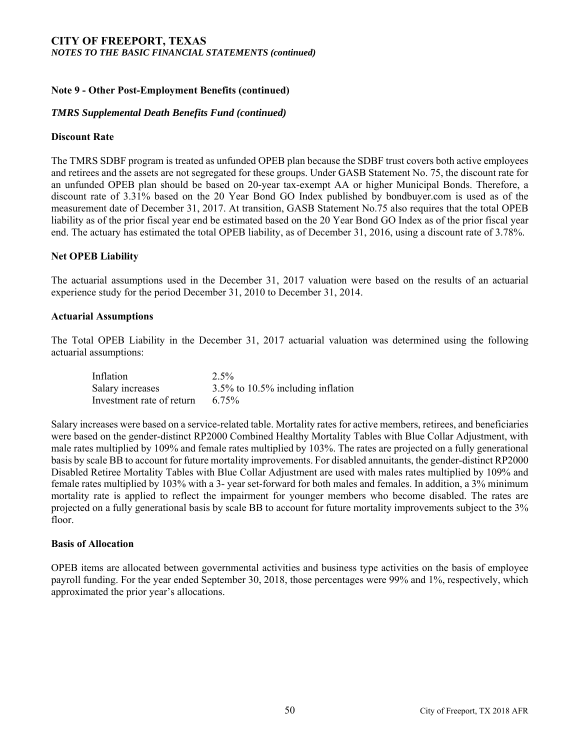# CITY OF FREEPORT, TEXAS
*NOTES TO THE BASIC FINANCIAL STATEMENTS (continued)*

## Note 9 - Other Post-Employment Benefits (continued)

### *TMRS Supplemental Death Benefits Fund (continued)*

**Discount Rate**

The TMRS SDBF program is treated as unfunded OPEB plan because the SDBF trust covers both active employees and retirees and the assets are not segregated for these groups. Under GASB Statement No. 75, the discount rate for an unfunded OPEB plan should be based on 20-year tax-exempt AA or higher Municipal Bonds. Therefore, a discount rate of 3.31% based on the 20 Year Bond GO Index published by bondbuyer.com is used as of the measurement date of December 31, 2017. At transition, GASB Statement No.75 also requires that the total OPEB liability as of the prior fiscal year end be estimated based on the 20 Year Bond GO Index as of the prior fiscal year end. The actuary has estimated the total OPEB liability, as of December 31, 2016, using a discount rate of 3.78%.

**Net OPEB Liability**

The actuarial assumptions used in the December 31, 2017 valuation were based on the results of an actuarial experience study for the period December 31, 2010 to December 31, 2014.

**Actuarial Assumptions**

The Total OPEB Liability in the December 31, 2017 actuarial valuation was determined using the following actuarial assumptions:

| | |
|---|---|
| Inflation | 2.5% |
| Salary increases | 3.5% to 10.5% including inflation |
| Investment rate of return | 6.75% |

Salary increases were based on a service-related table. Mortality rates for active members, retirees, and beneficiaries were based on the gender-distinct RP2000 Combined Healthy Mortality Tables with Blue Collar Adjustment, with male rates multiplied by 109% and female rates multiplied by 103%. The rates are projected on a fully generational basis by scale BB to account for future mortality improvements. For disabled annuitants, the gender-distinct RP2000 Disabled Retiree Mortality Tables with Blue Collar Adjustment are used with males rates multiplied by 109% and female rates multiplied by 103% with a 3- year set-forward for both males and females. In addition, a 3% minimum mortality rate is applied to reflect the impairment for younger members who become disabled. The rates are projected on a fully generational basis by scale BB to account for future mortality improvements subject to the 3% floor.

**Basis of Allocation**

OPEB items are allocated between governmental activities and business type activities on the basis of employee payroll funding. For the year ended September 30, 2018, those percentages were 99% and 1%, respectively, which approximated the prior year's allocations.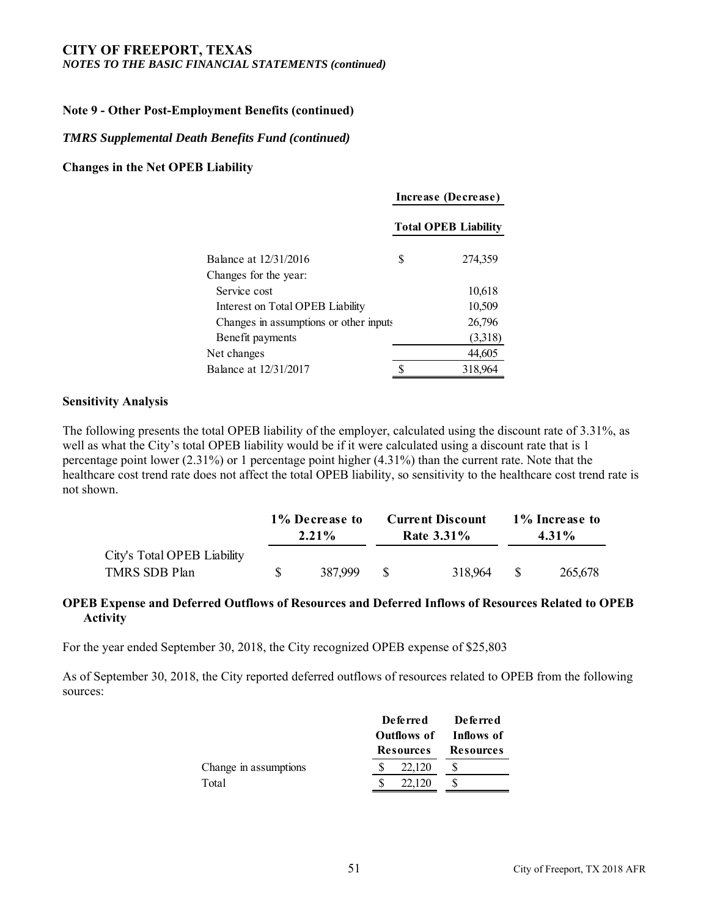**CITY OF FREEPORT, TEXAS**
***NOTES TO THE BASIC FINANCIAL STATEMENTS (continued)***

**Note 9 - Other Post-Employment Benefits (continued)**

***TMRS Supplemental Death Benefits Fund (continued)***

**Changes in the Net OPEB Liability**

| | Increase (Decrease) |
|---|---|
| | **Total OPEB Liability** |
| Balance at 12/31/2016 | $ 274,359 |
| Changes for the year: | |
| Service cost | 10,618 |
| Interest on Total OPEB Liability | 10,509 |
| Changes in assumptions or other inputs | 26,796 |
| Benefit payments | (3,318) |
| Net changes | 44,605 |
| Balance at 12/31/2017 | $ 318,964 |

**Sensitivity Analysis**

The following presents the total OPEB liability of the employer, calculated using the discount rate of 3.31%, as well as what the City's total OPEB liability would be if it were calculated using a discount rate that is 1 percentage point lower (2.31%) or 1 percentage point higher (4.31%) than the current rate. Note that the healthcare cost trend rate does not affect the total OPEB liability, so sensitivity to the healthcare cost trend rate is not shown.

| | 1% Decrease to 2.21% | Current Discount Rate 3.31% | 1% Increase to 4.31% |
|---|---|---|---|
| City's Total OPEB Liability | | | |
| TMRS SDB Plan | $ 387,999 | $ 318,964 | $ 265,678 |

**OPEB Expense and Deferred Outflows of Resources and Deferred Inflows of Resources Related to OPEB Activity**

For the year ended September 30, 2018, the City recognized OPEB expense of $25,803

As of September 30, 2018, the City reported deferred outflows of resources related to OPEB from the following sources:

| | Deferred Outflows of Resources | Deferred Inflows of Resources |
|---|---|---|
| Change in assumptions | $ 22,120 | $ |
| Total | $ 22,120 | $ |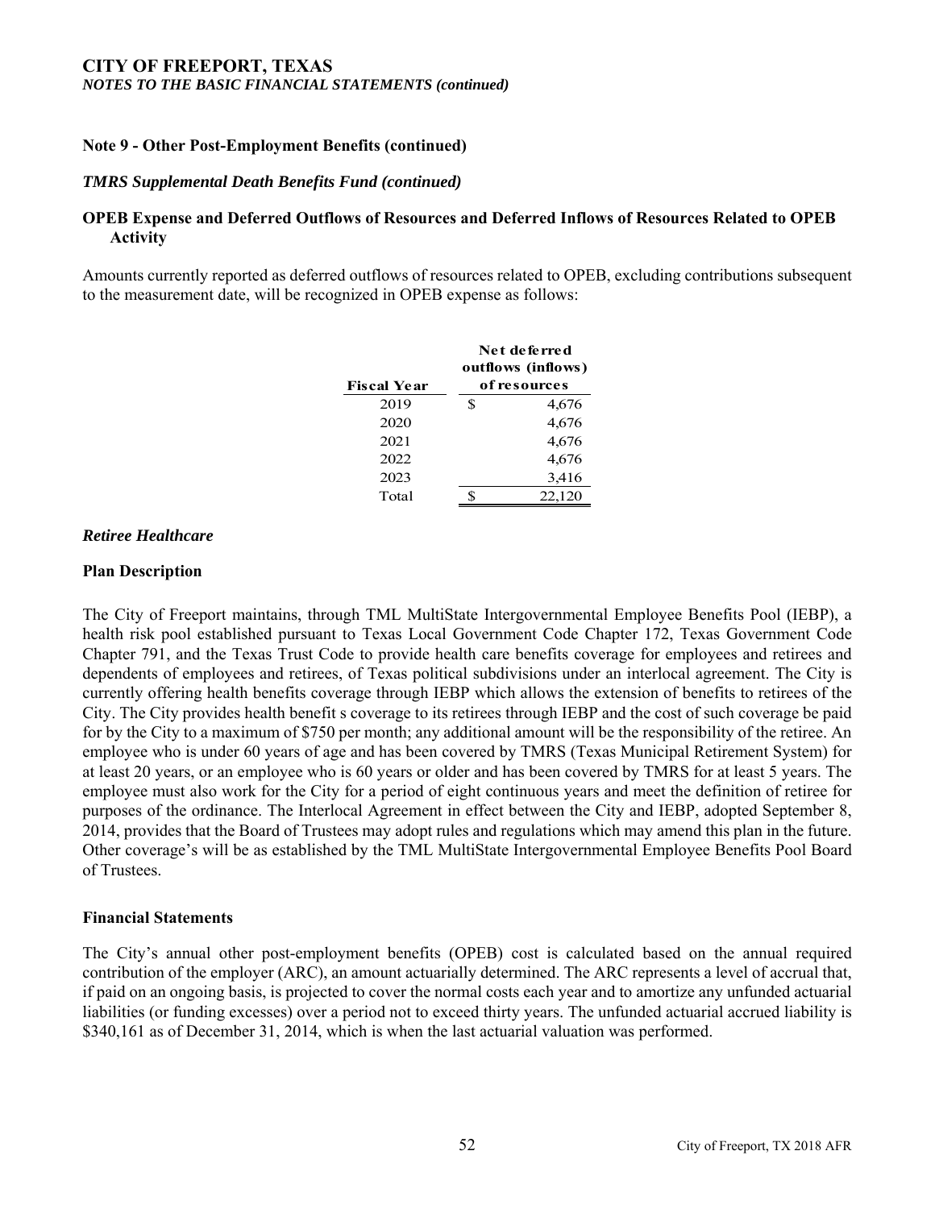# CITY OF FREEPORT, TEXAS
*NOTES TO THE BASIC FINANCIAL STATEMENTS (continued)*

## Note 9 - Other Post-Employment Benefits (continued)

### *TMRS Supplemental Death Benefits Fund (continued)*

### OPEB Expense and Deferred Outflows of Resources and Deferred Inflows of Resources Related to OPEB Activity

Amounts currently reported as deferred outflows of resources related to OPEB, excluding contributions subsequent to the measurement date, will be recognized in OPEB expense as follows:

| Fiscal Year | Net deferred outflows (inflows) of resources |
|---|---|
| 2019 | $ 4,676 |
| 2020 | 4,676 |
| 2021 | 4,676 |
| 2022 | 4,676 |
| 2023 | 3,416 |
| Total | $ 22,120 |

### *Retiree Healthcare*

### Plan Description

The City of Freeport maintains, through TML MultiState Intergovernmental Employee Benefits Pool (IEBP), a health risk pool established pursuant to Texas Local Government Code Chapter 172, Texas Government Code Chapter 791, and the Texas Trust Code to provide health care benefits coverage for employees and retirees and dependents of employees and retirees, of Texas political subdivisions under an interlocal agreement. The City is currently offering health benefits coverage through IEBP which allows the extension of benefits to retirees of the City. The City provides health benefit s coverage to its retirees through IEBP and the cost of such coverage be paid for by the City to a maximum of $750 per month; any additional amount will be the responsibility of the retiree. An employee who is under 60 years of age and has been covered by TMRS (Texas Municipal Retirement System) for at least 20 years, or an employee who is 60 years or older and has been covered by TMRS for at least 5 years. The employee must also work for the City for a period of eight continuous years and meet the definition of retiree for purposes of the ordinance. The Interlocal Agreement in effect between the City and IEBP, adopted September 8, 2014, provides that the Board of Trustees may adopt rules and regulations which may amend this plan in the future. Other coverage's will be as established by the TML MultiState Intergovernmental Employee Benefits Pool Board of Trustees.

### Financial Statements

The City's annual other post-employment benefits (OPEB) cost is calculated based on the annual required contribution of the employer (ARC), an amount actuarially determined. The ARC represents a level of accrual that, if paid on an ongoing basis, is projected to cover the normal costs each year and to amortize any unfunded actuarial liabilities (or funding excesses) over a period not to exceed thirty years. The unfunded actuarial accrued liability is $340,161 as of December 31, 2014, which is when the last actuarial valuation was performed.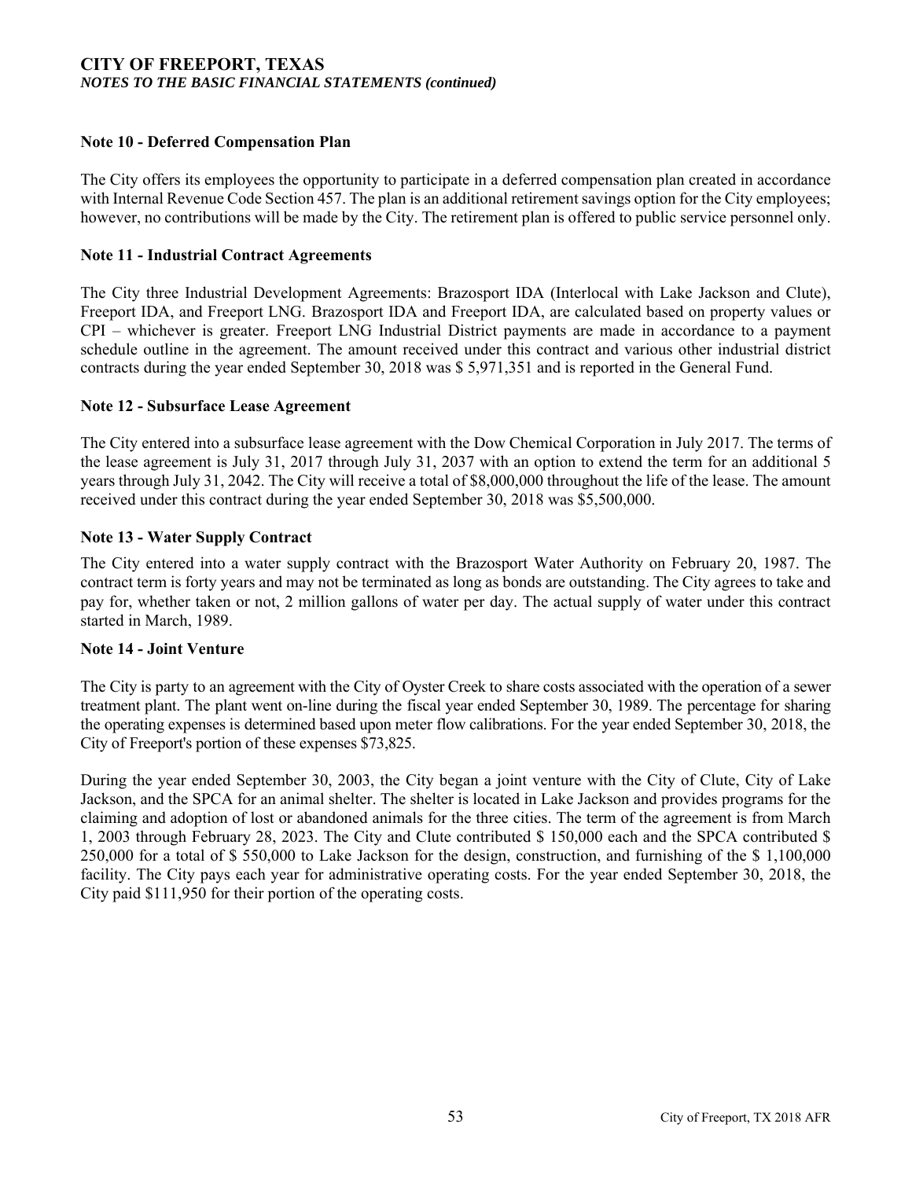# CITY OF FREEPORT, TEXAS
*NOTES TO THE BASIC FINANCIAL STATEMENTS (continued)*

## Note 10 - Deferred Compensation Plan

The City offers its employees the opportunity to participate in a deferred compensation plan created in accordance with Internal Revenue Code Section 457. The plan is an additional retirement savings option for the City employees; however, no contributions will be made by the City. The retirement plan is offered to public service personnel only.

## Note 11 - Industrial Contract Agreements

The City three Industrial Development Agreements: Brazosport IDA (Interlocal with Lake Jackson and Clute), Freeport IDA, and Freeport LNG. Brazosport IDA and Freeport IDA, are calculated based on property values or CPI – whichever is greater. Freeport LNG Industrial District payments are made in accordance to a payment schedule outline in the agreement. The amount received under this contract and various other industrial district contracts during the year ended September 30, 2018 was $ 5,971,351 and is reported in the General Fund.

## Note 12 - Subsurface Lease Agreement

The City entered into a subsurface lease agreement with the Dow Chemical Corporation in July 2017. The terms of the lease agreement is July 31, 2017 through July 31, 2037 with an option to extend the term for an additional 5 years through July 31, 2042. The City will receive a total of $8,000,000 throughout the life of the lease. The amount received under this contract during the year ended September 30, 2018 was $5,500,000.

## Note 13 - Water Supply Contract

The City entered into a water supply contract with the Brazosport Water Authority on February 20, 1987. The contract term is forty years and may not be terminated as long as bonds are outstanding. The City agrees to take and pay for, whether taken or not, 2 million gallons of water per day. The actual supply of water under this contract started in March, 1989.

## Note 14 - Joint Venture

The City is party to an agreement with the City of Oyster Creek to share costs associated with the operation of a sewer treatment plant. The plant went on-line during the fiscal year ended September 30, 1989. The percentage for sharing the operating expenses is determined based upon meter flow calibrations. For the year ended September 30, 2018, the City of Freeport's portion of these expenses $73,825.

During the year ended September 30, 2003, the City began a joint venture with the City of Clute, City of Lake Jackson, and the SPCA for an animal shelter. The shelter is located in Lake Jackson and provides programs for the claiming and adoption of lost or abandoned animals for the three cities. The term of the agreement is from March 1, 2003 through February 28, 2023. The City and Clute contributed $ 150,000 each and the SPCA contributed $ 250,000 for a total of $ 550,000 to Lake Jackson for the design, construction, and furnishing of the $ 1,100,000 facility. The City pays each year for administrative operating costs. For the year ended September 30, 2018, the City paid $111,950 for their portion of the operating costs.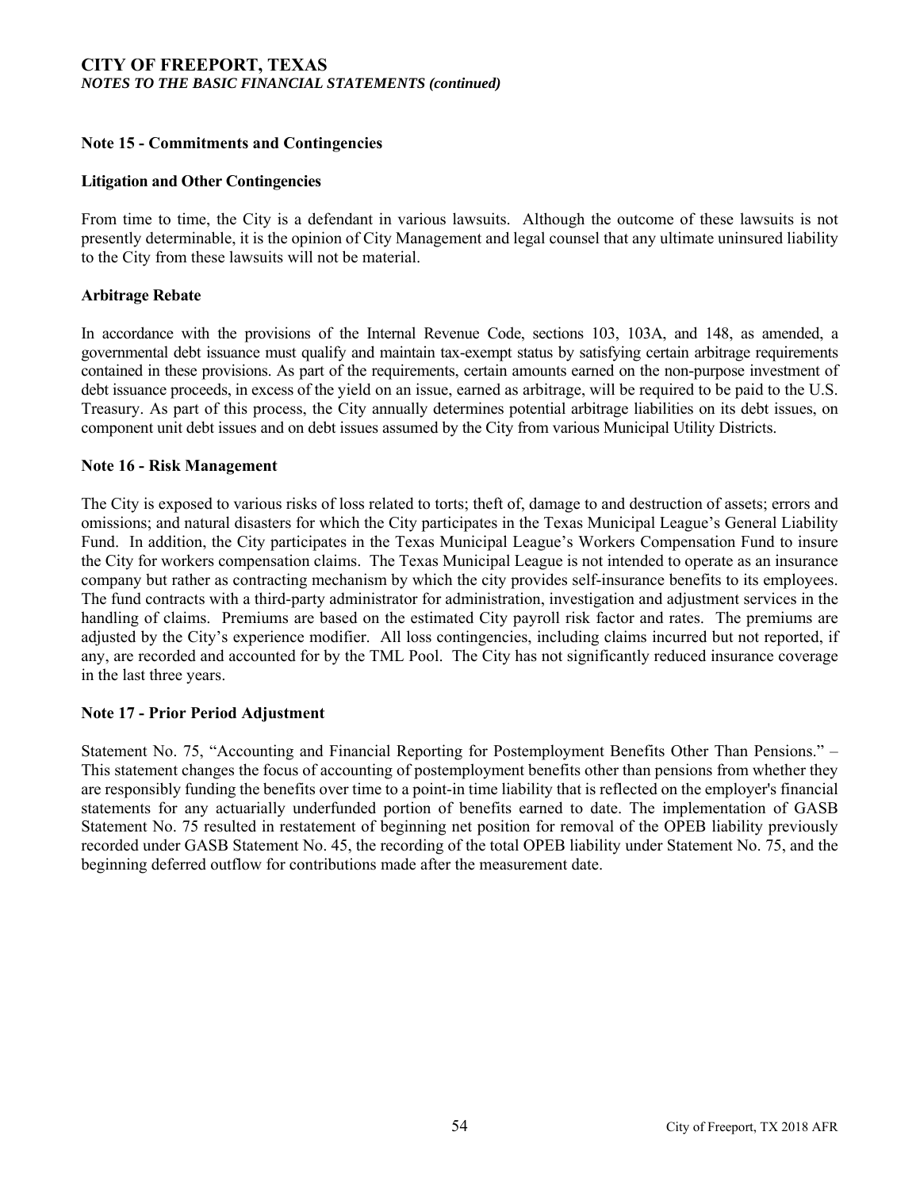## Note 15 - Commitments and Contingencies

### Litigation and Other Contingencies

From time to time, the City is a defendant in various lawsuits. Although the outcome of these lawsuits is not presently determinable, it is the opinion of City Management and legal counsel that any ultimate uninsured liability to the City from these lawsuits will not be material.

### Arbitrage Rebate

In accordance with the provisions of the Internal Revenue Code, sections 103, 103A, and 148, as amended, a governmental debt issuance must qualify and maintain tax-exempt status by satisfying certain arbitrage requirements contained in these provisions. As part of the requirements, certain amounts earned on the non-purpose investment of debt issuance proceeds, in excess of the yield on an issue, earned as arbitrage, will be required to be paid to the U.S. Treasury. As part of this process, the City annually determines potential arbitrage liabilities on its debt issues, on component unit debt issues and on debt issues assumed by the City from various Municipal Utility Districts.

## Note 16 - Risk Management

The City is exposed to various risks of loss related to torts; theft of, damage to and destruction of assets; errors and omissions; and natural disasters for which the City participates in the Texas Municipal League's General Liability Fund. In addition, the City participates in the Texas Municipal League's Workers Compensation Fund to insure the City for workers compensation claims. The Texas Municipal League is not intended to operate as an insurance company but rather as contracting mechanism by which the city provides self-insurance benefits to its employees. The fund contracts with a third-party administrator for administration, investigation and adjustment services in the handling of claims. Premiums are based on the estimated City payroll risk factor and rates. The premiums are adjusted by the City's experience modifier. All loss contingencies, including claims incurred but not reported, if any, are recorded and accounted for by the TML Pool. The City has not significantly reduced insurance coverage in the last three years.

## Note 17 - Prior Period Adjustment

Statement No. 75, "Accounting and Financial Reporting for Postemployment Benefits Other Than Pensions." – This statement changes the focus of accounting of postemployment benefits other than pensions from whether they are responsibly funding the benefits over time to a point-in time liability that is reflected on the employer's financial statements for any actuarially underfunded portion of benefits earned to date. The implementation of GASB Statement No. 75 resulted in restatement of beginning net position for removal of the OPEB liability previously recorded under GASB Statement No. 45, the recording of the total OPEB liability under Statement No. 75, and the beginning deferred outflow for contributions made after the measurement date.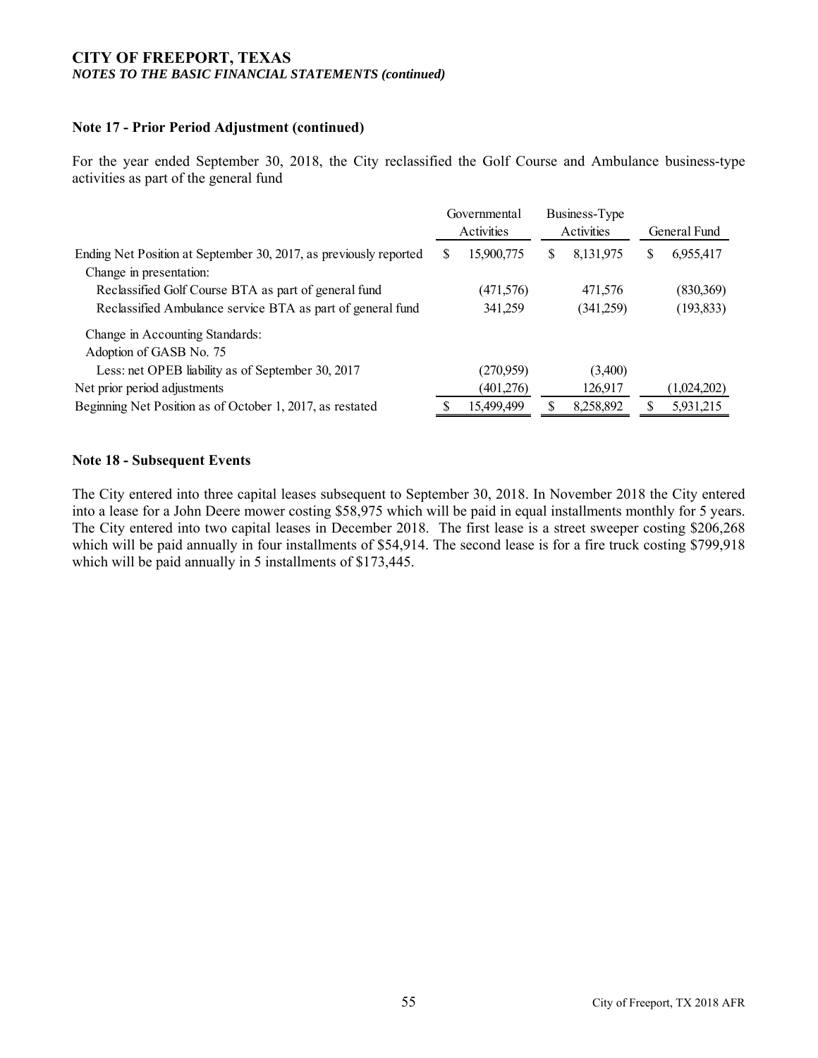**Note 17 - Prior Period Adjustment (continued)**

For the year ended September 30, 2018, the City reclassified the Golf Course and Ambulance business-type activities as part of the general fund

| | Governmental Activities | Business-Type Activities | General Fund |
|---|---|---|---|
| Ending Net Position at September 30, 2017, as previously reported | $ 15,900,775 | $ 8,131,975 | $ 6,955,417 |
| Change in presentation: | | | |
| Reclassified Golf Course BTA as part of general fund | (471,576) | 471,576 | (830,369) |
| Reclassified Ambulance service BTA as part of general fund | 341,259 | (341,259) | (193,833) |
| Change in Accounting Standards: | | | |
| Adoption of GASB No. 75 | | | |
| Less: net OPEB liability as of September 30, 2017 | (270,959) | (3,400) | |
| Net prior period adjustments | (401,276) | 126,917 | (1,024,202) |
| Beginning Net Position as of October 1, 2017, as restated | $ 15,499,499 | $ 8,258,892 | $ 5,931,215 |

**Note 18 - Subsequent Events**

The City entered into three capital leases subsequent to September 30, 2018. In November 2018 the City entered into a lease for a John Deere mower costing $58,975 which will be paid in equal installments monthly for 5 years. The City entered into two capital leases in December 2018. The first lease is a street sweeper costing $206,268 which will be paid annually in four installments of $54,914. The second lease is for a fire truck costing $799,918 which will be paid annually in 5 installments of $173,445.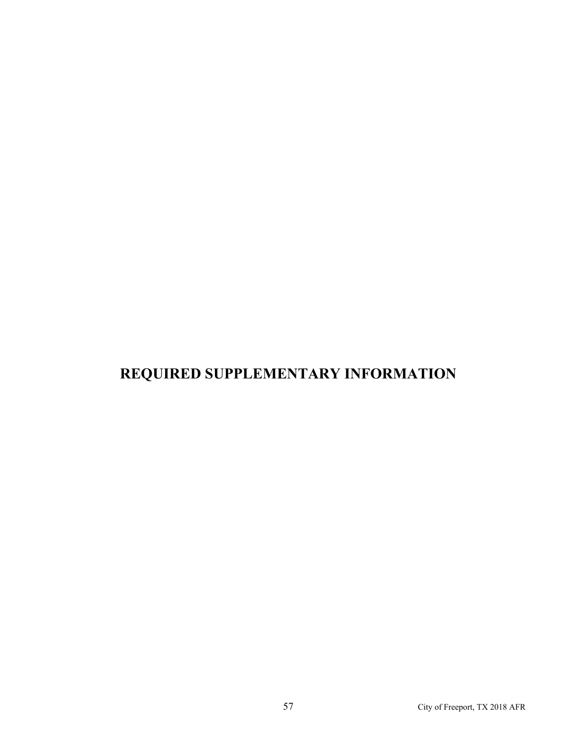# REQUIRED SUPPLEMENTARY INFORMATION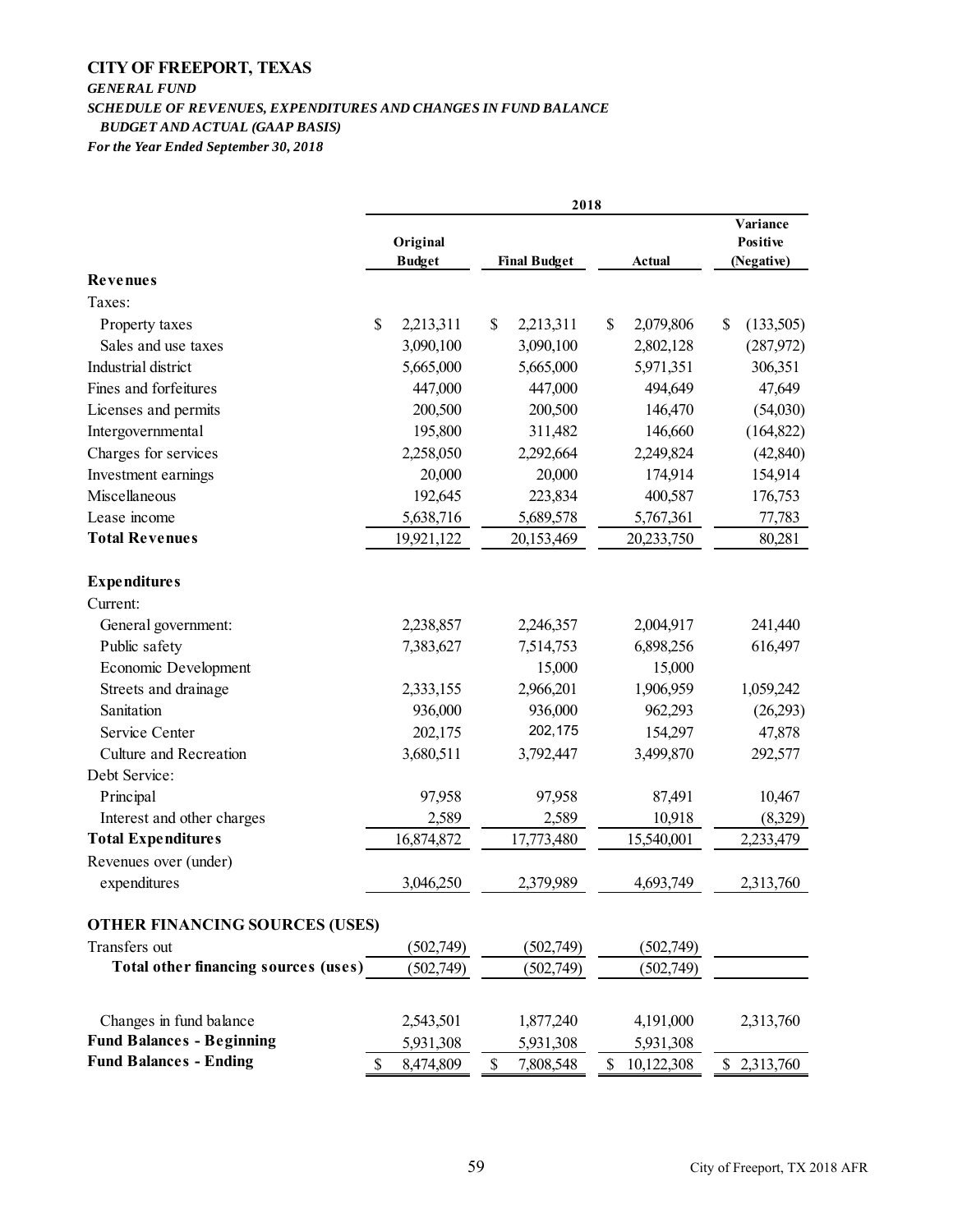# CITY OF FREEPORT, TEXAS

***GENERAL FUND***

***SCHEDULE OF REVENUES, EXPENDITURES AND CHANGES IN FUND BALANCE***

***BUDGET AND ACTUAL (GAAP BASIS)***

***For the Year Ended September 30, 2018***

| | 2018 | | | |
|---|---|---|---|---|
| | **Original Budget** | **Final Budget** | **Actual** | **Variance Positive (Negative)** |
| **Revenues** | | | | |
| Taxes: | | | | |
| Property taxes | $ 2,213,311 | $ 2,213,311 | $ 2,079,806 | $ (133,505) |
| Sales and use taxes | 3,090,100 | 3,090,100 | 2,802,128 | (287,972) |
| Industrial district | 5,665,000 | 5,665,000 | 5,971,351 | 306,351 |
| Fines and forfeitures | 447,000 | 447,000 | 494,649 | 47,649 |
| Licenses and permits | 200,500 | 200,500 | 146,470 | (54,030) |
| Intergovernmental | 195,800 | 311,482 | 146,660 | (164,822) |
| Charges for services | 2,258,050 | 2,292,664 | 2,249,824 | (42,840) |
| Investment earnings | 20,000 | 20,000 | 174,914 | 154,914 |
| Miscellaneous | 192,645 | 223,834 | 400,587 | 176,753 |
| Lease income | 5,638,716 | 5,689,578 | 5,767,361 | 77,783 |
| **Total Revenues** | 19,921,122 | 20,153,469 | 20,233,750 | 80,281 |
| **Expenditures** | | | | |
| Current: | | | | |
| General government: | 2,238,857 | 2,246,357 | 2,004,917 | 241,440 |
| Public safety | 7,383,627 | 7,514,753 | 6,898,256 | 616,497 |
| Economic Development | | 15,000 | 15,000 | |
| Streets and drainage | 2,333,155 | 2,966,201 | 1,906,959 | 1,059,242 |
| Sanitation | 936,000 | 936,000 | 962,293 | (26,293) |
| Service Center | 202,175 | 202,175 | 154,297 | 47,878 |
| Culture and Recreation | 3,680,511 | 3,792,447 | 3,499,870 | 292,577 |
| Debt Service: | | | | |
| Principal | 97,958 | 97,958 | 87,491 | 10,467 |
| Interest and other charges | 2,589 | 2,589 | 10,918 | (8,329) |
| **Total Expenditures** | 16,874,872 | 17,773,480 | 15,540,001 | 2,233,479 |
| Revenues over (under) expenditures | 3,046,250 | 2,379,989 | 4,693,749 | 2,313,760 |
| **OTHER FINANCING SOURCES (USES)** | | | | |
| Transfers out | (502,749) | (502,749) | (502,749) | |
| **Total other financing sources (uses)** | (502,749) | (502,749) | (502,749) | |
| Changes in fund balance | 2,543,501 | 1,877,240 | 4,191,000 | 2,313,760 |
| **Fund Balances - Beginning** | 5,931,308 | 5,931,308 | 5,931,308 | |
| **Fund Balances - Ending** | $ 8,474,809 | $ 7,808,548 | $ 10,122,308 | $ 2,313,760 |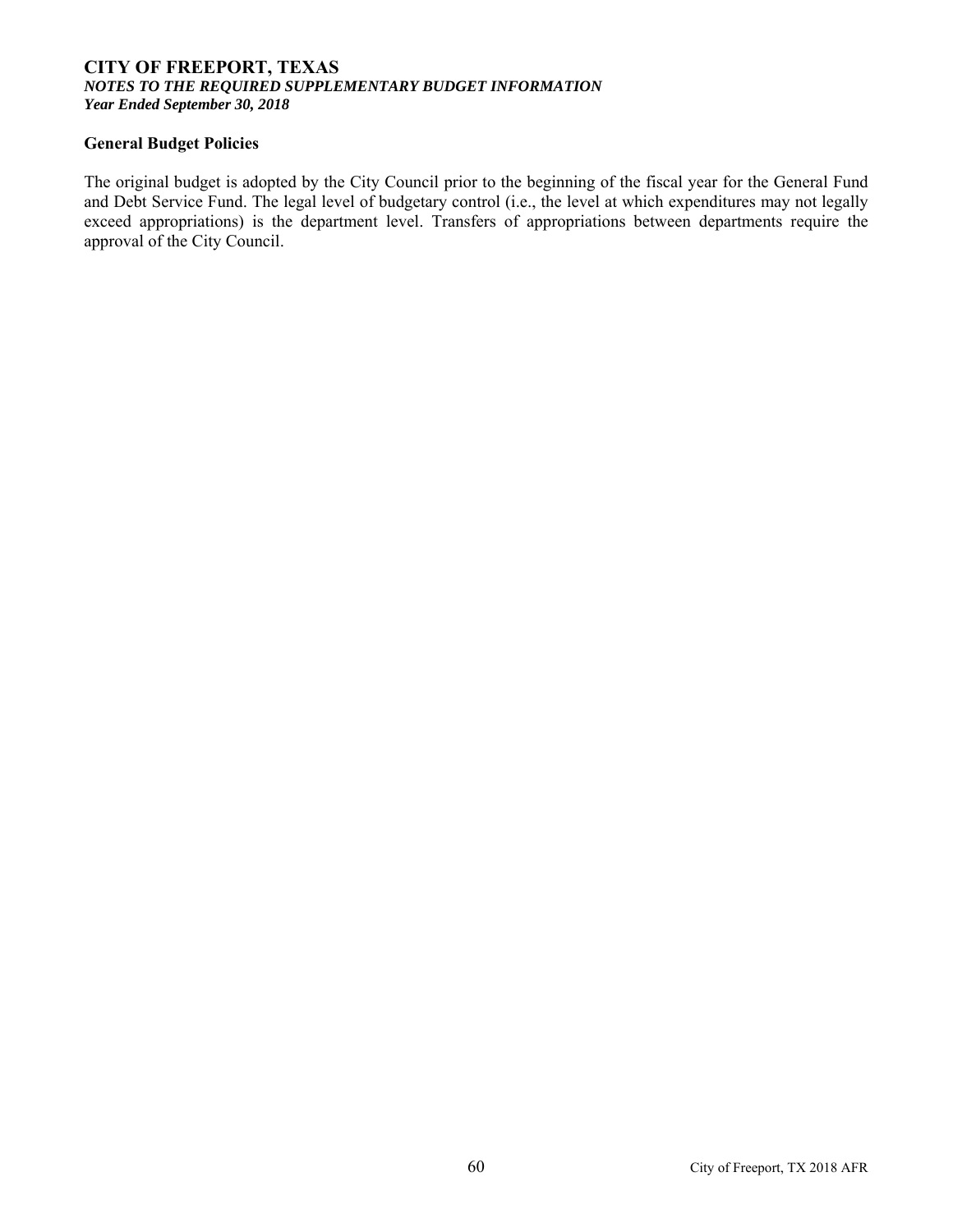# CITY OF FREEPORT, TEXAS

***NOTES TO THE REQUIRED SUPPLEMENTARY BUDGET INFORMATION***

***Year Ended September 30, 2018***

## General Budget Policies

The original budget is adopted by the City Council prior to the beginning of the fiscal year for the General Fund and Debt Service Fund. The legal level of budgetary control (i.e., the level at which expenditures may not legally exceed appropriations) is the department level. Transfers of appropriations between departments require the approval of the City Council.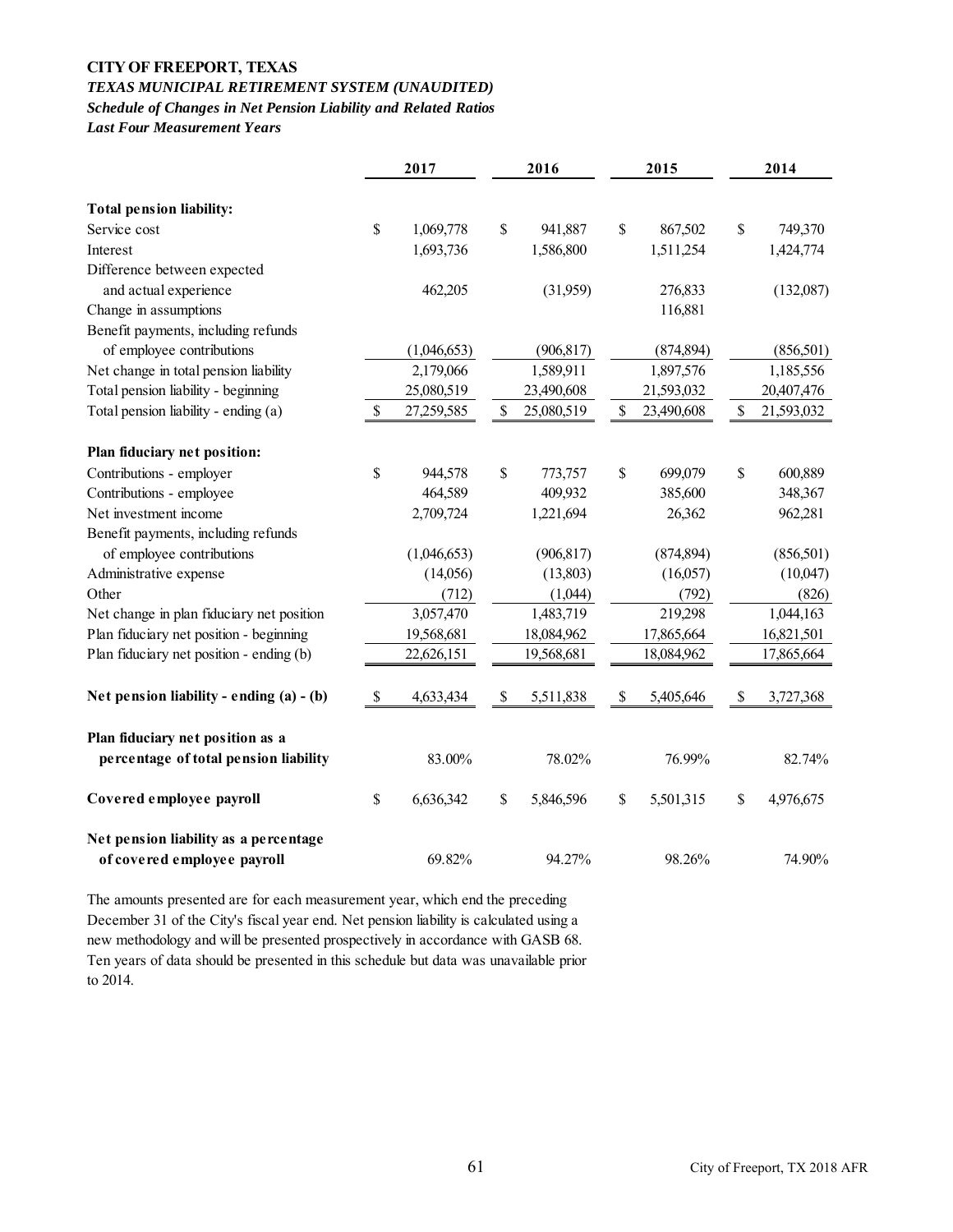**CITY OF FREEPORT, TEXAS**

***TEXAS MUNICIPAL RETIREMENT SYSTEM (UNAUDITED)***

***Schedule of Changes in Net Pension Liability and Related Ratios***

***Last Four Measurement Years***

| | 2017 | 2016 | 2015 | 2014 |
|---|---|---|---|---|
| **Total pension liability:** | | | | |
| Service cost | $ 1,069,778 | $ 941,887 | $ 867,502 | $ 749,370 |
| Interest | 1,693,736 | 1,586,800 | 1,511,254 | 1,424,774 |
| Difference between expected and actual experience | 462,205 | (31,959) | 276,833 | (132,087) |
| Change in assumptions | | | 116,881 | |
| Benefit payments, including refunds of employee contributions | (1,046,653) | (906,817) | (874,894) | (856,501) |
| Net change in total pension liability | 2,179,066 | 1,589,911 | 1,897,576 | 1,185,556 |
| Total pension liability - beginning | 25,080,519 | 23,490,608 | 21,593,032 | 20,407,476 |
| Total pension liability - ending (a) | $ 27,259,585 | $ 25,080,519 | $ 23,490,608 | $ 21,593,032 |
| **Plan fiduciary net position:** | | | | |
| Contributions - employer | $ 944,578 | $ 773,757 | $ 699,079 | $ 600,889 |
| Contributions - employee | 464,589 | 409,932 | 385,600 | 348,367 |
| Net investment income | 2,709,724 | 1,221,694 | 26,362 | 962,281 |
| Benefit payments, including refunds of employee contributions | (1,046,653) | (906,817) | (874,894) | (856,501) |
| Administrative expense | (14,056) | (13,803) | (16,057) | (10,047) |
| Other | (712) | (1,044) | (792) | (826) |
| Net change in plan fiduciary net position | 3,057,470 | 1,483,719 | 219,298 | 1,044,163 |
| Plan fiduciary net position - beginning | 19,568,681 | 18,084,962 | 17,865,664 | 16,821,501 |
| Plan fiduciary net position - ending (b) | 22,626,151 | 19,568,681 | 18,084,962 | 17,865,664 |
| **Net pension liability - ending (a) - (b)** | $ 4,633,434 | $ 5,511,838 | $ 5,405,646 | $ 3,727,368 |
| **Plan fiduciary net position as a percentage of total pension liability** | 83.00% | 78.02% | 76.99% | 82.74% |
| **Covered employee payroll** | $ 6,636,342 | $ 5,846,596 | $ 5,501,315 | $ 4,976,675 |
| **Net pension liability as a percentage of covered employee payroll** | 69.82% | 94.27% | 98.26% | 74.90% |

The amounts presented are for each measurement year, which end the preceding December 31 of the City's fiscal year end. Net pension liability is calculated using a new methodology and will be presented prospectively in accordance with GASB 68. Ten years of data should be presented in this schedule but data was unavailable prior to 2014.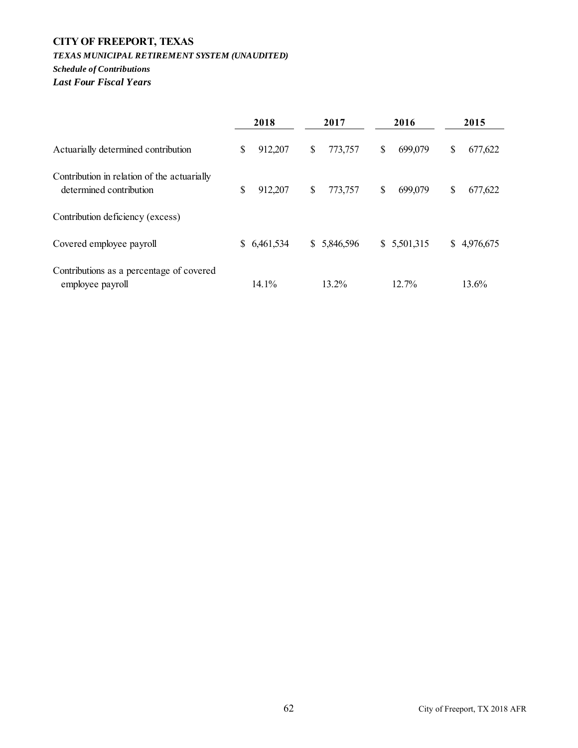# CITY OF FREEPORT, TEXAS

***TEXAS MUNICIPAL RETIREMENT SYSTEM (UNAUDITED)***

***Schedule of Contributions***

***Last Four Fiscal Years***

| | 2018 | 2017 | 2016 | 2015 |
|---|---|---|---|---|
| Actuarially determined contribution | $ 912,207 | $ 773,757 | $ 699,079 | $ 677,622 |
| Contribution in relation of the actuarially determined contribution | $ 912,207 | $ 773,757 | $ 699,079 | $ 677,622 |
| Contribution deficiency (excess) | | | | |
| Covered employee payroll | $ 6,461,534 | $ 5,846,596 | $ 5,501,315 | $ 4,976,675 |
| Contributions as a percentage of covered employee payroll | 14.1% | 13.2% | 12.7% | 13.6% |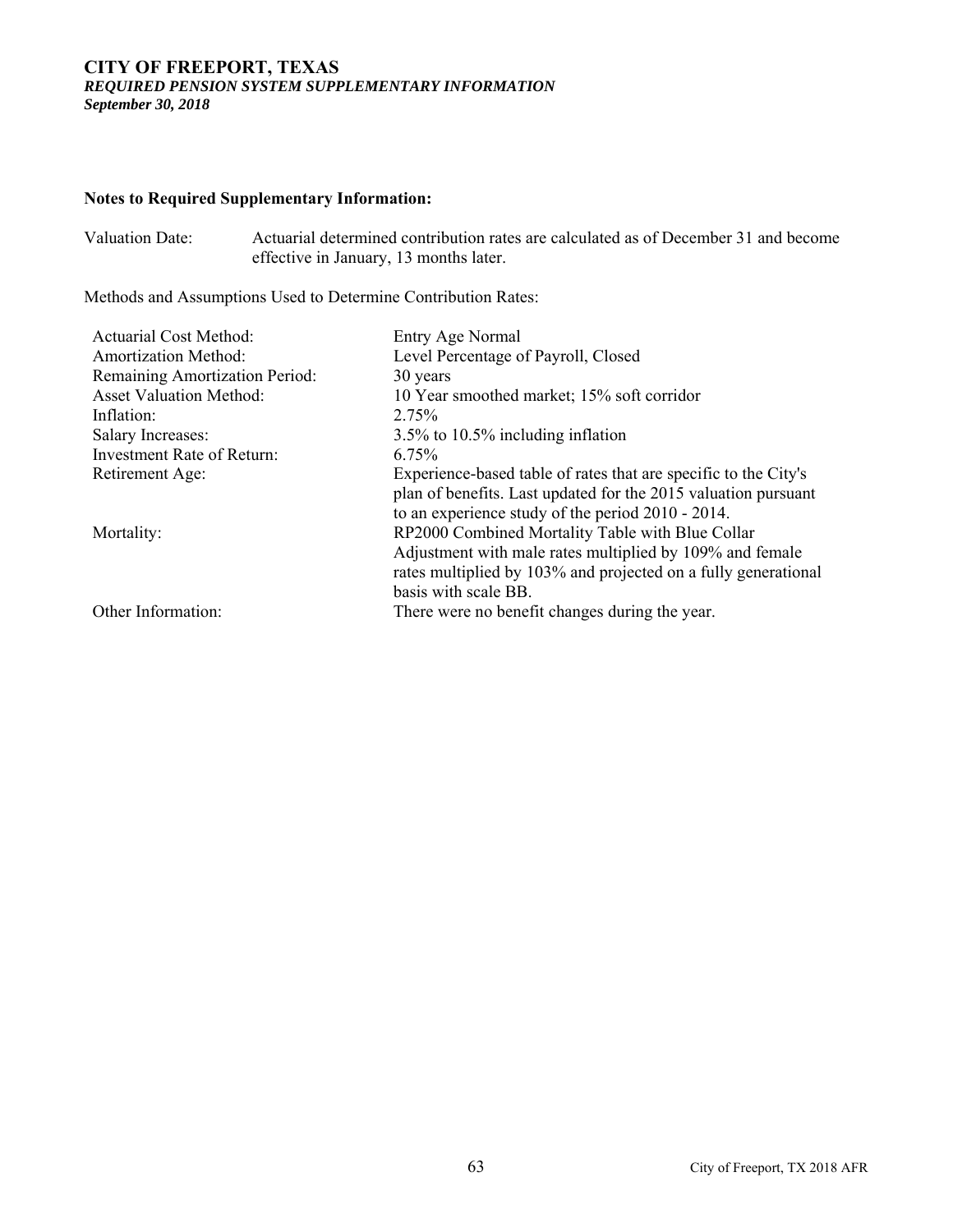# CITY OF FREEPORT, TEXAS

***REQUIRED PENSION SYSTEM SUPPLEMENTARY INFORMATION***

***September 30, 2018***

**Notes to Required Supplementary Information:**

Valuation Date: Actuarial determined contribution rates are calculated as of December 31 and become effective in January, 13 months later.

Methods and Assumptions Used to Determine Contribution Rates:

| | |
|---|---|
| Actuarial Cost Method: | Entry Age Normal |
| Amortization Method: | Level Percentage of Payroll, Closed |
| Remaining Amortization Period: | 30 years |
| Asset Valuation Method: | 10 Year smoothed market; 15% soft corridor |
| Inflation: | 2.75% |
| Salary Increases: | 3.5% to 10.5% including inflation |
| Investment Rate of Return: | 6.75% |
| Retirement Age: | Experience-based table of rates that are specific to the City's plan of benefits. Last updated for the 2015 valuation pursuant to an experience study of the period 2010 - 2014. |
| Mortality: | RP2000 Combined Mortality Table with Blue Collar Adjustment with male rates multiplied by 109% and female rates multiplied by 103% and projected on a fully generational basis with scale BB. |
| Other Information: | There were no benefit changes during the year. |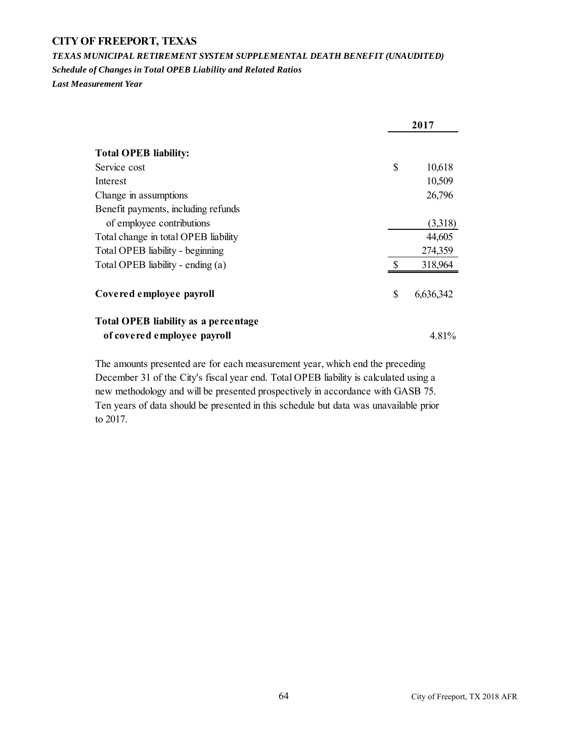# CITY OF FREEPORT, TEXAS

***TEXAS MUNICIPAL RETIREMENT SYSTEM SUPPLEMENTAL DEATH BENEFIT (UNAUDITED)***

***Schedule of Changes in Total OPEB Liability and Related Ratios***

***Last Measurement Year***

| | 2017 |
|---|---|
| **Total OPEB liability:** | |
| Service cost | $ 10,618 |
| Interest | 10,509 |
| Change in assumptions | 26,796 |
| Benefit payments, including refunds of employee contributions | (3,318) |
| Total change in total OPEB liability | 44,605 |
| Total OPEB liability - beginning | 274,359 |
| Total OPEB liability - ending (a) | $ 318,964 |
| **Covered employee payroll** | $ 6,636,342 |
| **Total OPEB liability as a percentage of covered employee payroll** | 4.81% |

The amounts presented are for each measurement year, which end the preceding December 31 of the City's fiscal year end. Total OPEB liability is calculated using a new methodology and will be presented prospectively in accordance with GASB 75. Ten years of data should be presented in this schedule but data was unavailable prior to 2017.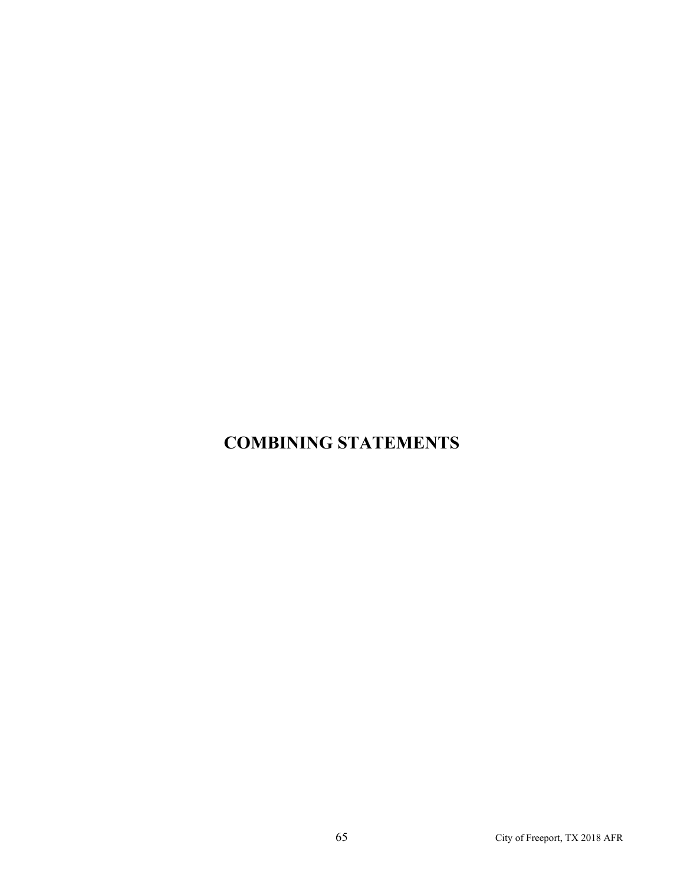# COMBINING STATEMENTS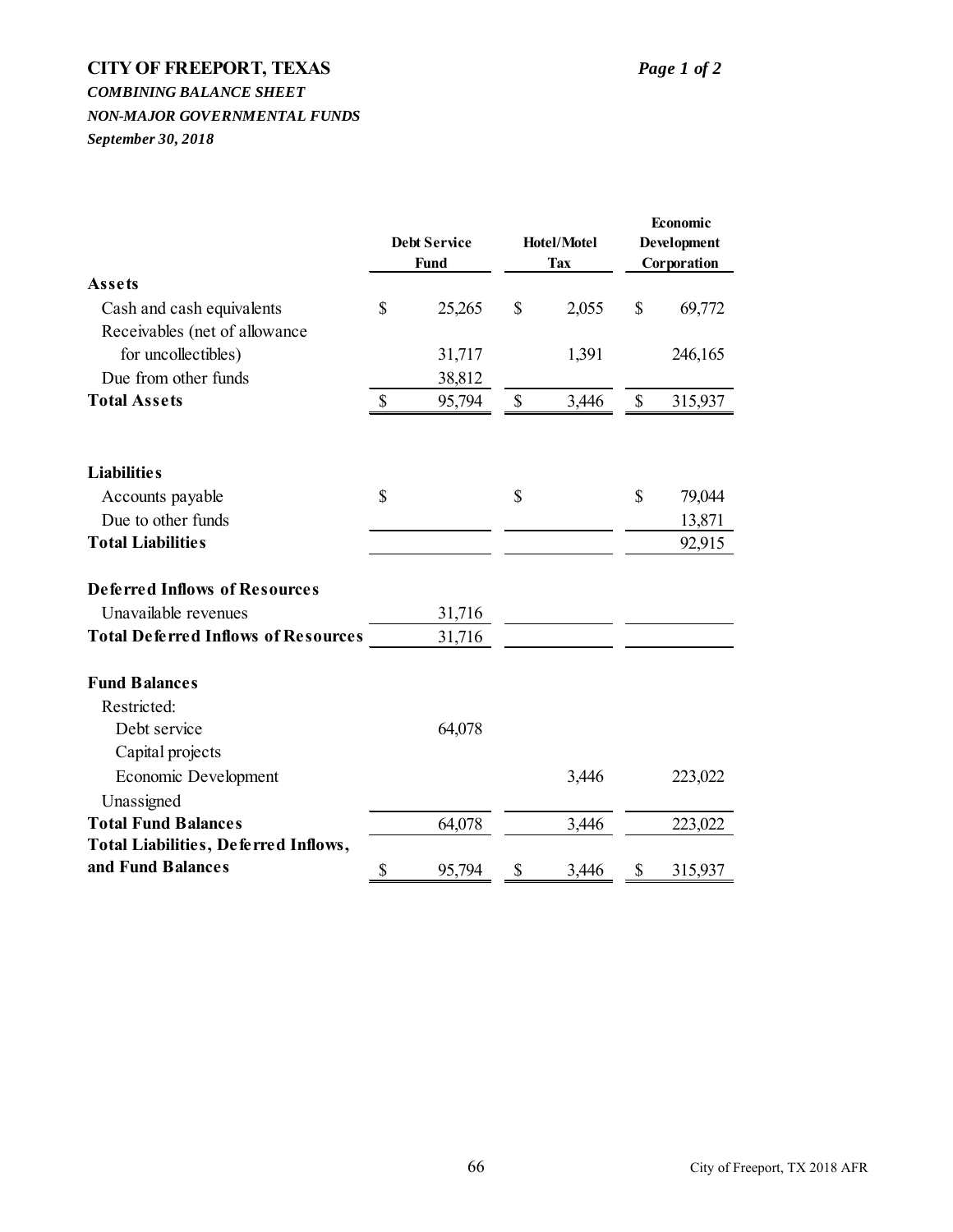# CITY OF FREEPORT, TEXAS

***COMBINING BALANCE SHEET***

***NON-MAJOR GOVERNMENTAL FUNDS***

***September 30, 2018***

| | Debt Service Fund | Hotel/Motel Tax | Economic Development Corporation |
|---|---|---|---|
| **Assets** | | | |
| Cash and cash equivalents | $ 25,265 | $ 2,055 | $ 69,772 |
| Receivables (net of allowance for uncollectibles) | 31,717 | 1,391 | 246,165 |
| Due from other funds | 38,812 | | |
| **Total Assets** | $ 95,794 | $ 3,446 | $ 315,937 |
| **Liabilities** | | | |
| Accounts payable | $ | $ | $ 79,044 |
| Due to other funds | | | 13,871 |
| **Total Liabilities** | | | 92,915 |
| **Deferred Inflows of Resources** | | | |
| Unavailable revenues | 31,716 | | |
| **Total Deferred Inflows of Resources** | 31,716 | | |
| **Fund Balances** | | | |
| Restricted: | | | |
| Debt service | 64,078 | | |
| Capital projects | | | |
| Economic Development | | 3,446 | 223,022 |
| Unassigned | | | |
| **Total Fund Balances** | 64,078 | 3,446 | 223,022 |
| **Total Liabilities, Deferred Inflows, and Fund Balances** | $ 95,794 | $ 3,446 | $ 315,937 |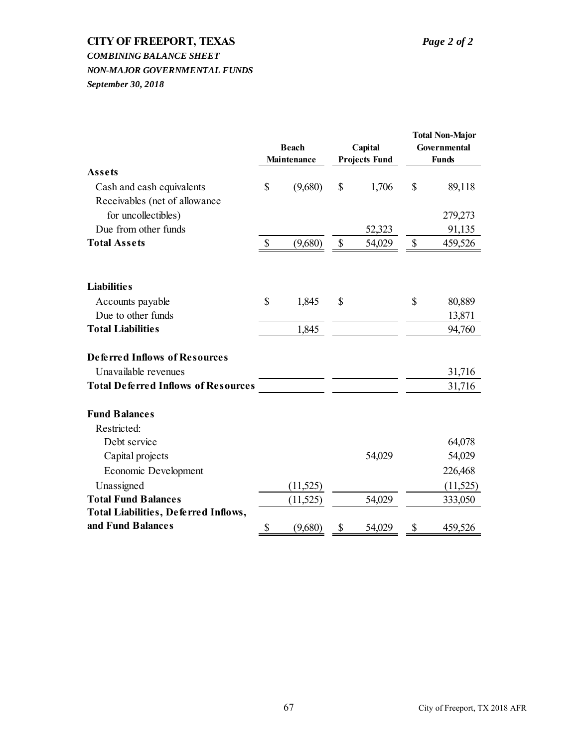# CITY OF FREEPORT, TEXAS

***COMBINING BALANCE SHEET***

***NON-MAJOR GOVERNMENTAL FUNDS***

***September 30, 2018***

| | Beach Maintenance | Capital Projects Fund | Total Non-Major Governmental Funds |
|---|---|---|---|
| **Assets** | | | |
| Cash and cash equivalents | $ (9,680) | $ 1,706 | $ 89,118 |
| Receivables (net of allowance for uncollectibles) | | | 279,273 |
| Due from other funds | | 52,323 | 91,135 |
| **Total Assets** | $ (9,680) | $ 54,029 | $ 459,526 |
| | | | |
| **Liabilities** | | | |
| Accounts payable | $ 1,845 | $ | $ 80,889 |
| Due to other funds | | | 13,871 |
| **Total Liabilities** | 1,845 | | 94,760 |
| | | | |
| **Deferred Inflows of Resources** | | | |
| Unavailable revenues | | | 31,716 |
| **Total Deferred Inflows of Resources** | | | 31,716 |
| | | | |
| **Fund Balances** | | | |
| Restricted: | | | |
| Debt service | | | 64,078 |
| Capital projects | | 54,029 | 54,029 |
| Economic Development | | | 226,468 |
| Unassigned | (11,525) | | (11,525) |
| **Total Fund Balances** | (11,525) | 54,029 | 333,050 |
| **Total Liabilities, Deferred Inflows, and Fund Balances** | $ (9,680) | $ 54,029 | $ 459,526 |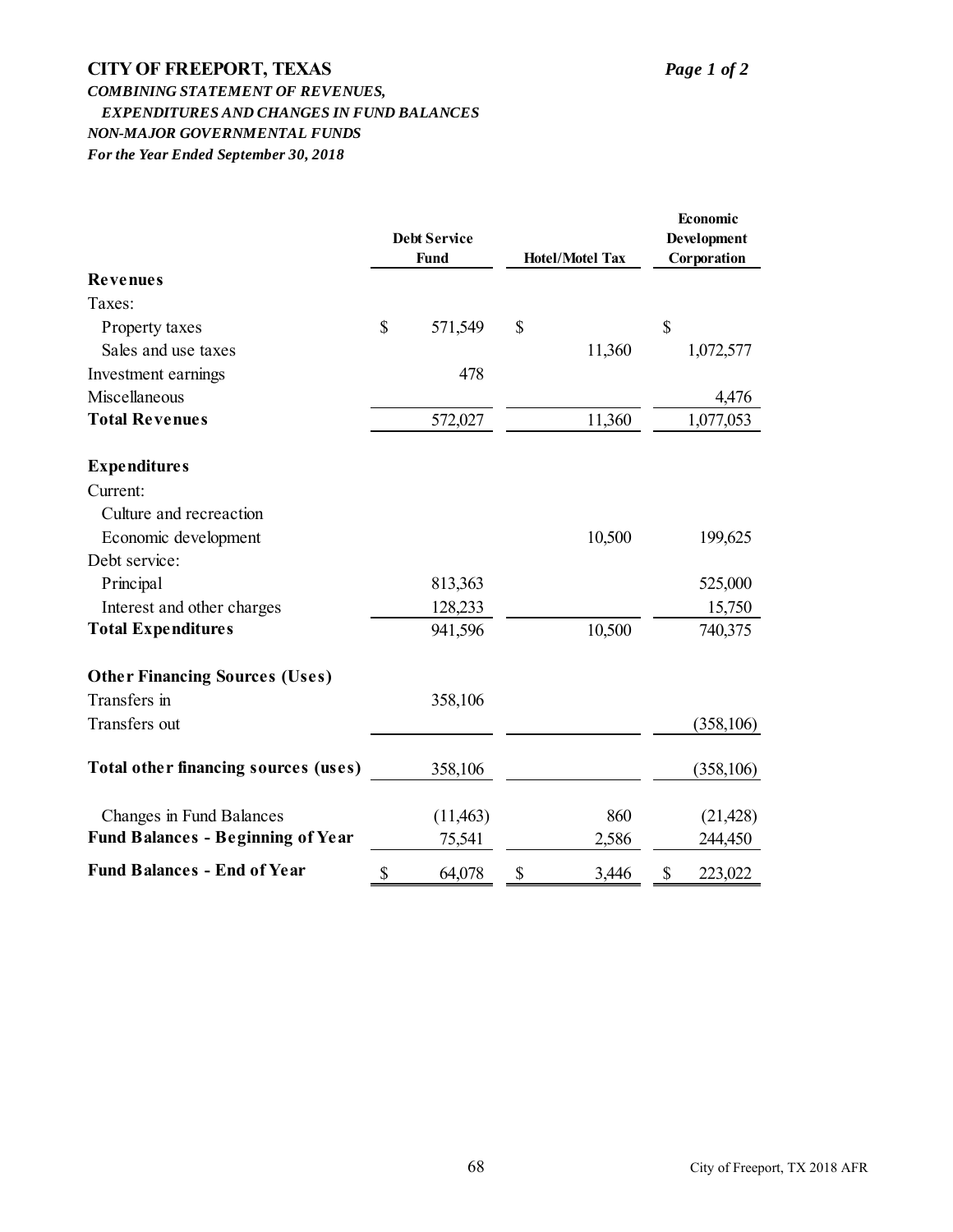## CITY OF FREEPORT, TEXAS

*Page 1 of 2*

***COMBINING STATEMENT OF REVENUES, EXPENDITURES AND CHANGES IN FUND BALANCES***
***NON-MAJOR GOVERNMENTAL FUNDS***
***For the Year Ended September 30, 2018***

| | Debt Service Fund | Hotel/Motel Tax | Economic Development Corporation |
|---|---|---|---|
| **Revenues** | | | |
| Taxes: | | | |
| Property taxes | $ 571,549 | $ | $ |
| Sales and use taxes | | 11,360 | 1,072,577 |
| Investment earnings | 478 | | |
| Miscellaneous | | | 4,476 |
| **Total Revenues** | 572,027 | 11,360 | 1,077,053 |
| **Expenditures** | | | |
| Current: | | | |
| Culture and recreaction | | | |
| Economic development | | 10,500 | 199,625 |
| Debt service: | | | |
| Principal | 813,363 | | 525,000 |
| Interest and other charges | 128,233 | | 15,750 |
| **Total Expenditures** | 941,596 | 10,500 | 740,375 |
| **Other Financing Sources (Uses)** | | | |
| Transfers in | 358,106 | | |
| Transfers out | | | (358,106) |
| **Total other financing sources (uses)** | 358,106 | | (358,106) |
| Changes in Fund Balances | (11,463) | 860 | (21,428) |
| **Fund Balances - Beginning of Year** | 75,541 | 2,586 | 244,450 |
| **Fund Balances - End of Year** | $ 64,078 | $ 3,446 | $ 223,022 |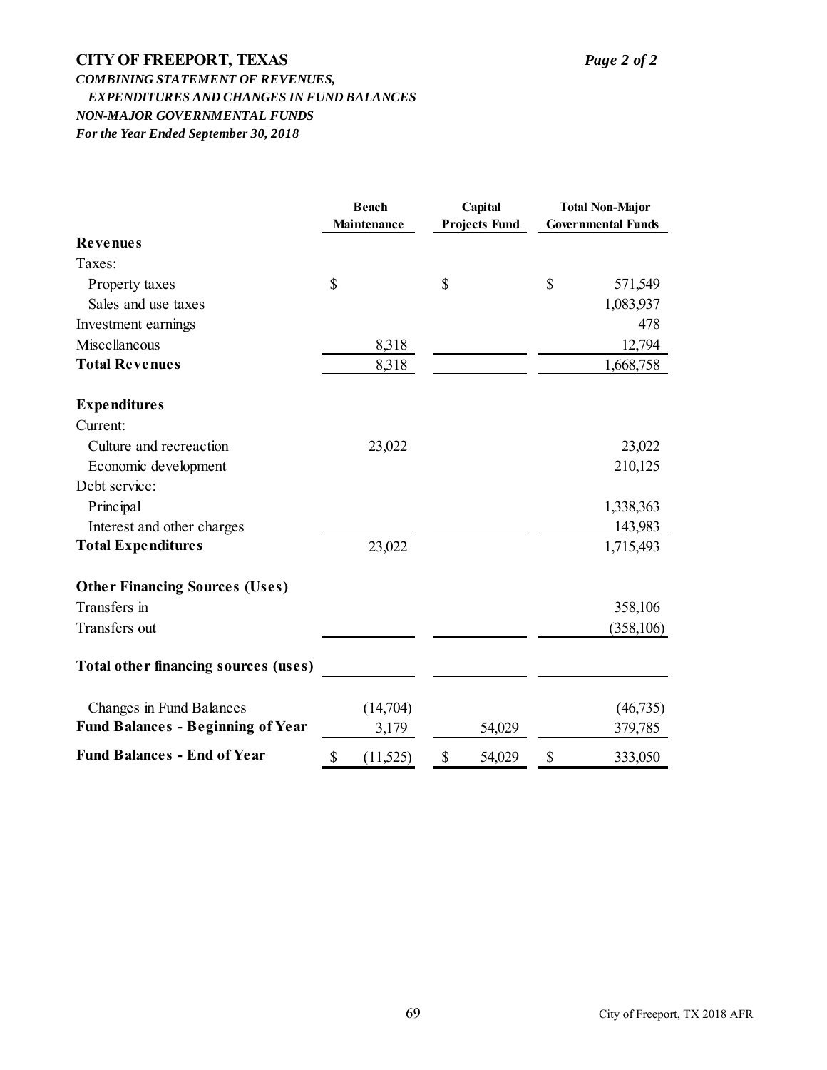**CITY OF FREEPORT, TEXAS**

***Page 2 of 2***

***COMBINING STATEMENT OF REVENUES, EXPENDITURES AND CHANGES IN FUND BALANCES***

***NON-MAJOR GOVERNMENTAL FUNDS***

***For the Year Ended September 30, 2018***

| | Beach Maintenance | Capital Projects Fund | Total Non-Major Governmental Funds |
|---|---|---|---|
| **Revenues** | | | |
| Taxes: | | | |
| Property taxes | $ | $ | $ 571,549 |
| Sales and use taxes | | | 1,083,937 |
| Investment earnings | | | 478 |
| Miscellaneous | 8,318 | | 12,794 |
| **Total Revenues** | 8,318 | | 1,668,758 |
| **Expenditures** | | | |
| Current: | | | |
| Culture and recreaction | 23,022 | | 23,022 |
| Economic development | | | 210,125 |
| Debt service: | | | |
| Principal | | | 1,338,363 |
| Interest and other charges | | | 143,983 |
| **Total Expenditures** | 23,022 | | 1,715,493 |
| **Other Financing Sources (Uses)** | | | |
| Transfers in | | | 358,106 |
| Transfers out | | | (358,106) |
| **Total other financing sources (uses)** | | | |
| Changes in Fund Balances | (14,704) | | (46,735) |
| **Fund Balances - Beginning of Year** | 3,179 | 54,029 | 379,785 |
| **Fund Balances - End of Year** | $ (11,525) | $ 54,029 | $ 333,050 |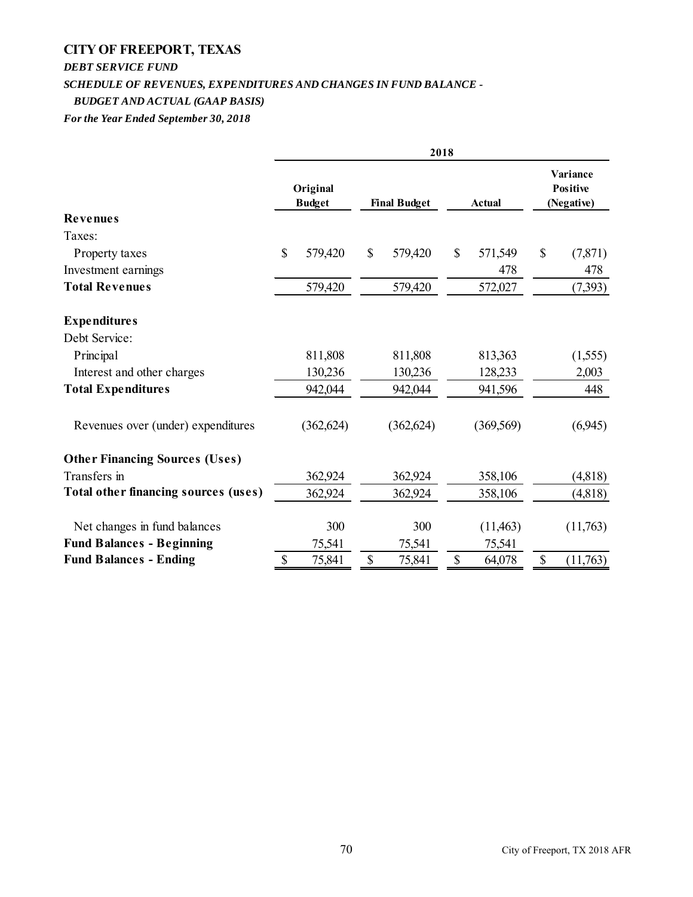# CITY OF FREEPORT, TEXAS

***DEBT SERVICE FUND***

***SCHEDULE OF REVENUES, EXPENDITURES AND CHANGES IN FUND BALANCE - BUDGET AND ACTUAL (GAAP BASIS)***

***For the Year Ended September 30, 2018***

| | 2018 | | | |
|---|---|---|---|---|
| | Original Budget | Final Budget | Actual | Variance Positive (Negative) |
| **Revenues** | | | | |
| Taxes: | | | | |
| Property taxes | $ 579,420 | $ 579,420 | $ 571,549 | $ (7,871) |
| Investment earnings | | | 478 | 478 |
| **Total Revenues** | 579,420 | 579,420 | 572,027 | (7,393) |
| **Expenditures** | | | | |
| Debt Service: | | | | |
| Principal | 811,808 | 811,808 | 813,363 | (1,555) |
| Interest and other charges | 130,236 | 130,236 | 128,233 | 2,003 |
| **Total Expenditures** | 942,044 | 942,044 | 941,596 | 448 |
| Revenues over (under) expenditures | (362,624) | (362,624) | (369,569) | (6,945) |
| **Other Financing Sources (Uses)** | | | | |
| Transfers in | 362,924 | 362,924 | 358,106 | (4,818) |
| **Total other financing sources (uses)** | 362,924 | 362,924 | 358,106 | (4,818) |
| Net changes in fund balances | 300 | 300 | (11,463) | (11,763) |
| **Fund Balances - Beginning** | 75,541 | 75,541 | 75,541 | |
| **Fund Balances - Ending** | $ 75,841 | $ 75,841 | $ 64,078 | $ (11,763) |